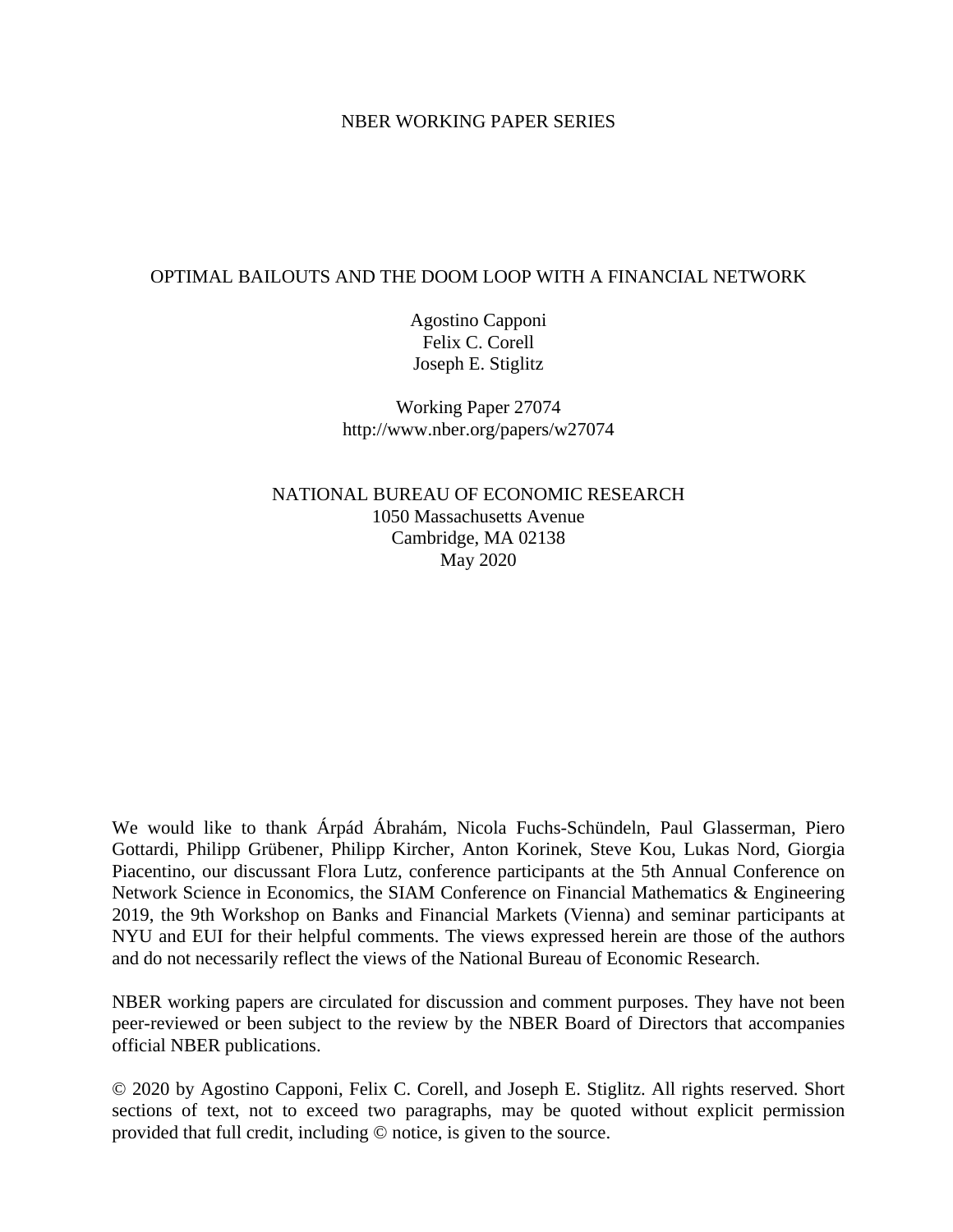NBER WORKING PAPER SERIES

# OPTIMAL BAILOUTS AND THE DOOM LOOP WITH A FINANCIAL NETWORK

Agostino Capponi
Felix C. Corell
Joseph E. Stiglitz

Working Paper 27074
http://www.nber.org/papers/w27074

NATIONAL BUREAU OF ECONOMIC RESEARCH
1050 Massachusetts Avenue
Cambridge, MA 02138
May 2020

We would like to thank Árpád Ábrahám, Nicola Fuchs-Schündeln, Paul Glasserman, Piero Gottardi, Philipp Grübener, Philipp Kircher, Anton Korinek, Steve Kou, Lukas Nord, Giorgia Piacentino, our discussant Flora Lutz, conference participants at the 5th Annual Conference on Network Science in Economics, the SIAM Conference on Financial Mathematics & Engineering 2019, the 9th Workshop on Banks and Financial Markets (Vienna) and seminar participants at NYU and EUI for their helpful comments. The views expressed herein are those of the authors and do not necessarily reflect the views of the National Bureau of Economic Research.

NBER working papers are circulated for discussion and comment purposes. They have not been peer-reviewed or been subject to the review by the NBER Board of Directors that accompanies official NBER publications.

© 2020 by Agostino Capponi, Felix C. Corell, and Joseph E. Stiglitz. All rights reserved. Short sections of text, not to exceed two paragraphs, may be quoted without explicit permission provided that full credit, including © notice, is given to the source.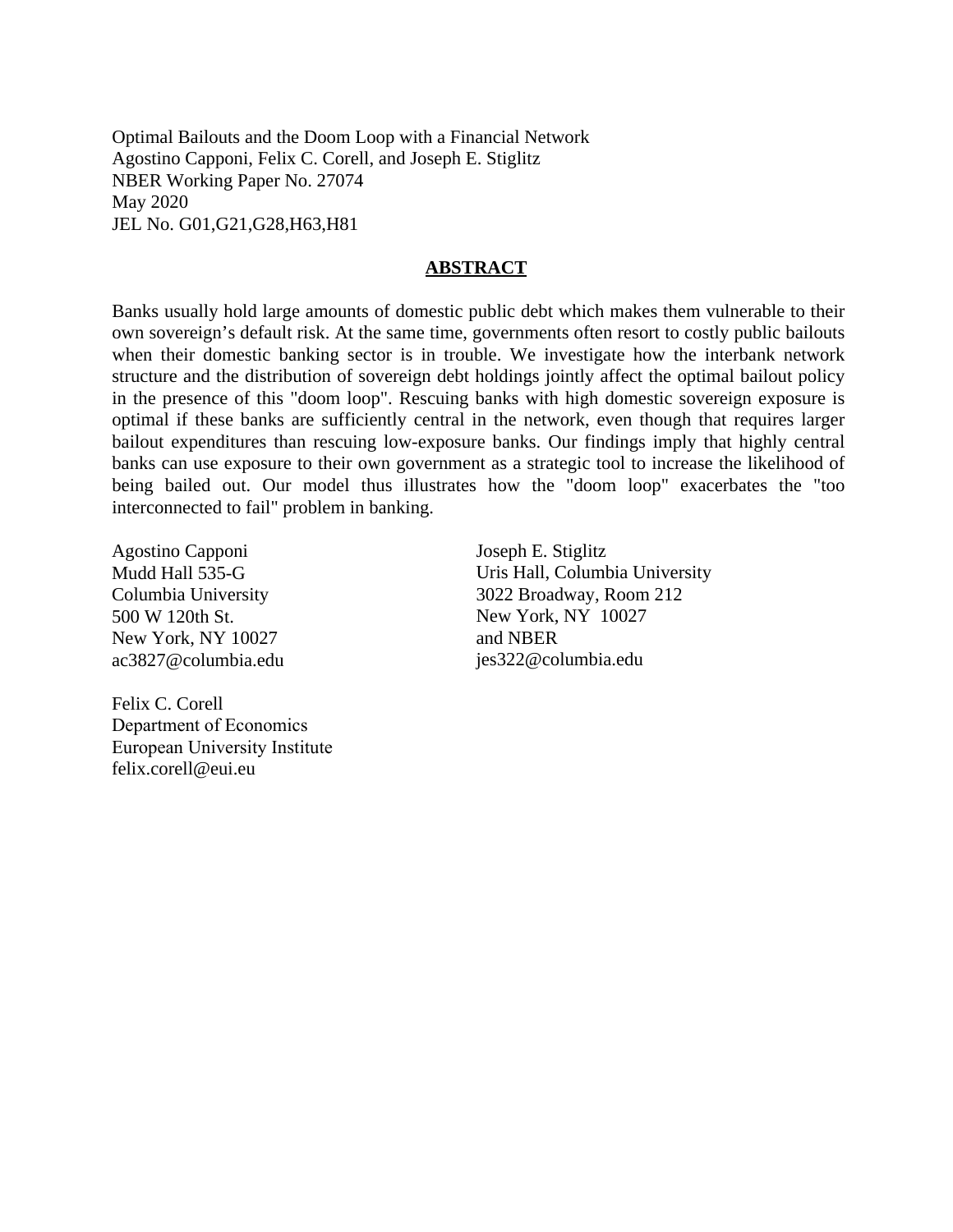Optimal Bailouts and the Doom Loop with a Financial Network
Agostino Capponi, Felix C. Corell, and Joseph E. Stiglitz
NBER Working Paper No. 27074
May 2020
JEL No. G01,G21,G28,H63,H81

## ABSTRACT

Banks usually hold large amounts of domestic public debt which makes them vulnerable to their own sovereign's default risk. At the same time, governments often resort to costly public bailouts when their domestic banking sector is in trouble. We investigate how the interbank network structure and the distribution of sovereign debt holdings jointly affect the optimal bailout policy in the presence of this "doom loop". Rescuing banks with high domestic sovereign exposure is optimal if these banks are sufficiently central in the network, even though that requires larger bailout expenditures than rescuing low-exposure banks. Our findings imply that highly central banks can use exposure to their own government as a strategic tool to increase the likelihood of being bailed out. Our model thus illustrates how the "doom loop" exacerbates the "too interconnected to fail" problem in banking.

Agostino Capponi
Mudd Hall 535-G
Columbia University
500 W 120th St.
New York, NY 10027
ac3827@columbia.edu

Felix C. Corell
Department of Economics
European University Institute
felix.corell@eui.eu

Joseph E. Stiglitz
Uris Hall, Columbia University
3022 Broadway, Room 212
New York, NY 10027
and NBER
jes322@columbia.edu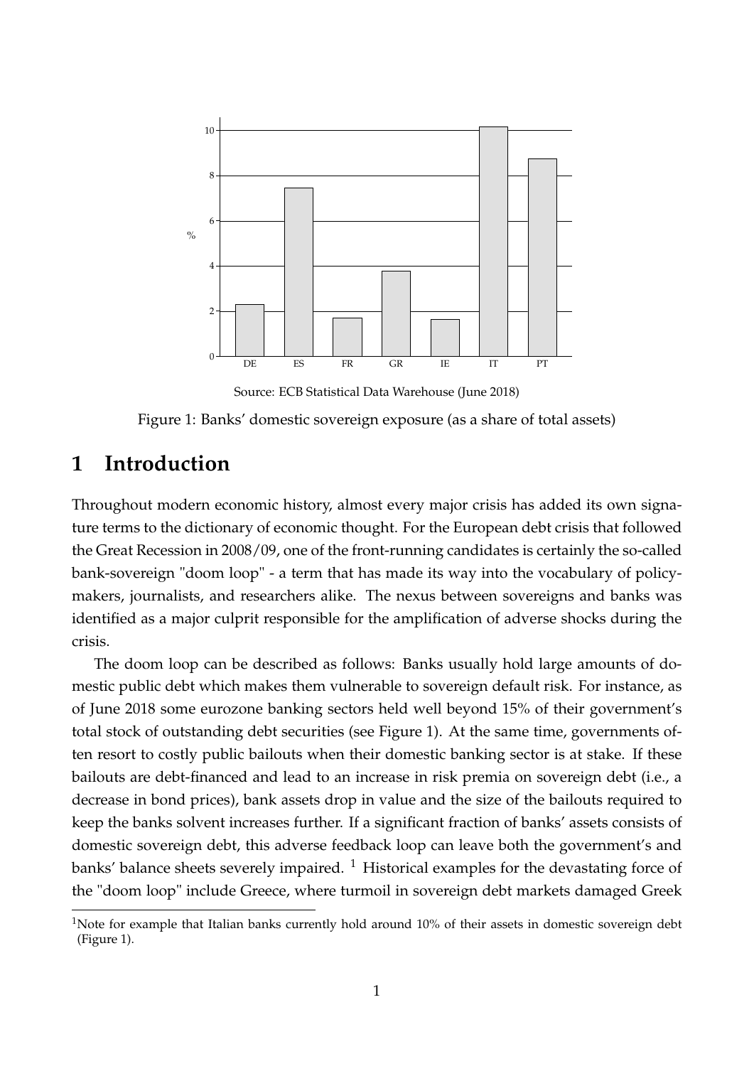Source: ECB Statistical Data Warehouse (June 2018)

Figure 1: Banks' domestic sovereign exposure (as a share of total assets)

# 1 Introduction

Throughout modern economic history, almost every major crisis has added its own signature terms to the dictionary of economic thought. For the European debt crisis that followed the Great Recession in 2008/09, one of the front-running candidates is certainly the so-called bank-sovereign "doom loop" - a term that has made its way into the vocabulary of policy-makers, journalists, and researchers alike. The nexus between sovereigns and banks was identified as a major culprit responsible for the amplification of adverse shocks during the crisis.

The doom loop can be described as follows: Banks usually hold large amounts of domestic public debt which makes them vulnerable to sovereign default risk. For instance, as of June 2018 some eurozone banking sectors held well beyond 15% of their government's total stock of outstanding debt securities (see Figure 1). At the same time, governments often resort to costly public bailouts when their domestic banking sector is at stake. If these bailouts are debt-financed and lead to an increase in risk premia on sovereign debt (i.e., a decrease in bond prices), bank assets drop in value and the size of the bailouts required to keep the banks solvent increases further. If a significant fraction of banks' assets consists of domestic sovereign debt, this adverse feedback loop can leave both the government's and banks' balance sheets severely impaired. [1] Historical examples for the devastating force of the "doom loop" include Greece, where turmoil in sovereign debt markets damaged Greek

[1]Note for example that Italian banks currently hold around 10% of their assets in domestic sovereign debt (Figure 1).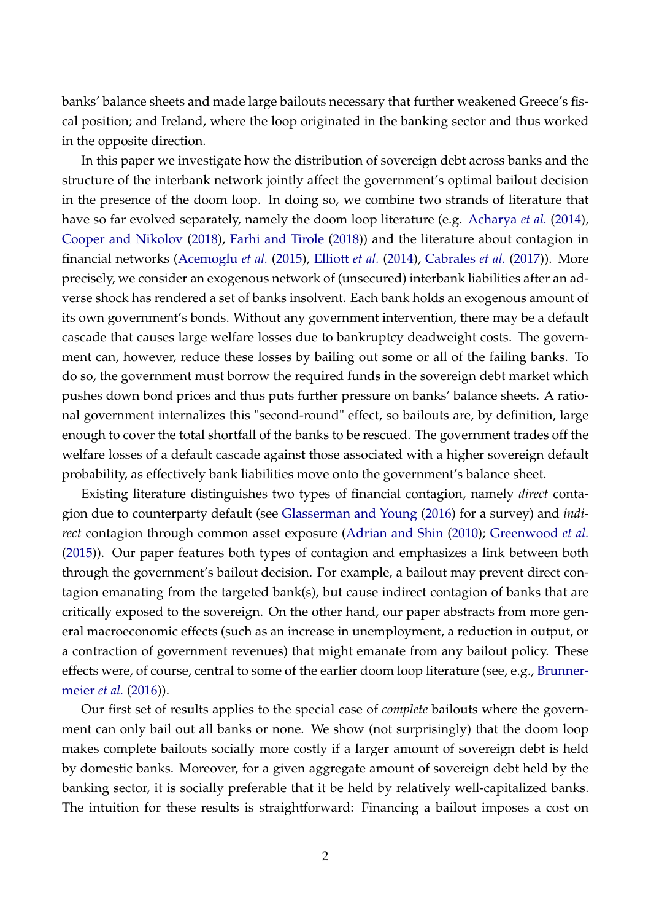banks' balance sheets and made large bailouts necessary that further weakened Greece's fiscal position; and Ireland, where the loop originated in the banking sector and thus worked in the opposite direction.

In this paper we investigate how the distribution of sovereign debt across banks and the structure of the interbank network jointly affect the government's optimal bailout decision in the presence of the doom loop. In doing so, we combine two strands of literature that have so far evolved separately, namely the doom loop literature (e.g. Acharya *et al.* (2014), Cooper and Nikolov (2018), Farhi and Tirole (2018)) and the literature about contagion in financial networks (Acemoglu *et al.* (2015), Elliott *et al.* (2014), Cabrales *et al.* (2017)). More precisely, we consider an exogenous network of (unsecured) interbank liabilities after an adverse shock has rendered a set of banks insolvent. Each bank holds an exogenous amount of its own government's bonds. Without any government intervention, there may be a default cascade that causes large welfare losses due to bankruptcy deadweight costs. The government can, however, reduce these losses by bailing out some or all of the failing banks. To do so, the government must borrow the required funds in the sovereign debt market which pushes down bond prices and thus puts further pressure on banks' balance sheets. A rational government internalizes this "second-round" effect, so bailouts are, by definition, large enough to cover the total shortfall of the banks to be rescued. The government trades off the welfare losses of a default cascade against those associated with a higher sovereign default probability, as effectively bank liabilities move onto the government's balance sheet.

Existing literature distinguishes two types of financial contagion, namely *direct* contagion due to counterparty default (see Glasserman and Young (2016) for a survey) and *indirect* contagion through common asset exposure (Adrian and Shin (2010); Greenwood *et al.* (2015)). Our paper features both types of contagion and emphasizes a link between both through the government's bailout decision. For example, a bailout may prevent direct contagion emanating from the targeted bank(s), but cause indirect contagion of banks that are critically exposed to the sovereign. On the other hand, our paper abstracts from more general macroeconomic effects (such as an increase in unemployment, a reduction in output, or a contraction of government revenues) that might emanate from any bailout policy. These effects were, of course, central to some of the earlier doom loop literature (see, e.g., Brunnermeier *et al.* (2016)).

Our first set of results applies to the special case of *complete* bailouts where the government can only bail out all banks or none. We show (not surprisingly) that the doom loop makes complete bailouts socially more costly if a larger amount of sovereign debt is held by domestic banks. Moreover, for a given aggregate amount of sovereign debt held by the banking sector, it is socially preferable that it be held by relatively well-capitalized banks. The intuition for these results is straightforward: Financing a bailout imposes a cost on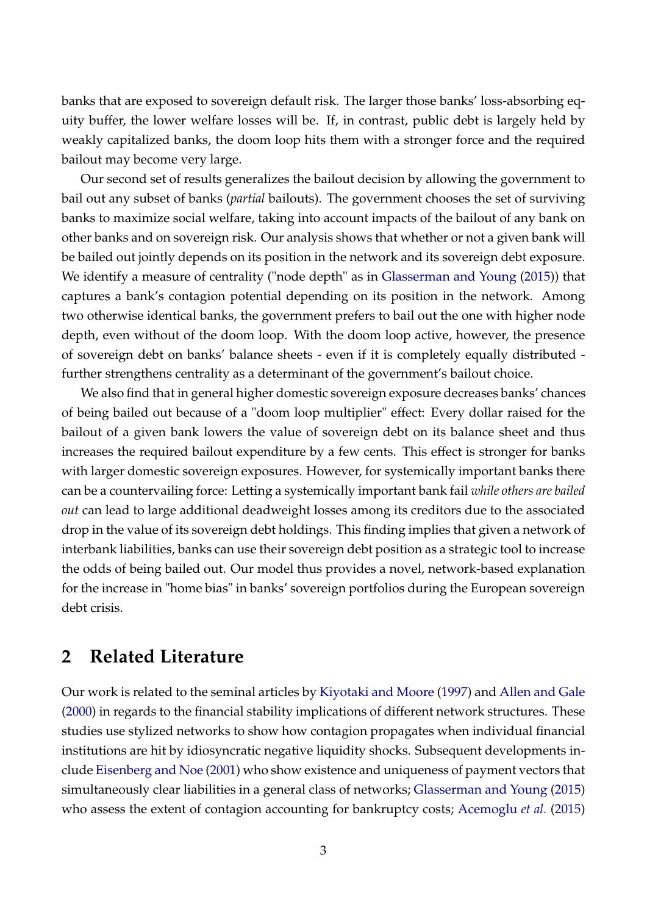banks that are exposed to sovereign default risk. The larger those banks' loss-absorbing equity buffer, the lower welfare losses will be. If, in contrast, public debt is largely held by weakly capitalized banks, the doom loop hits them with a stronger force and the required bailout may become very large.

Our second set of results generalizes the bailout decision by allowing the government to bail out any subset of banks (*partial* bailouts). The government chooses the set of surviving banks to maximize social welfare, taking into account impacts of the bailout of any bank on other banks and on sovereign risk. Our analysis shows that whether or not a given bank will be bailed out jointly depends on its position in the network and its sovereign debt exposure. We identify a measure of centrality ("node depth" as in Glasserman and Young (2015)) that captures a bank's contagion potential depending on its position in the network. Among two otherwise identical banks, the government prefers to bail out the one with higher node depth, even without of the doom loop. With the doom loop active, however, the presence of sovereign debt on banks' balance sheets - even if it is completely equally distributed - further strengthens centrality as a determinant of the government's bailout choice.

We also find that in general higher domestic sovereign exposure decreases banks' chances of being bailed out because of a "doom loop multiplier" effect: Every dollar raised for the bailout of a given bank lowers the value of sovereign debt on its balance sheet and thus increases the required bailout expenditure by a few cents. This effect is stronger for banks with larger domestic sovereign exposures. However, for systemically important banks there can be a countervailing force: Letting a systemically important bank fail *while others are bailed out* can lead to large additional deadweight losses among its creditors due to the associated drop in the value of its sovereign debt holdings. This finding implies that given a network of interbank liabilities, banks can use their sovereign debt position as a strategic tool to increase the odds of being bailed out. Our model thus provides a novel, network-based explanation for the increase in "home bias" in banks' sovereign portfolios during the European sovereign debt crisis.

## 2 Related Literature

Our work is related to the seminal articles by Kiyotaki and Moore (1997) and Allen and Gale (2000) in regards to the financial stability implications of different network structures. These studies use stylized networks to show how contagion propagates when individual financial institutions are hit by idiosyncratic negative liquidity shocks. Subsequent developments include Eisenberg and Noe (2001) who show existence and uniqueness of payment vectors that simultaneously clear liabilities in a general class of networks; Glasserman and Young (2015) who assess the extent of contagion accounting for bankruptcy costs; Acemoglu *et al.* (2015)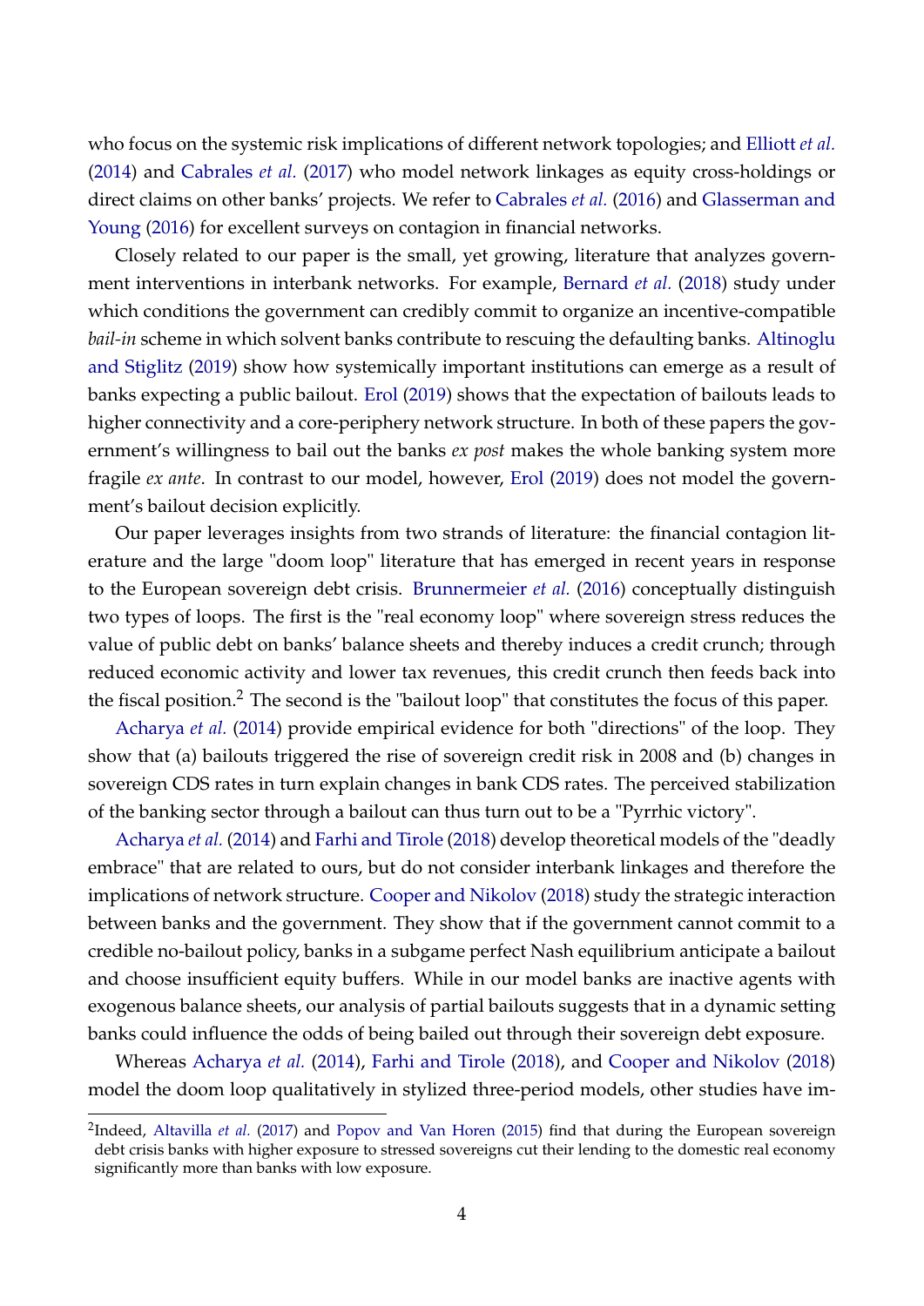who focus on the systemic risk implications of different network topologies; and Elliott *et al.* (2014) and Cabrales *et al.* (2017) who model network linkages as equity cross-holdings or direct claims on other banks' projects. We refer to Cabrales *et al.* (2016) and Glasserman and Young (2016) for excellent surveys on contagion in financial networks.

Closely related to our paper is the small, yet growing, literature that analyzes government interventions in interbank networks. For example, Bernard *et al.* (2018) study under which conditions the government can credibly commit to organize an incentive-compatible *bail-in* scheme in which solvent banks contribute to rescuing the defaulting banks. Altinoglu and Stiglitz (2019) show how systemically important institutions can emerge as a result of banks expecting a public bailout. Erol (2019) shows that the expectation of bailouts leads to higher connectivity and a core-periphery network structure. In both of these papers the government's willingness to bail out the banks *ex post* makes the whole banking system more fragile *ex ante*. In contrast to our model, however, Erol (2019) does not model the government's bailout decision explicitly.

Our paper leverages insights from two strands of literature: the financial contagion literature and the large "doom loop" literature that has emerged in recent years in response to the European sovereign debt crisis. Brunnermeier *et al.* (2016) conceptually distinguish two types of loops. The first is the "real economy loop" where sovereign stress reduces the value of public debt on banks' balance sheets and thereby induces a credit crunch; through reduced economic activity and lower tax revenues, this credit crunch then feeds back into the fiscal position.[2] The second is the "bailout loop" that constitutes the focus of this paper.

Acharya *et al.* (2014) provide empirical evidence for both "directions" of the loop. They show that (a) bailouts triggered the rise of sovereign credit risk in 2008 and (b) changes in sovereign CDS rates in turn explain changes in bank CDS rates. The perceived stabilization of the banking sector through a bailout can thus turn out to be a "Pyrrhic victory".

Acharya *et al.* (2014) and Farhi and Tirole (2018) develop theoretical models of the "deadly embrace" that are related to ours, but do not consider interbank linkages and therefore the implications of network structure. Cooper and Nikolov (2018) study the strategic interaction between banks and the government. They show that if the government cannot commit to a credible no-bailout policy, banks in a subgame perfect Nash equilibrium anticipate a bailout and choose insufficient equity buffers. While in our model banks are inactive agents with exogenous balance sheets, our analysis of partial bailouts suggests that in a dynamic setting banks could influence the odds of being bailed out through their sovereign debt exposure.

Whereas Acharya *et al.* (2014), Farhi and Tirole (2018), and Cooper and Nikolov (2018) model the doom loop qualitatively in stylized three-period models, other studies have im-

[2] Indeed, Altavilla *et al.* (2017) and Popov and Van Horen (2015) find that during the European sovereign debt crisis banks with higher exposure to stressed sovereigns cut their lending to the domestic real economy significantly more than banks with low exposure.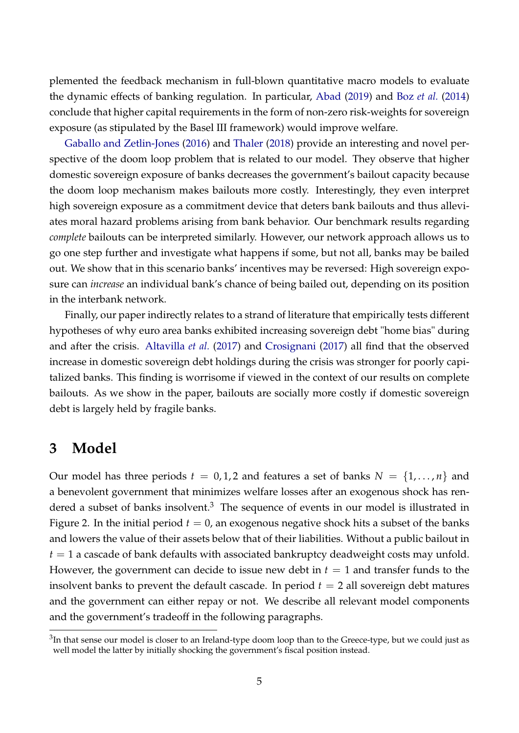plemented the feedback mechanism in full-blown quantitative macro models to evaluate the dynamic effects of banking regulation. In particular, Abad (2019) and Boz *et al.* (2014) conclude that higher capital requirements in the form of non-zero risk-weights for sovereign exposure (as stipulated by the Basel III framework) would improve welfare.

Gaballo and Zetlin-Jones (2016) and Thaler (2018) provide an interesting and novel perspective of the doom loop problem that is related to our model. They observe that higher domestic sovereign exposure of banks decreases the government's bailout capacity because the doom loop mechanism makes bailouts more costly. Interestingly, they even interpret high sovereign exposure as a commitment device that deters bank bailouts and thus alleviates moral hazard problems arising from bank behavior. Our benchmark results regarding *complete* bailouts can be interpreted similarly. However, our network approach allows us to go one step further and investigate what happens if some, but not all, banks may be bailed out. We show that in this scenario banks' incentives may be reversed: High sovereign exposure can *increase* an individual bank's chance of being bailed out, depending on its position in the interbank network.

Finally, our paper indirectly relates to a strand of literature that empirically tests different hypotheses of why euro area banks exhibited increasing sovereign debt "home bias" during and after the crisis. Altavilla *et al.* (2017) and Crosignani (2017) all find that the observed increase in domestic sovereign debt holdings during the crisis was stronger for poorly capitalized banks. This finding is worrisome if viewed in the context of our results on complete bailouts. As we show in the paper, bailouts are socially more costly if domestic sovereign debt is largely held by fragile banks.

# 3 Model

Our model has three periods $t = 0, 1, 2$ and features a set of banks $N = \{1, \ldots, n\}$ and a benevolent government that minimizes welfare losses after an exogenous shock has rendered a subset of banks insolvent.[3] The sequence of events in our model is illustrated in Figure 2. In the initial period $t = 0$, an exogenous negative shock hits a subset of the banks and lowers the value of their assets below that of their liabilities. Without a public bailout in $t = 1$ a cascade of bank defaults with associated bankruptcy deadweight costs may unfold. However, the government can decide to issue new debt in $t = 1$ and transfer funds to the insolvent banks to prevent the default cascade. In period $t = 2$ all sovereign debt matures and the government can either repay or not. We describe all relevant model components and the government's tradeoff in the following paragraphs.

[3] In that sense our model is closer to an Ireland-type doom loop than to the Greece-type, but we could just as well model the latter by initially shocking the government's fiscal position instead.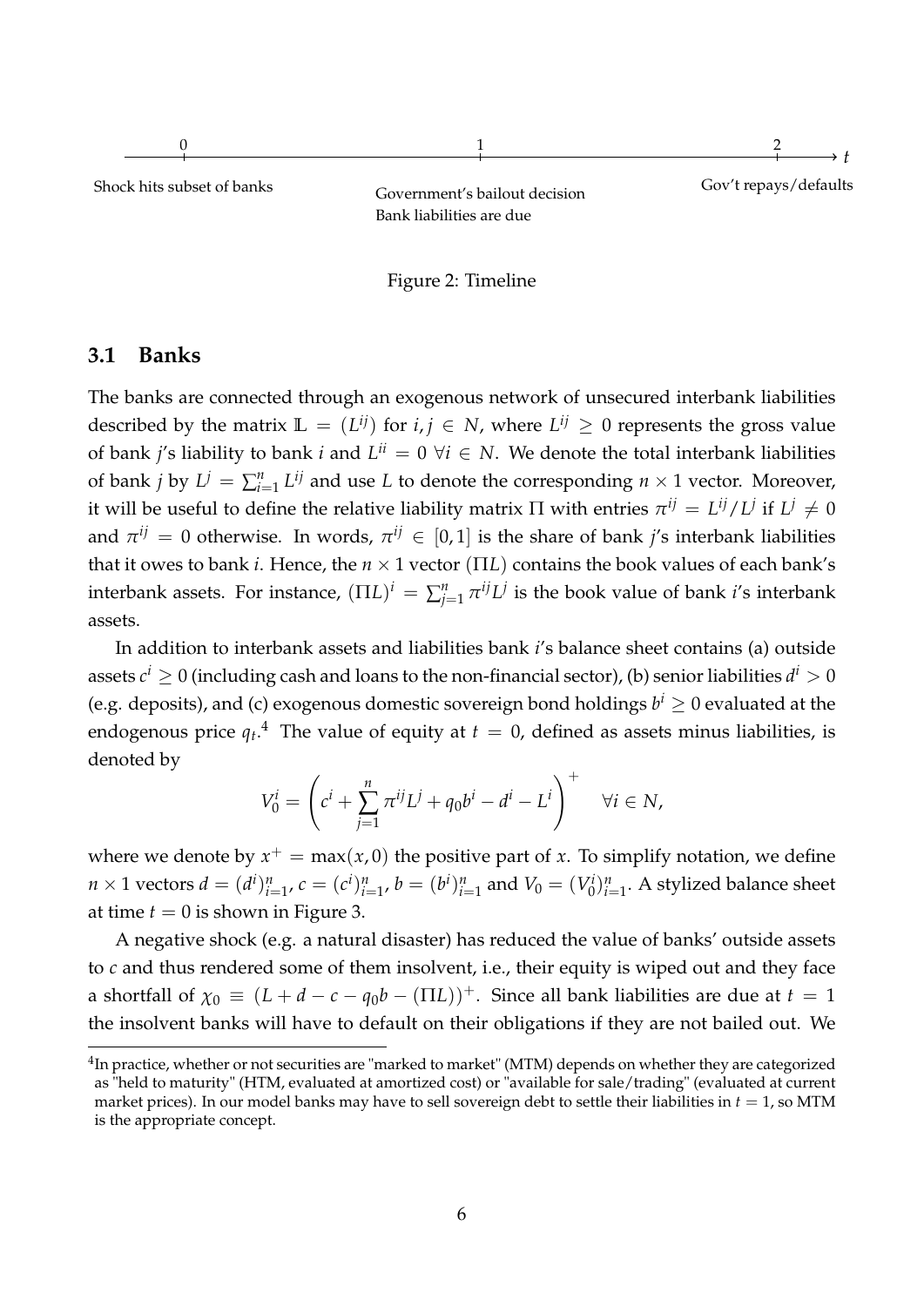0 — Shock hits subset of banks

1 — Government's bailout decision; Bank liabilities are due

2 — Gov't repays/defaults

Figure 2: Timeline

### 3.1 Banks

The banks are connected through an exogenous network of unsecured interbank liabilities described by the matrix $\mathbb{L} = (L^{ij})$ for $i, j \in N$, where $L^{ij} \geq 0$ represents the gross value of bank $j$'s liability to bank $i$ and $L^{ii} = 0 \; \forall i \in N$. We denote the total interbank liabilities of bank $j$ by $L^j = \sum_{i=1}^n L^{ij}$ and use $L$ to denote the corresponding $n \times 1$ vector. Moreover, it will be useful to define the relative liability matrix $\Pi$ with entries $\pi^{ij} = L^{ij}/L^j$ if $L^j \neq 0$ and $\pi^{ij} = 0$ otherwise. In words, $\pi^{ij} \in [0,1]$ is the share of bank $j$'s interbank liabilities that it owes to bank $i$. Hence, the $n \times 1$ vector $(\Pi L)$ contains the book values of each bank's interbank assets. For instance, $(\Pi L)^i = \sum_{j=1}^n \pi^{ij} L^j$ is the book value of bank $i$'s interbank assets.

In addition to interbank assets and liabilities bank $i$'s balance sheet contains (a) outside assets $c^i \geq 0$ (including cash and loans to the non-financial sector), (b) senior liabilities $d^i > 0$ (e.g. deposits), and (c) exogenous domestic sovereign bond holdings $b^i \geq 0$ evaluated at the endogenous price $q_t$.[4] The value of equity at $t = 0$, defined as assets minus liabilities, is denoted by

$$V_0^i = \left( c^i + \sum_{j=1}^n \pi^{ij} L^j + q_0 b^i - d^i - L^i \right)^+ \quad \forall i \in N,$$

where we denote by $x^+ = \max(x, 0)$ the positive part of $x$. To simplify notation, we define $n \times 1$ vectors $d = (d^i)_{i=1}^n$, $c = (c^i)_{i=1}^n$, $b = (b^i)_{i=1}^n$ and $V_0 = (V_0^i)_{i=1}^n$. A stylized balance sheet at time $t = 0$ is shown in Figure 3.

A negative shock (e.g. a natural disaster) has reduced the value of banks' outside assets to $c$ and thus rendered some of them insolvent, i.e., their equity is wiped out and they face a shortfall of $\chi_0 \equiv (L + d - c - q_0 b - (\Pi L))^+$. Since all bank liabilities are due at $t = 1$ the insolvent banks will have to default on their obligations if they are not bailed out. We

[4] In practice, whether or not securities are "marked to market" (MTM) depends on whether they are categorized as "held to maturity" (HTM, evaluated at amortized cost) or "available for sale/trading" (evaluated at current market prices). In our model banks may have to sell sovereign debt to settle their liabilities in $t = 1$, so MTM is the appropriate concept.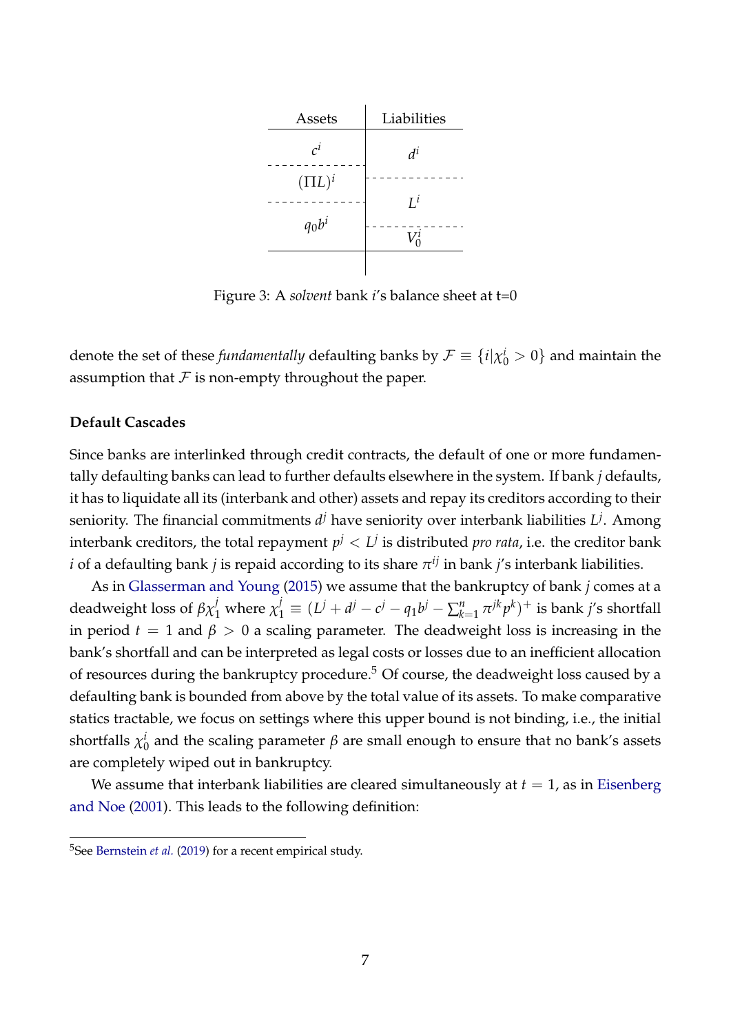| Assets | Liabilities |
|---|---|
| $c^i$ | $d^i$ |
| $(\Pi L)^i$ | $L^i$ |
| $q_0 b^i$ | $V_0^i$ |

Figure 3: A *solvent* bank $i$'s balance sheet at t=0

denote the set of these *fundamentally* defaulting banks by $\mathcal{F} \equiv \{i | \chi_0^i > 0\}$ and maintain the assumption that $\mathcal{F}$ is non-empty throughout the paper.

**Default Cascades**

Since banks are interlinked through credit contracts, the default of one or more fundamentally defaulting banks can lead to further defaults elsewhere in the system. If bank $j$ defaults, it has to liquidate all its (interbank and other) assets and repay its creditors according to their seniority. The financial commitments $d^j$ have seniority over interbank liabilities $L^j$. Among interbank creditors, the total repayment $p^j < L^j$ is distributed *pro rata*, i.e. the creditor bank $i$ of a defaulting bank $j$ is repaid according to its share $\pi^{ij}$ in bank $j$'s interbank liabilities.

As in Glasserman and Young (2015) we assume that the bankruptcy of bank $j$ comes at a deadweight loss of $\beta \chi_1^j$ where $\chi_1^j \equiv (L^j + d^j - c^j - q_1 b^j - \sum_{k=1}^n \pi^{jk} p^k)^+$ is bank $j$'s shortfall in period $t = 1$ and $\beta > 0$ a scaling parameter. The deadweight loss is increasing in the bank's shortfall and can be interpreted as legal costs or losses due to an inefficient allocation of resources during the bankruptcy procedure.[5] Of course, the deadweight loss caused by a defaulting bank is bounded from above by the total value of its assets. To make comparative statics tractable, we focus on settings where this upper bound is not binding, i.e., the initial shortfalls $\chi_0^i$ and the scaling parameter $\beta$ are small enough to ensure that no bank's assets are completely wiped out in bankruptcy.

We assume that interbank liabilities are cleared simultaneously at $t = 1$, as in Eisenberg and Noe (2001). This leads to the following definition:

[5] See Bernstein *et al.* (2019) for a recent empirical study.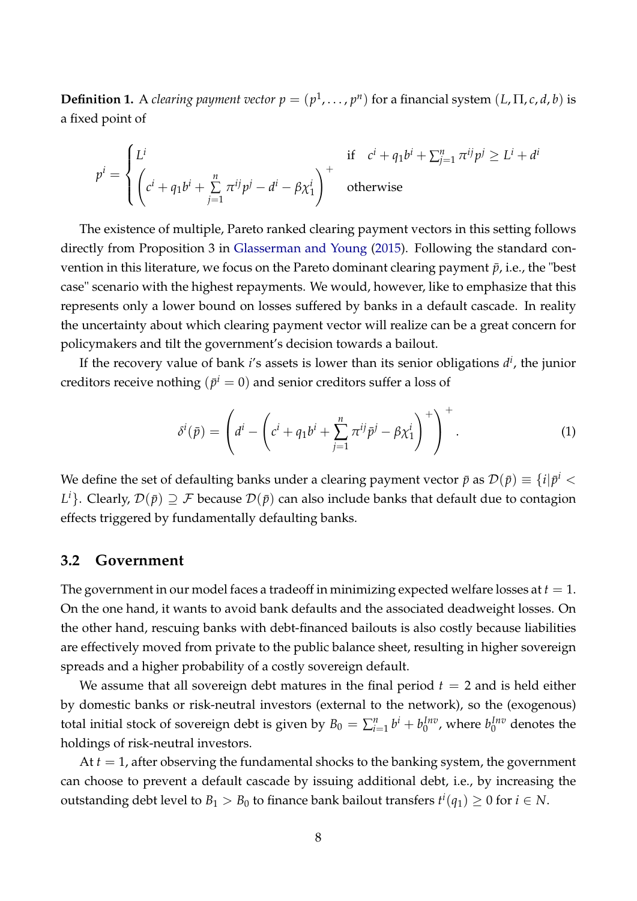**Definition 1.** A *clearing payment vector* $p = (p^1, \ldots, p^n)$ for a financial system $(L, \Pi, c, d, b)$ is a fixed point of

$$
p^i = \begin{cases} L^i & \text{if} \quad c^i + q_1 b^i + \sum_{j=1}^n \pi^{ij} p^j \geq L^i + d^i \\ \left( c^i + q_1 b^i + \sum\limits_{j=1}^n \pi^{ij} p^j - d^i - \beta \chi_1^i \right)^+ & \text{otherwise} \end{cases}
$$

The existence of multiple, Pareto ranked clearing payment vectors in this setting follows directly from Proposition 3 in Glasserman and Young (2015). Following the standard convention in this literature, we focus on the Pareto dominant clearing payment $\bar{p}$, i.e., the "best case" scenario with the highest repayments. We would, however, like to emphasize that this represents only a lower bound on losses suffered by banks in a default cascade. In reality the uncertainty about which clearing payment vector will realize can be a great concern for policymakers and tilt the government's decision towards a bailout.

If the recovery value of bank $i$'s assets is lower than its senior obligations $d^i$, the junior creditors receive nothing ($\bar{p}^i = 0$) and senior creditors suffer a loss of

$$
\delta^i(\bar{p}) = \left( d^i - \left( c^i + q_1 b^i + \sum_{j=1}^n \pi^{ij} \bar{p}^j - \beta \chi_1^i \right)^+ \right)^+ . \tag{1}
$$

We define the set of defaulting banks under a clearing payment vector $\bar{p}$ as $\mathcal{D}(\bar{p}) \equiv \{i | \bar{p}^i < L^i\}$. Clearly, $\mathcal{D}(\bar{p}) \supseteq \mathcal{F}$ because $\mathcal{D}(\bar{p})$ can also include banks that default due to contagion effects triggered by fundamentally defaulting banks.

## 3.2 Government

The government in our model faces a tradeoff in minimizing expected welfare losses at $t = 1$. On the one hand, it wants to avoid bank defaults and the associated deadweight losses. On the other hand, rescuing banks with debt-financed bailouts is also costly because liabilities are effectively moved from private to the public balance sheet, resulting in higher sovereign spreads and a higher probability of a costly sovereign default.

We assume that all sovereign debt matures in the final period $t = 2$ and is held either by domestic banks or risk-neutral investors (external to the network), so the (exogenous) total initial stock of sovereign debt is given by $B_0 = \sum_{i=1}^n b^i + b_0^{Inv}$, where $b_0^{Inv}$ denotes the holdings of risk-neutral investors.

At $t = 1$, after observing the fundamental shocks to the banking system, the government can choose to prevent a default cascade by issuing additional debt, i.e., by increasing the outstanding debt level to $B_1 > B_0$ to finance bank bailout transfers $t^i(q_1) \geq 0$ for $i \in N$.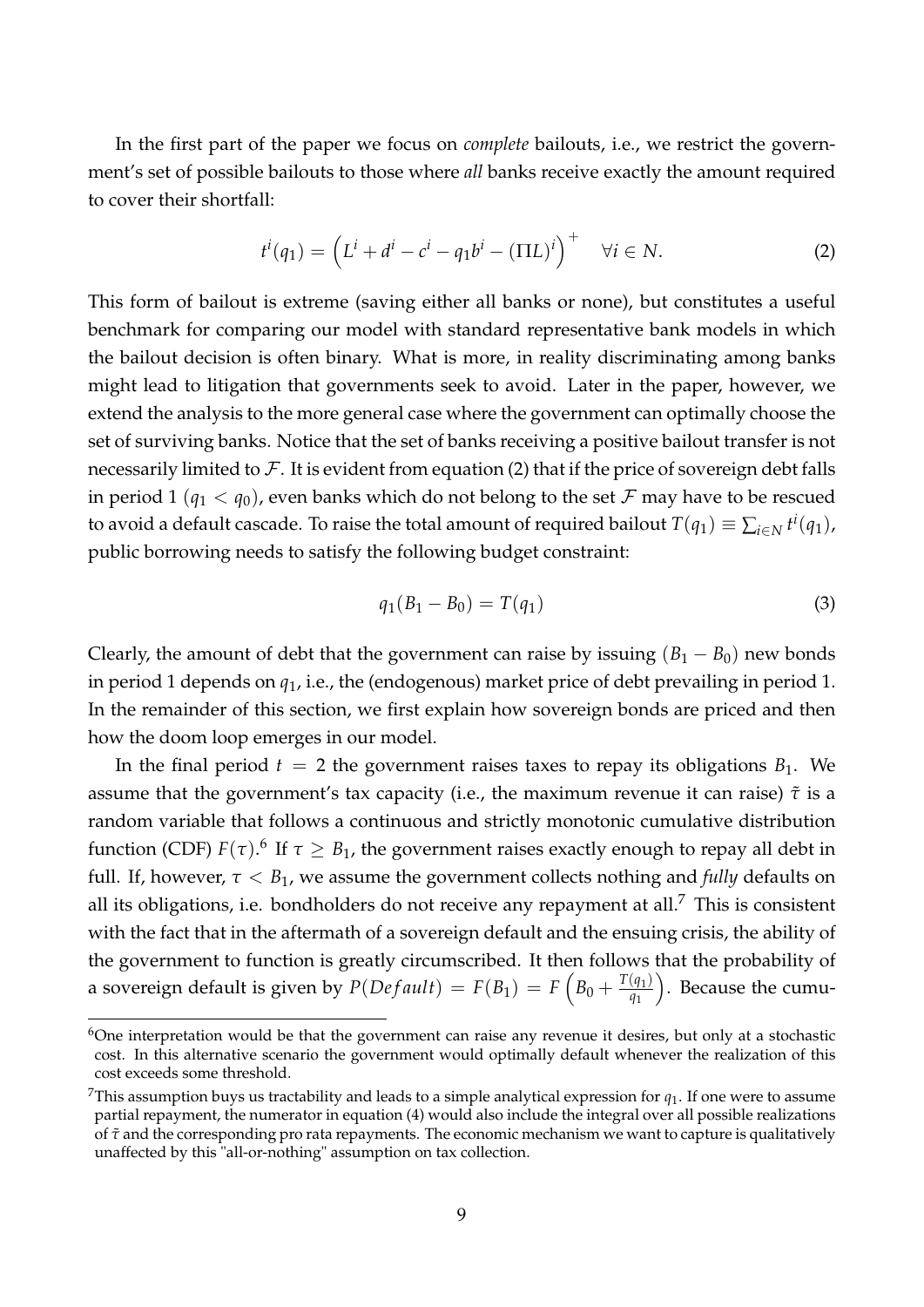In the first part of the paper we focus on *complete* bailouts, i.e., we restrict the government's set of possible bailouts to those where *all* banks receive exactly the amount required to cover their shortfall:

$$t^i(q_1) = \left(L^i + d^i - c^i - q_1 b^i - (\Pi L)^i\right)^+ \quad \forall i \in N. \tag{2}$$

This form of bailout is extreme (saving either all banks or none), but constitutes a useful benchmark for comparing our model with standard representative bank models in which the bailout decision is often binary. What is more, in reality discriminating among banks might lead to litigation that governments seek to avoid. Later in the paper, however, we extend the analysis to the more general case where the government can optimally choose the set of surviving banks. Notice that the set of banks receiving a positive bailout transfer is not necessarily limited to $\mathcal{F}$. It is evident from equation (2) that if the price of sovereign debt falls in period 1 ($q_1 < q_0$), even banks which do not belong to the set $\mathcal{F}$ may have to be rescued to avoid a default cascade. To raise the total amount of required bailout $T(q_1) \equiv \sum_{i \in N} t^i(q_1)$, public borrowing needs to satisfy the following budget constraint:

$$q_1(B_1 - B_0) = T(q_1) \tag{3}$$

Clearly, the amount of debt that the government can raise by issuing $(B_1 - B_0)$ new bonds in period 1 depends on $q_1$, i.e., the (endogenous) market price of debt prevailing in period 1. In the remainder of this section, we first explain how sovereign bonds are priced and then how the doom loop emerges in our model.

In the final period $t = 2$ the government raises taxes to repay its obligations $B_1$. We assume that the government's tax capacity (i.e., the maximum revenue it can raise) $\tilde{\tau}$ is a random variable that follows a continuous and strictly monotonic cumulative distribution function (CDF) $F(\tau)$.[6] If $\tau \geq B_1$, the government raises exactly enough to repay all debt in full. If, however, $\tau < B_1$, we assume the government collects nothing and *fully* defaults on all its obligations, i.e. bondholders do not receive any repayment at all.[7] This is consistent with the fact that in the aftermath of a sovereign default and the ensuing crisis, the ability of the government to function is greatly circumscribed. It then follows that the probability of a sovereign default is given by $P(Default) = F(B_1) = F\left(B_0 + \frac{T(q_1)}{q_1}\right)$. Because the cumu-

[6] One interpretation would be that the government can raise any revenue it desires, but only at a stochastic cost. In this alternative scenario the government would optimally default whenever the realization of this cost exceeds some threshold.

[7] This assumption buys us tractability and leads to a simple analytical expression for $q_1$. If one were to assume partial repayment, the numerator in equation (4) would also include the integral over all possible realizations of $\tilde{\tau}$ and the corresponding pro rata repayments. The economic mechanism we want to capture is qualitatively unaffected by this "all-or-nothing" assumption on tax collection.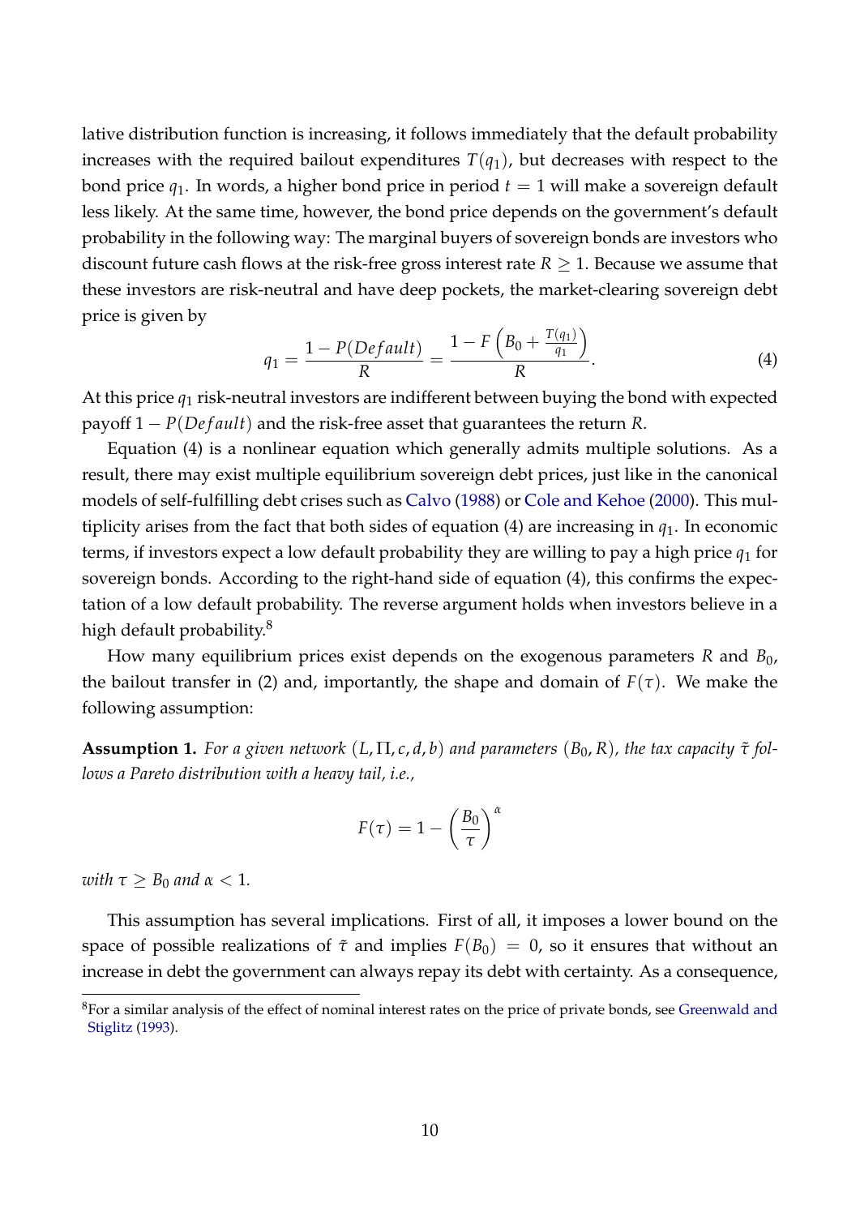lative distribution function is increasing, it follows immediately that the default probability increases with the required bailout expenditures $T(q_1)$, but decreases with respect to the bond price $q_1$. In words, a higher bond price in period $t = 1$ will make a sovereign default less likely. At the same time, however, the bond price depends on the government's default probability in the following way: The marginal buyers of sovereign bonds are investors who discount future cash flows at the risk-free gross interest rate $R \geq 1$. Because we assume that these investors are risk-neutral and have deep pockets, the market-clearing sovereign debt price is given by

$$q_1 = \frac{1 - P(Default)}{R} = \frac{1 - F\left(B_0 + \frac{T(q_1)}{q_1}\right)}{R}. \tag{4}$$

At this price $q_1$ risk-neutral investors are indifferent between buying the bond with expected payoff $1 - P(Default)$ and the risk-free asset that guarantees the return $R$.

Equation (4) is a nonlinear equation which generally admits multiple solutions. As a result, there may exist multiple equilibrium sovereign debt prices, just like in the canonical models of self-fulfilling debt crises such as Calvo (1988) or Cole and Kehoe (2000). This multiplicity arises from the fact that both sides of equation (4) are increasing in $q_1$. In economic terms, if investors expect a low default probability they are willing to pay a high price $q_1$ for sovereign bonds. According to the right-hand side of equation (4), this confirms the expectation of a low default probability. The reverse argument holds when investors believe in a high default probability.[8]

How many equilibrium prices exist depends on the exogenous parameters $R$ and $B_0$, the bailout transfer in (2) and, importantly, the shape and domain of $F(\tau)$. We make the following assumption:

**Assumption 1.** *For a given network $(L, \Pi, c, d, b)$ and parameters $(B_0, R)$, the tax capacity $\tilde{\tau}$ follows a Pareto distribution with a heavy tail, i.e.,*

$$F(\tau) = 1 - \left(\frac{B_0}{\tau}\right)^{\alpha}$$

*with $\tau \geq B_0$ and $\alpha < 1$.*

This assumption has several implications. First of all, it imposes a lower bound on the space of possible realizations of $\tilde{\tau}$ and implies $F(B_0) = 0$, so it ensures that without an increase in debt the government can always repay its debt with certainty. As a consequence,

[8] For a similar analysis of the effect of nominal interest rates on the price of private bonds, see Greenwald and Stiglitz (1993).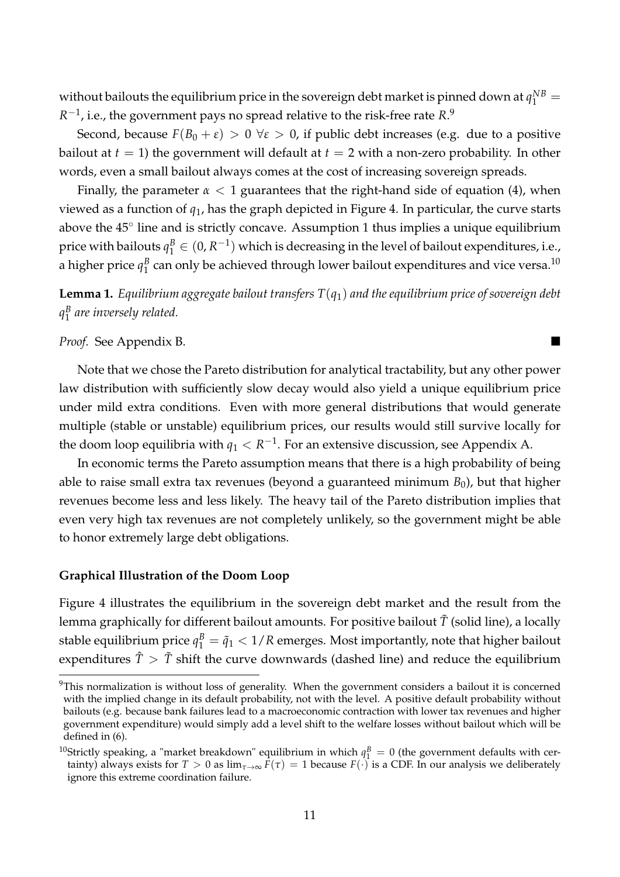without bailouts the equilibrium price in the sovereign debt market is pinned down at $q_1^{NB} = R^{-1}$, i.e., the government pays no spread relative to the risk-free rate $R$.[9]

Second, because $F(B_0 + \varepsilon) > 0 \ \forall \varepsilon > 0$, if public debt increases (e.g. due to a positive bailout at $t = 1$) the government will default at $t = 2$ with a non-zero probability. In other words, even a small bailout always comes at the cost of increasing sovereign spreads.

Finally, the parameter $\alpha < 1$ guarantees that the right-hand side of equation (4), when viewed as a function of $q_1$, has the graph depicted in Figure 4. In particular, the curve starts above the 45° line and is strictly concave. Assumption 1 thus implies a unique equilibrium price with bailouts $q_1^B \in (0, R^{-1})$ which is decreasing in the level of bailout expenditures, i.e., a higher price $q_1^B$ can only be achieved through lower bailout expenditures and vice versa.[10]

**Lemma 1.** *Equilibrium aggregate bailout transfers $T(q_1)$ and the equilibrium price of sovereign debt $q_1^B$ are inversely related.*

*Proof.* See Appendix B. ∎

Note that we chose the Pareto distribution for analytical tractability, but any other power law distribution with sufficiently slow decay would also yield a unique equilibrium price under mild extra conditions. Even with more general distributions that would generate multiple (stable or unstable) equilibrium prices, our results would still survive locally for the doom loop equilibria with $q_1 < R^{-1}$. For an extensive discussion, see Appendix A.

In economic terms the Pareto assumption means that there is a high probability of being able to raise small extra tax revenues (beyond a guaranteed minimum $B_0$), but that higher revenues become less and less likely. The heavy tail of the Pareto distribution implies that even very high tax revenues are not completely unlikely, so the government might be able to honor extremely large debt obligations.

#### Graphical Illustration of the Doom Loop

Figure 4 illustrates the equilibrium in the sovereign debt market and the result from the lemma graphically for different bailout amounts. For positive bailout $\tilde{T}$ (solid line), a locally stable equilibrium price $q_1^B = \tilde{q}_1 < 1/R$ emerges. Most importantly, note that higher bailout expenditures $\hat{T} > \tilde{T}$ shift the curve downwards (dashed line) and reduce the equilibrium

---

[9] This normalization is without loss of generality. When the government considers a bailout it is concerned with the implied change in its default probability, not with the level. A positive default probability without bailouts (e.g. because bank failures lead to a macroeconomic contraction with lower tax revenues and higher government expenditure) would simply add a level shift to the welfare losses without bailout which will be defined in (6).

[10] Strictly speaking, a "market breakdown" equilibrium in which $q_1^B = 0$ (the government defaults with certainty) always exists for $T > 0$ as $\lim_{\tau \to \infty} F(\tau) = 1$ because $F(\cdot)$ is a CDF. In our analysis we deliberately ignore this extreme coordination failure.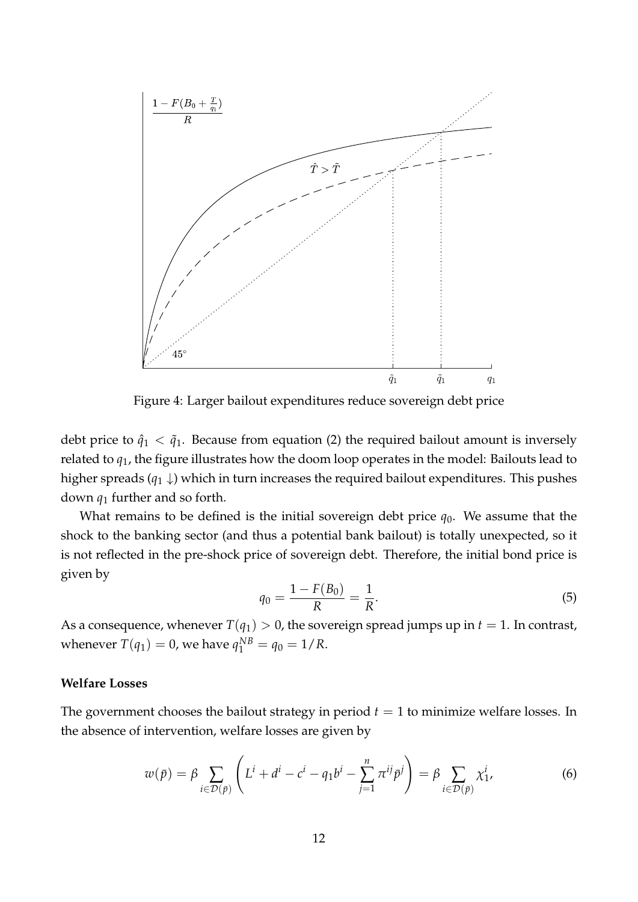Figure 4: Larger bailout expenditures reduce sovereign debt price

debt price to $\hat{q}_1 < \tilde{q}_1$. Because from equation (2) the required bailout amount is inversely related to $q_1$, the figure illustrates how the doom loop operates in the model: Bailouts lead to higher spreads ($q_1 \downarrow$) which in turn increases the required bailout expenditures. This pushes down $q_1$ further and so forth.

What remains to be defined is the initial sovereign debt price $q_0$. We assume that the shock to the banking sector (and thus a potential bank bailout) is totally unexpected, so it is not reflected in the pre-shock price of sovereign debt. Therefore, the initial bond price is given by

$$q_0 = \frac{1 - F(B_0)}{R} = \frac{1}{R}. \tag{5}$$

As a consequence, whenever $T(q_1) > 0$, the sovereign spread jumps up in $t = 1$. In contrast, whenever $T(q_1) = 0$, we have $q_1^{NB} = q_0 = 1/R$.

**Welfare Losses**

The government chooses the bailout strategy in period $t = 1$ to minimize welfare losses. In the absence of intervention, welfare losses are given by

$$w(\bar{p}) = \beta \sum_{i \in \mathcal{D}(\bar{p})} \left( L^i + d^i - c^i - q_1 b^i - \sum_{j=1}^{n} \pi^{ij} \bar{p}^j \right) = \beta \sum_{i \in \mathcal{D}(\bar{p})} \chi_1^i, \tag{6}$$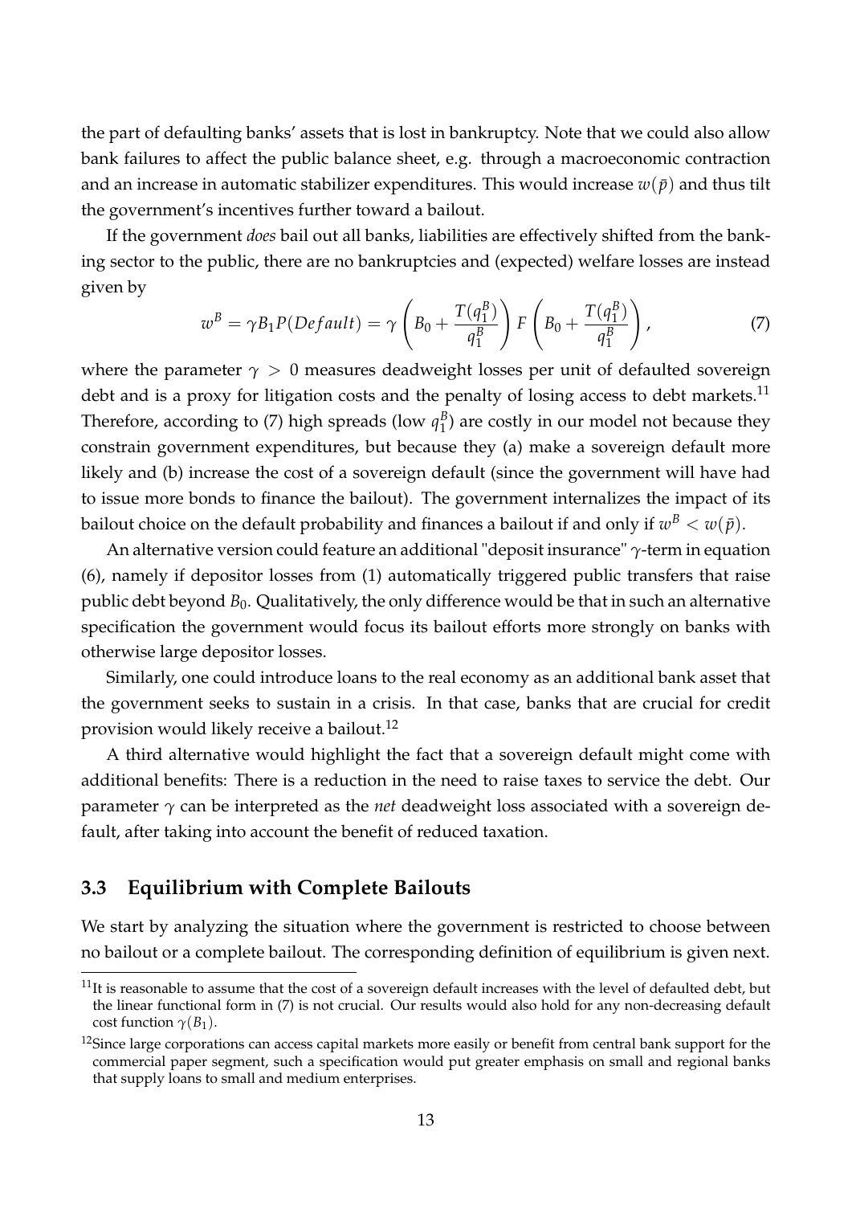the part of defaulting banks' assets that is lost in bankruptcy. Note that we could also allow bank failures to affect the public balance sheet, e.g. through a macroeconomic contraction and an increase in automatic stabilizer expenditures. This would increase $w(\bar{p})$ and thus tilt the government's incentives further toward a bailout.

If the government *does* bail out all banks, liabilities are effectively shifted from the banking sector to the public, there are no bankruptcies and (expected) welfare losses are instead given by

$$w^B = \gamma B_1 P(Default) = \gamma \left( B_0 + \frac{T(q_1^B)}{q_1^B} \right) F\left( B_0 + \frac{T(q_1^B)}{q_1^B} \right), \tag{7}$$

where the parameter $\gamma > 0$ measures deadweight losses per unit of defaulted sovereign debt and is a proxy for litigation costs and the penalty of losing access to debt markets.[11] Therefore, according to (7) high spreads (low $q_1^B$) are costly in our model not because they constrain government expenditures, but because they (a) make a sovereign default more likely and (b) increase the cost of a sovereign default (since the government will have had to issue more bonds to finance the bailout). The government internalizes the impact of its bailout choice on the default probability and finances a bailout if and only if $w^B < w(\bar{p})$.

An alternative version could feature an additional "deposit insurance" $\gamma$-term in equation (6), namely if depositor losses from (1) automatically triggered public transfers that raise public debt beyond $B_0$. Qualitatively, the only difference would be that in such an alternative specification the government would focus its bailout efforts more strongly on banks with otherwise large depositor losses.

Similarly, one could introduce loans to the real economy as an additional bank asset that the government seeks to sustain in a crisis. In that case, banks that are crucial for credit provision would likely receive a bailout.[12]

A third alternative would highlight the fact that a sovereign default might come with additional benefits: There is a reduction in the need to raise taxes to service the debt. Our parameter $\gamma$ can be interpreted as the *net* deadweight loss associated with a sovereign default, after taking into account the benefit of reduced taxation.

### 3.3 Equilibrium with Complete Bailouts

We start by analyzing the situation where the government is restricted to choose between no bailout or a complete bailout. The corresponding definition of equilibrium is given next.

[11] It is reasonable to assume that the cost of a sovereign default increases with the level of defaulted debt, but the linear functional form in (7) is not crucial. Our results would also hold for any non-decreasing default cost function $\gamma(B_1)$.

[12] Since large corporations can access capital markets more easily or benefit from central bank support for the commercial paper segment, such a specification would put greater emphasis on small and regional banks that supply loans to small and medium enterprises.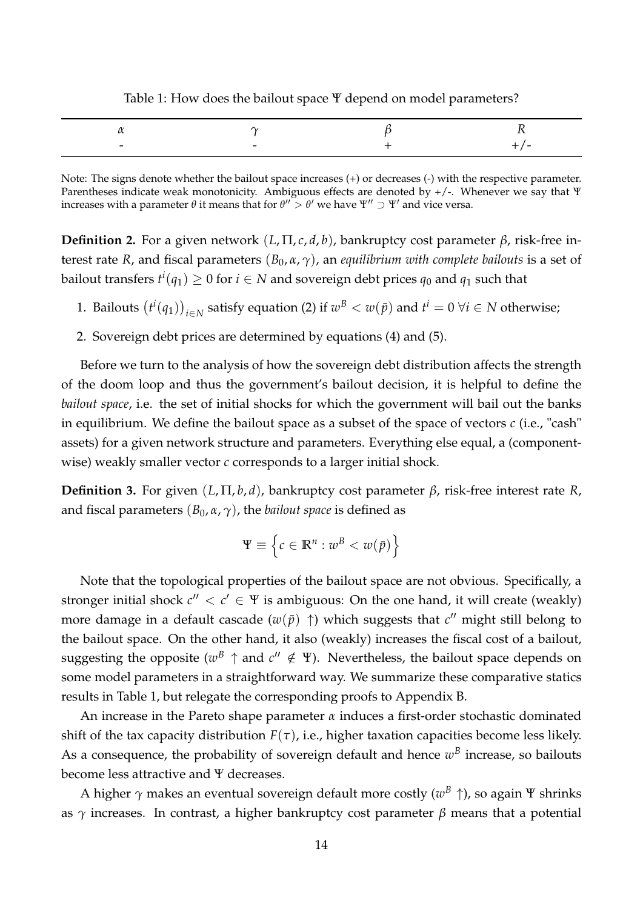Table 1: How does the bailout space $\Psi$ depend on model parameters?

| $\alpha$ | $\gamma$ | $\beta$ | $R$ |
|---|---|---|---|
| - | - | + | +/- |

Note: The signs denote whether the bailout space increases (+) or decreases (-) with the respective parameter. Parentheses indicate weak monotonicity. Ambiguous effects are denoted by +/-. Whenever we say that $\Psi$ increases with a parameter $\theta$ it means that for $\theta'' > \theta'$ we have $\Psi'' \supset \Psi'$ and vice versa.

**Definition 2.** For a given network $(L, \Pi, c, d, b)$, bankruptcy cost parameter $\beta$, risk-free interest rate $R$, and fiscal parameters $(B_0, \alpha, \gamma)$, an *equilibrium with complete bailouts* is a set of bailout transfers $t^i(q_1) \geq 0$ for $i \in N$ and sovereign debt prices $q_0$ and $q_1$ such that

1. Bailouts $\left(t^i(q_1)\right)_{i \in N}$ satisfy equation (2) if $w^B < w(\bar{p})$ and $t^i = 0 \; \forall i \in N$ otherwise;
2. Sovereign debt prices are determined by equations (4) and (5).

Before we turn to the analysis of how the sovereign debt distribution affects the strength of the doom loop and thus the government's bailout decision, it is helpful to define the *bailout space*, i.e. the set of initial shocks for which the government will bail out the banks in equilibrium. We define the bailout space as a subset of the space of vectors $c$ (i.e., "cash" assets) for a given network structure and parameters. Everything else equal, a (componentwise) weakly smaller vector $c$ corresponds to a larger initial shock.

**Definition 3.** For given $(L, \Pi, b, d)$, bankruptcy cost parameter $\beta$, risk-free interest rate $R$, and fiscal parameters $(B_0, \alpha, \gamma)$, the *bailout space* is defined as

$$\Psi \equiv \left\{ c \in \mathbb{R}^n : w^B < w(\bar{p}) \right\}$$

Note that the topological properties of the bailout space are not obvious. Specifically, a stronger initial shock $c'' < c' \in \Psi$ is ambiguous: On the one hand, it will create (weakly) more damage in a default cascade ($w(\bar{p}) \uparrow$) which suggests that $c''$ might still belong to the bailout space. On the other hand, it also (weakly) increases the fiscal cost of a bailout, suggesting the opposite ($w^B \uparrow$ and $c'' \notin \Psi$). Nevertheless, the bailout space depends on some model parameters in a straightforward way. We summarize these comparative statics results in Table 1, but relegate the corresponding proofs to Appendix B.

An increase in the Pareto shape parameter $\alpha$ induces a first-order stochastic dominated shift of the tax capacity distribution $F(\tau)$, i.e., higher taxation capacities become less likely. As a consequence, the probability of sovereign default and hence $w^B$ increase, so bailouts become less attractive and $\Psi$ decreases.

A higher $\gamma$ makes an eventual sovereign default more costly ($w^B \uparrow$), so again $\Psi$ shrinks as $\gamma$ increases. In contrast, a higher bankruptcy cost parameter $\beta$ means that a potential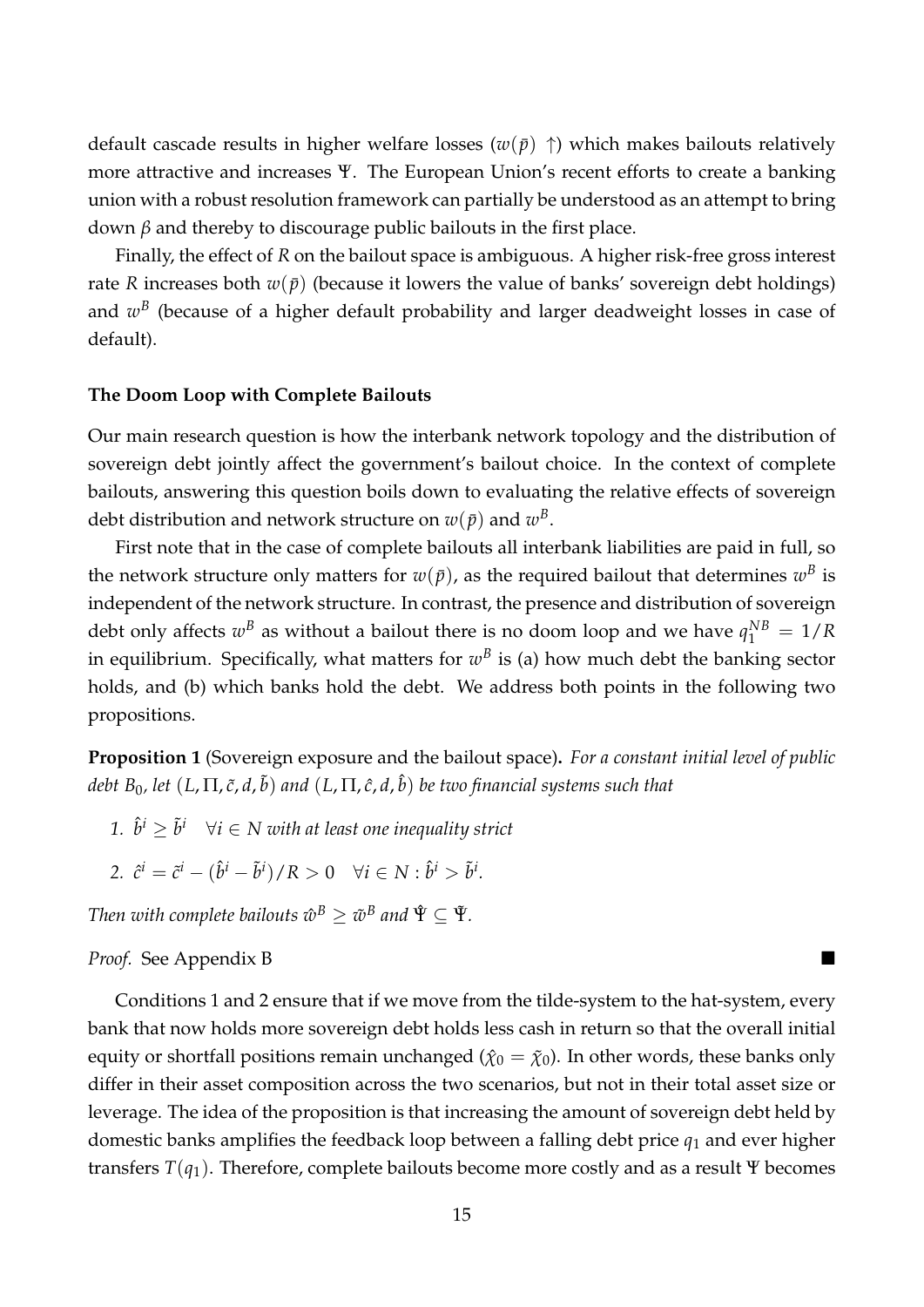default cascade results in higher welfare losses ($w(\bar{p}) \uparrow$) which makes bailouts relatively more attractive and increases $\Psi$. The European Union's recent efforts to create a banking union with a robust resolution framework can partially be understood as an attempt to bring down $\beta$ and thereby to discourage public bailouts in the first place.

Finally, the effect of $R$ on the bailout space is ambiguous. A higher risk-free gross interest rate $R$ increases both $w(\bar{p})$ (because it lowers the value of banks' sovereign debt holdings) and $w^B$ (because of a higher default probability and larger deadweight losses in case of default).

**The Doom Loop with Complete Bailouts**

Our main research question is how the interbank network topology and the distribution of sovereign debt jointly affect the government's bailout choice. In the context of complete bailouts, answering this question boils down to evaluating the relative effects of sovereign debt distribution and network structure on $w(\bar{p})$ and $w^B$.

First note that in the case of complete bailouts all interbank liabilities are paid in full, so the network structure only matters for $w(\bar{p})$, as the required bailout that determines $w^B$ is independent of the network structure. In contrast, the presence and distribution of sovereign debt only affects $w^B$ as without a bailout there is no doom loop and we have $q_1^{NB} = 1/R$ in equilibrium. Specifically, what matters for $w^B$ is (a) how much debt the banking sector holds, and (b) which banks hold the debt. We address both points in the following two propositions.

**Proposition 1** (Sovereign exposure and the bailout space)**.** *For a constant initial level of public debt $B_0$, let $(L, \Pi, \tilde{c}, d, \tilde{b})$ and $(L, \Pi, \hat{c}, d, \hat{b})$ be two financial systems such that*

1. $\hat{b}^i \geq \tilde{b}^i \quad \forall i \in N$ *with at least one inequality strict*
2. $\hat{c}^i = \tilde{c}^i - (\hat{b}^i - \tilde{b}^i)/R > 0 \quad \forall i \in N : \hat{b}^i > \tilde{b}^i$.

*Then with complete bailouts $\hat{w}^B \geq \tilde{w}^B$ and $\hat{\Psi} \subseteq \tilde{\Psi}$.*

*Proof.* See Appendix B ■

Conditions 1 and 2 ensure that if we move from the tilde-system to the hat-system, every bank that now holds more sovereign debt holds less cash in return so that the overall initial equity or shortfall positions remain unchanged ($\hat{\chi}_0 = \tilde{\chi}_0$). In other words, these banks only differ in their asset composition across the two scenarios, but not in their total asset size or leverage. The idea of the proposition is that increasing the amount of sovereign debt held by domestic banks amplifies the feedback loop between a falling debt price $q_1$ and ever higher transfers $T(q_1)$. Therefore, complete bailouts become more costly and as a result $\Psi$ becomes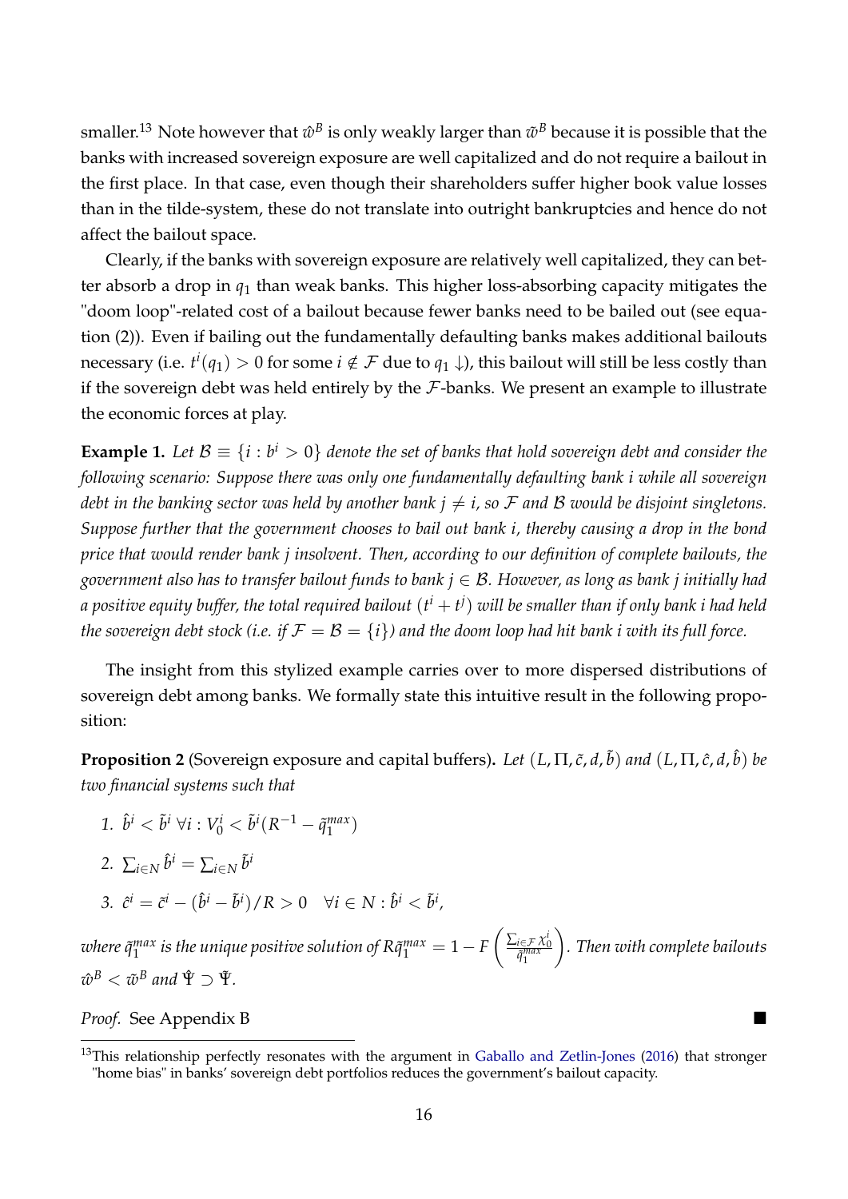smaller.[13] Note however that $\hat{w}^B$ is only weakly larger than $\tilde{w}^B$ because it is possible that the banks with increased sovereign exposure are well capitalized and do not require a bailout in the first place. In that case, even though their shareholders suffer higher book value losses than in the tilde-system, these do not translate into outright bankruptcies and hence do not affect the bailout space.

Clearly, if the banks with sovereign exposure are relatively well capitalized, they can better absorb a drop in $q_1$ than weak banks. This higher loss-absorbing capacity mitigates the "doom loop"-related cost of a bailout because fewer banks need to be bailed out (see equation (2)). Even if bailing out the fundamentally defaulting banks makes additional bailouts necessary (i.e. $t^i(q_1) > 0$ for some $i \notin \mathcal{F}$ due to $q_1 \downarrow$), this bailout will still be less costly than if the sovereign debt was held entirely by the $\mathcal{F}$-banks. We present an example to illustrate the economic forces at play.

**Example 1.** *Let $\mathcal{B} \equiv \{i : b^i > 0\}$ denote the set of banks that hold sovereign debt and consider the following scenario: Suppose there was only one fundamentally defaulting bank $i$ while all sovereign debt in the banking sector was held by another bank $j \neq i$, so $\mathcal{F}$ and $\mathcal{B}$ would be disjoint singletons. Suppose further that the government chooses to bail out bank $i$, thereby causing a drop in the bond price that would render bank $j$ insolvent. Then, according to our definition of complete bailouts, the government also has to transfer bailout funds to bank $j \in \mathcal{B}$. However, as long as bank $j$ initially had a positive equity buffer, the total required bailout $(t^i + t^j)$ will be smaller than if only bank $i$ had held the sovereign debt stock (i.e. if $\mathcal{F} = \mathcal{B} = \{i\}$) and the doom loop had hit bank $i$ with its full force.*

The insight from this stylized example carries over to more dispersed distributions of sovereign debt among banks. We formally state this intuitive result in the following proposition:

**Proposition 2** (Sovereign exposure and capital buffers)**.** *Let $(L, \Pi, \tilde{c}, d, \tilde{b})$ and $(L, \Pi, \hat{c}, d, \hat{b})$ be two financial systems such that*

1. $\hat{b}^i < \tilde{b}^i \ \forall i : V_0^i < \tilde{b}^i (R^{-1} - \tilde{q}_1^{max})$
2. $\sum_{i \in N} \hat{b}^i = \sum_{i \in N} \tilde{b}^i$
3. $\hat{c}^i = \tilde{c}^i - (\hat{b}^i - \tilde{b}^i)/R > 0 \quad \forall i \in N : \hat{b}^i < \tilde{b}^i,$

*where $\tilde{q}_1^{max}$ is the unique positive solution of $R\tilde{q}_1^{max} = 1 - F\left(\frac{\sum_{i \in \mathcal{F}} \chi_0^i}{\tilde{q}_1^{max}}\right)$. Then with complete bailouts $\hat{w}^B < \tilde{w}^B$ and $\hat{\Psi} \supset \tilde{\Psi}$.*

*Proof.* See Appendix B ■

[13] This relationship perfectly resonates with the argument in Gaballo and Zetlin-Jones (2016) that stronger "home bias" in banks' sovereign debt portfolios reduces the government's bailout capacity.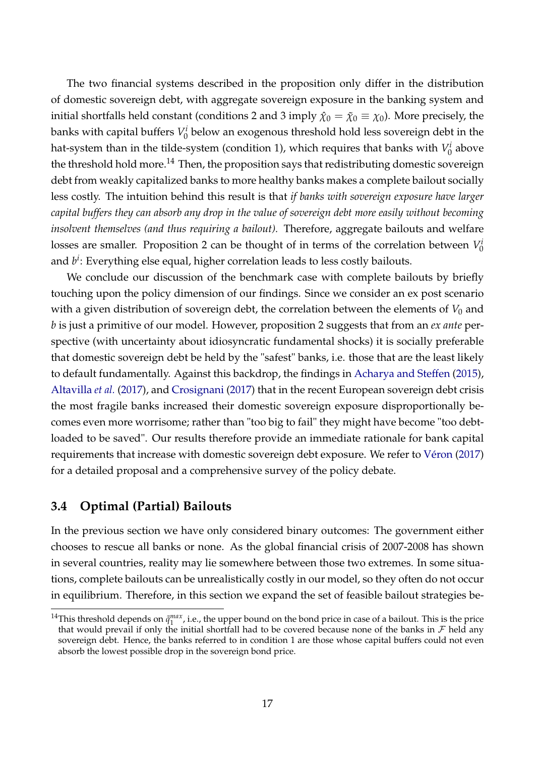The two financial systems described in the proposition only differ in the distribution of domestic sovereign debt, with aggregate sovereign exposure in the banking system and initial shortfalls held constant (conditions 2 and 3 imply $\hat{\chi}_0 = \tilde{\chi}_0 \equiv \chi_0$). More precisely, the banks with capital buffers $V_0^i$ below an exogenous threshold hold less sovereign debt in the hat-system than in the tilde-system (condition 1), which requires that banks with $V_0^i$ above the threshold hold more.[14] Then, the proposition says that redistributing domestic sovereign debt from weakly capitalized banks to more healthy banks makes a complete bailout socially less costly. The intuition behind this result is that *if banks with sovereign exposure have larger capital buffers they can absorb any drop in the value of sovereign debt more easily without becoming insolvent themselves (and thus requiring a bailout).* Therefore, aggregate bailouts and welfare losses are smaller. Proposition 2 can be thought of in terms of the correlation between $V_0^i$ and $b^i$: Everything else equal, higher correlation leads to less costly bailouts.

We conclude our discussion of the benchmark case with complete bailouts by briefly touching upon the policy dimension of our findings. Since we consider an ex post scenario with a given distribution of sovereign debt, the correlation between the elements of $V_0$ and $b$ is just a primitive of our model. However, proposition 2 suggests that from an *ex ante* perspective (with uncertainty about idiosyncratic fundamental shocks) it is socially preferable that domestic sovereign debt be held by the "safest" banks, i.e. those that are the least likely to default fundamentally. Against this backdrop, the findings in Acharya and Steffen (2015), Altavilla *et al.* (2017), and Crosignani (2017) that in the recent European sovereign debt crisis the most fragile banks increased their domestic sovereign exposure disproportionally becomes even more worrisome; rather than "too big to fail" they might have become "too debt-loaded to be saved". Our results therefore provide an immediate rationale for bank capital requirements that increase with domestic sovereign debt exposure. We refer to Véron (2017) for a detailed proposal and a comprehensive survey of the policy debate.

### 3.4 Optimal (Partial) Bailouts

In the previous section we have only considered binary outcomes: The government either chooses to rescue all banks or none. As the global financial crisis of 2007-2008 has shown in several countries, reality may lie somewhere between those two extremes. In some situations, complete bailouts can be unrealistically costly in our model, so they often do not occur in equilibrium. Therefore, in this section we expand the set of feasible bailout strategies be-

[14] This threshold depends on $\bar{q}_1^{max}$, i.e., the upper bound on the bond price in case of a bailout. This is the price that would prevail if only the initial shortfall had to be covered because none of the banks in $\mathcal{F}$ held any sovereign debt. Hence, the banks referred to in condition 1 are those whose capital buffers could not even absorb the lowest possible drop in the sovereign bond price.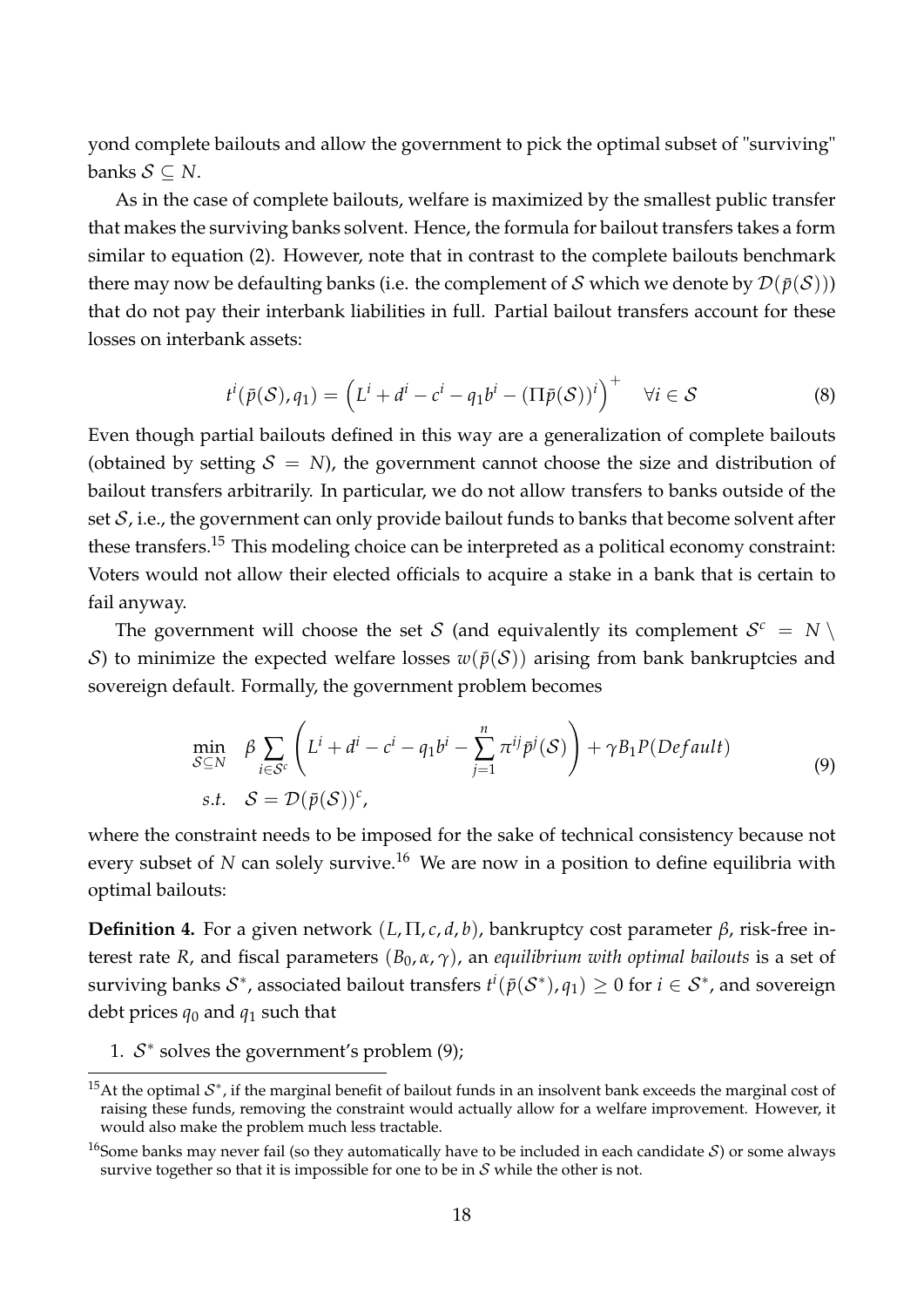yond complete bailouts and allow the government to pick the optimal subset of "surviving" banks $\mathcal{S} \subseteq N$.

As in the case of complete bailouts, welfare is maximized by the smallest public transfer that makes the surviving banks solvent. Hence, the formula for bailout transfers takes a form similar to equation (2). However, note that in contrast to the complete bailouts benchmark there may now be defaulting banks (i.e. the complement of $\mathcal{S}$ which we denote by $\mathcal{D}(\bar{p}(\mathcal{S}))$) that do not pay their interbank liabilities in full. Partial bailout transfers account for these losses on interbank assets:

$$t^i(\bar{p}(\mathcal{S}), q_1) = \left(L^i + d^i - c^i - q_1 b^i - (\Pi \bar{p}(\mathcal{S}))^i\right)^+ \quad \forall i \in \mathcal{S} \tag{8}$$

Even though partial bailouts defined in this way are a generalization of complete bailouts (obtained by setting $\mathcal{S} = N$), the government cannot choose the size and distribution of bailout transfers arbitrarily. In particular, we do not allow transfers to banks outside of the set $\mathcal{S}$, i.e., the government can only provide bailout funds to banks that become solvent after these transfers.[15] This modeling choice can be interpreted as a political economy constraint: Voters would not allow their elected officials to acquire a stake in a bank that is certain to fail anyway.

The government will choose the set $\mathcal{S}$ (and equivalently its complement $\mathcal{S}^c = N \setminus \mathcal{S}$) to minimize the expected welfare losses $w(\bar{p}(\mathcal{S}))$ arising from bank bankruptcies and sovereign default. Formally, the government problem becomes

$$\begin{aligned} \min_{\mathcal{S} \subseteq N} \quad & \beta \sum_{i \in \mathcal{S}^c} \left( L^i + d^i - c^i - q_1 b^i - \sum_{j=1}^{n} \pi^{ij} \bar{p}^j(\mathcal{S}) \right) + \gamma B_1 P(Default) \\ s.t. \quad & \mathcal{S} = \mathcal{D}(\bar{p}(\mathcal{S}))^c, \end{aligned} \tag{9}$$

where the constraint needs to be imposed for the sake of technical consistency because not every subset of $N$ can solely survive.[16] We are now in a position to define equilibria with optimal bailouts:

**Definition 4.** For a given network $(L, \Pi, c, d, b)$, bankruptcy cost parameter $\beta$, risk-free interest rate $R$, and fiscal parameters $(B_0, \alpha, \gamma)$, an *equilibrium with optimal bailouts* is a set of surviving banks $\mathcal{S}^*$, associated bailout transfers $t^i(\bar{p}(\mathcal{S}^*), q_1) \geq 0$ for $i \in \mathcal{S}^*$, and sovereign debt prices $q_0$ and $q_1$ such that

1. $\mathcal{S}^*$ solves the government's problem (9);

[15] At the optimal $\mathcal{S}^*$, if the marginal benefit of bailout funds in an insolvent bank exceeds the marginal cost of raising these funds, removing the constraint would actually allow for a welfare improvement. However, it would also make the problem much less tractable.

[16] Some banks may never fail (so they automatically have to be included in each candidate $\mathcal{S}$) or some always survive together so that it is impossible for one to be in $\mathcal{S}$ while the other is not.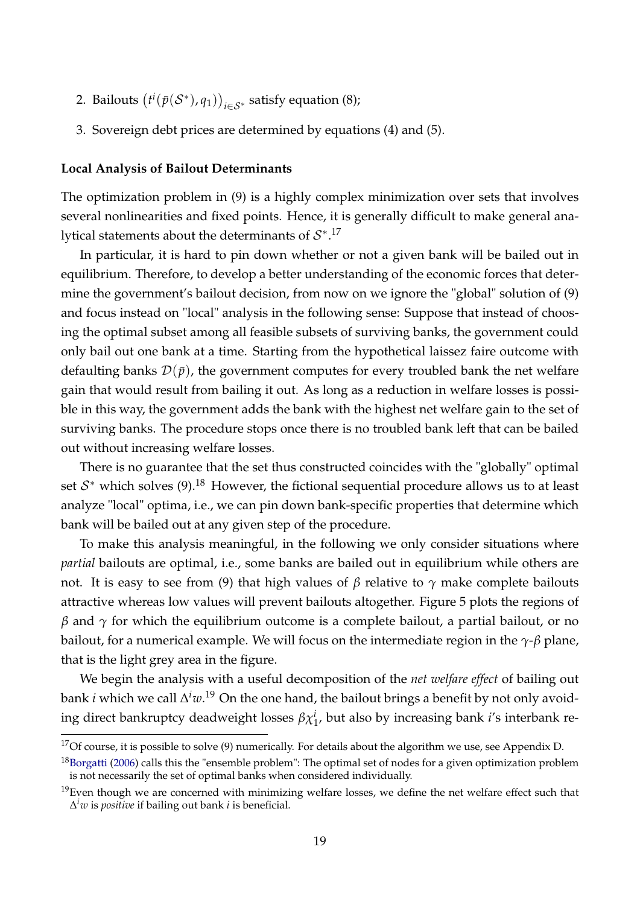2. Bailouts $\left(t^i(\bar{p}(\mathcal{S}^*), q_1)\right)_{i \in \mathcal{S}^*}$ satisfy equation (8);
3. Sovereign debt prices are determined by equations (4) and (5).

**Local Analysis of Bailout Determinants**

The optimization problem in (9) is a highly complex minimization over sets that involves several nonlinearities and fixed points. Hence, it is generally difficult to make general analytical statements about the determinants of $\mathcal{S}^*$.[17]

In particular, it is hard to pin down whether or not a given bank will be bailed out in equilibrium. Therefore, to develop a better understanding of the economic forces that determine the government's bailout decision, from now on we ignore the "global" solution of (9) and focus instead on "local" analysis in the following sense: Suppose that instead of choosing the optimal subset among all feasible subsets of surviving banks, the government could only bail out one bank at a time. Starting from the hypothetical laissez faire outcome with defaulting banks $\mathcal{D}(\bar{p})$, the government computes for every troubled bank the net welfare gain that would result from bailing it out. As long as a reduction in welfare losses is possible in this way, the government adds the bank with the highest net welfare gain to the set of surviving banks. The procedure stops once there is no troubled bank left that can be bailed out without increasing welfare losses.

There is no guarantee that the set thus constructed coincides with the "globally" optimal set $\mathcal{S}^*$ which solves (9).[18] However, the fictional sequential procedure allows us to at least analyze "local" optima, i.e., we can pin down bank-specific properties that determine which bank will be bailed out at any given step of the procedure.

To make this analysis meaningful, in the following we only consider situations where *partial* bailouts are optimal, i.e., some banks are bailed out in equilibrium while others are not. It is easy to see from (9) that high values of $\beta$ relative to $\gamma$ make complete bailouts attractive whereas low values will prevent bailouts altogether. Figure 5 plots the regions of $\beta$ and $\gamma$ for which the equilibrium outcome is a complete bailout, a partial bailout, or no bailout, for a numerical example. We will focus on the intermediate region in the $\gamma$-$\beta$ plane, that is the light grey area in the figure.

We begin the analysis with a useful decomposition of the *net welfare effect* of bailing out bank $i$ which we call $\Delta^i w$.[19] On the one hand, the bailout brings a benefit by not only avoiding direct bankruptcy deadweight losses $\beta \chi_1^i$, but also by increasing bank $i$'s interbank re-

[17] Of course, it is possible to solve (9) numerically. For details about the algorithm we use, see Appendix D.

[18] Borgatti (2006) calls this the "ensemble problem": The optimal set of nodes for a given optimization problem is not necessarily the set of optimal banks when considered individually.

[19] Even though we are concerned with minimizing welfare losses, we define the net welfare effect such that $\Delta^i w$ is *positive* if bailing out bank $i$ is beneficial.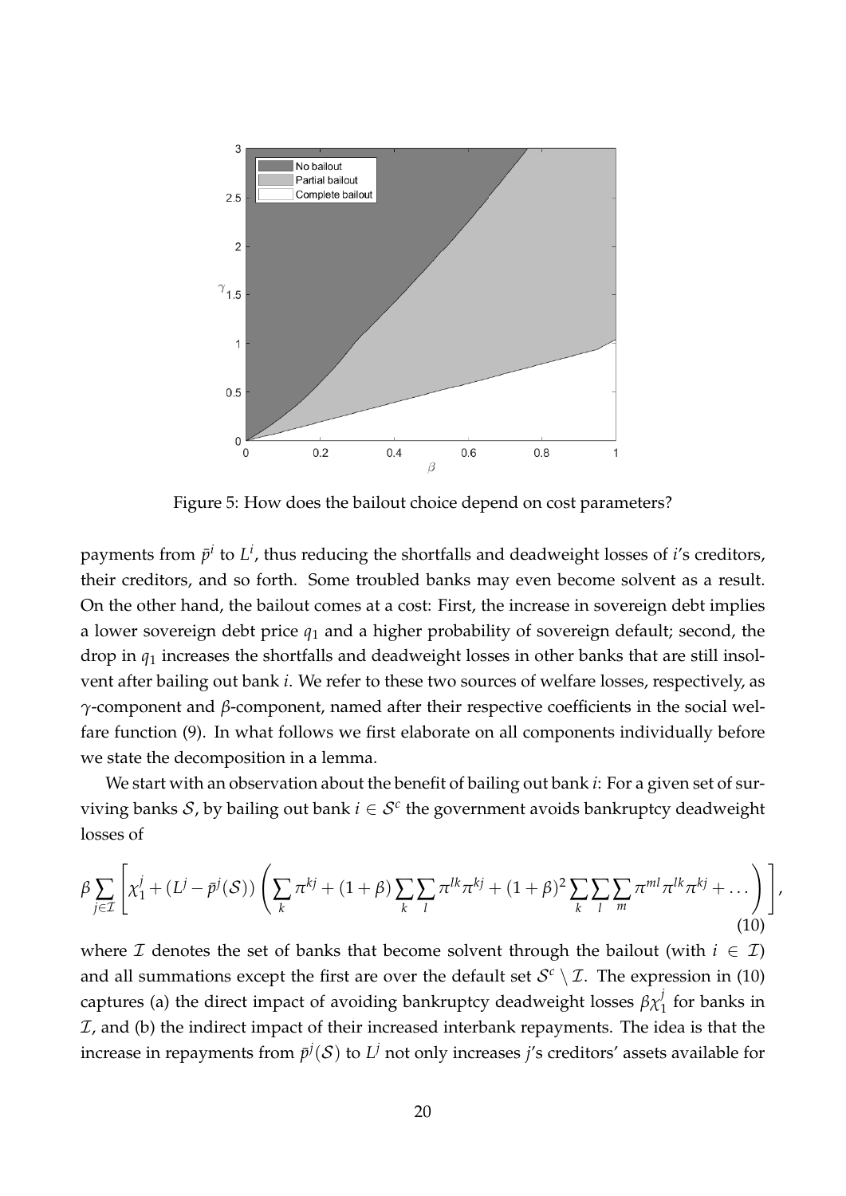Figure 5: How does the bailout choice depend on cost parameters?

payments from $\bar{p}^i$ to $L^i$, thus reducing the shortfalls and deadweight losses of $i$'s creditors, their creditors, and so forth. Some troubled banks may even become solvent as a result. On the other hand, the bailout comes at a cost: First, the increase in sovereign debt implies a lower sovereign debt price $q_1$ and a higher probability of sovereign default; second, the drop in $q_1$ increases the shortfalls and deadweight losses in other banks that are still insolvent after bailing out bank $i$. We refer to these two sources of welfare losses, respectively, as $\gamma$-component and $\beta$-component, named after their respective coefficients in the social welfare function (9). In what follows we first elaborate on all components individually before we state the decomposition in a lemma.

We start with an observation about the benefit of bailing out bank $i$: For a given set of surviving banks $\mathcal{S}$, by bailing out bank $i \in \mathcal{S}^c$ the government avoids bankruptcy deadweight losses of

$$\beta \sum_{j \in \mathcal{I}} \left[ \chi_1^j + (L^j - \bar{p}^j(\mathcal{S})) \left( \sum_k \pi^{kj} + (1+\beta) \sum_k \sum_l \pi^{lk} \pi^{kj} + (1+\beta)^2 \sum_k \sum_l \sum_m \pi^{ml} \pi^{lk} \pi^{kj} + \dots \right) \right], \tag{10}$$

where $\mathcal{I}$ denotes the set of banks that become solvent through the bailout (with $i \in \mathcal{I}$) and all summations except the first are over the default set $\mathcal{S}^c \setminus \mathcal{I}$. The expression in (10) captures (a) the direct impact of avoiding bankruptcy deadweight losses $\beta \chi_1^j$ for banks in $\mathcal{I}$, and (b) the indirect impact of their increased interbank repayments. The idea is that the increase in repayments from $\bar{p}^j(\mathcal{S})$ to $L^j$ not only increases $j$'s creditors' assets available for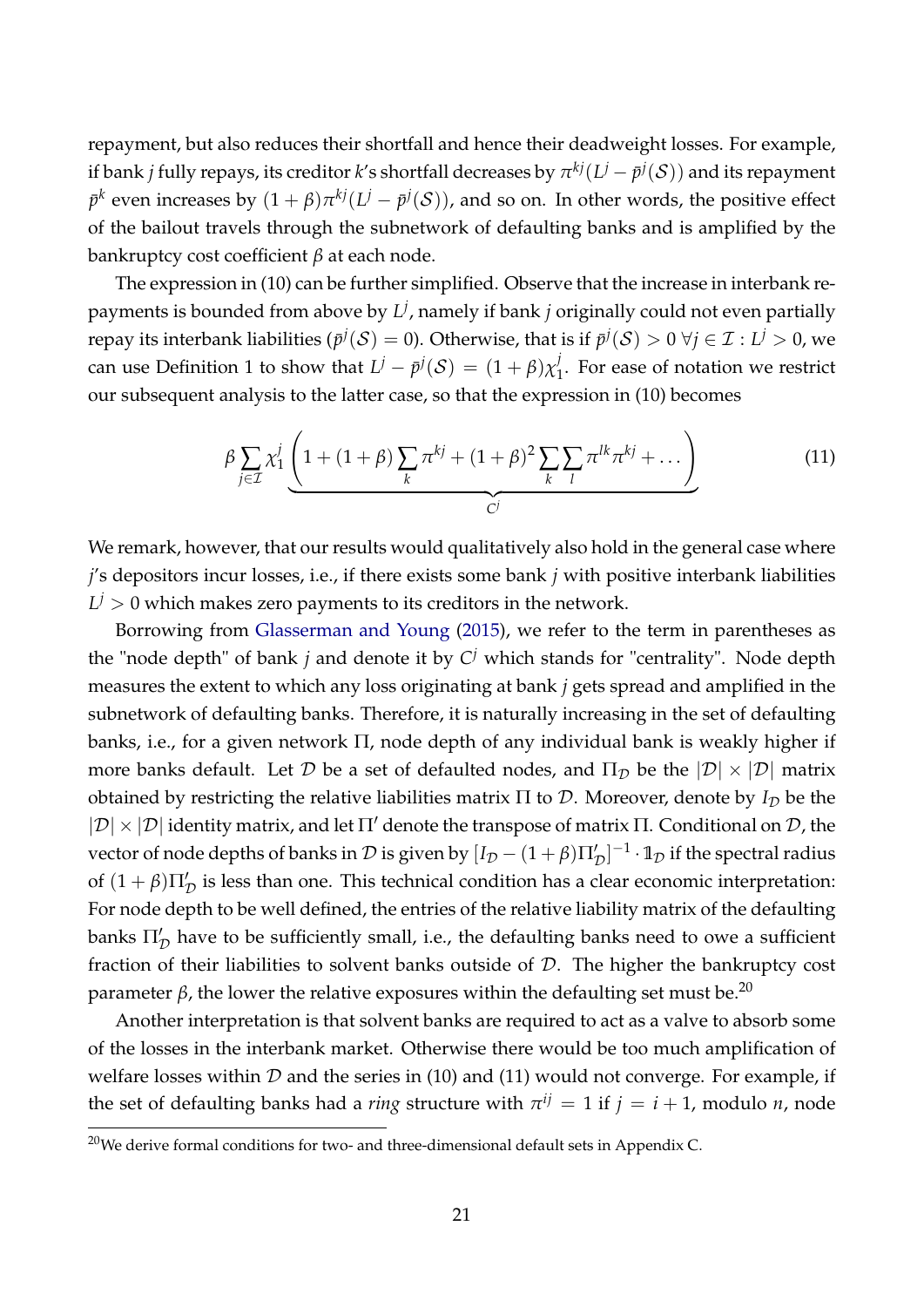repayment, but also reduces their shortfall and hence their deadweight losses. For example, if bank $j$ fully repays, its creditor $k$'s shortfall decreases by $\pi^{kj}(L^j - \bar{p}^j(\mathcal{S}))$ and its repayment $\bar{p}^k$ even increases by $(1+\beta)\pi^{kj}(L^j - \bar{p}^j(\mathcal{S}))$, and so on. In other words, the positive effect of the bailout travels through the subnetwork of defaulting banks and is amplified by the bankruptcy cost coefficient $\beta$ at each node.

The expression in (10) can be further simplified. Observe that the increase in interbank repayments is bounded from above by $L^j$, namely if bank $j$ originally could not even partially repay its interbank liabilities ($\bar{p}^j(\mathcal{S}) = 0$). Otherwise, that is if $\bar{p}^j(\mathcal{S}) > 0 \; \forall j \in \mathcal{I} : L^j > 0$, we can use Definition 1 to show that $L^j - \bar{p}^j(\mathcal{S}) = (1+\beta)\chi_1^j$. For ease of notation we restrict our subsequent analysis to the latter case, so that the expression in (10) becomes

$$\beta \sum_{j \in \mathcal{I}} \chi_1^j \underbrace{\left(1 + (1+\beta)\sum_k \pi^{kj} + (1+\beta)^2 \sum_k \sum_l \pi^{lk}\pi^{kj} + \dots\right)}_{C^j} \tag{11}$$

We remark, however, that our results would qualitatively also hold in the general case where $j$'s depositors incur losses, i.e., if there exists some bank $j$ with positive interbank liabilities $L^j > 0$ which makes zero payments to its creditors in the network.

Borrowing from Glasserman and Young (2015), we refer to the term in parentheses as the "node depth" of bank $j$ and denote it by $C^j$ which stands for "centrality". Node depth measures the extent to which any loss originating at bank $j$ gets spread and amplified in the subnetwork of defaulting banks. Therefore, it is naturally increasing in the set of defaulting banks, i.e., for a given network $\Pi$, node depth of any individual bank is weakly higher if more banks default. Let $\mathcal{D}$ be a set of defaulted nodes, and $\Pi_{\mathcal{D}}$ be the $|\mathcal{D}| \times |\mathcal{D}|$ matrix obtained by restricting the relative liabilities matrix $\Pi$ to $\mathcal{D}$. Moreover, denote by $I_{\mathcal{D}}$ be the $|\mathcal{D}| \times |\mathcal{D}|$ identity matrix, and let $\Pi'$ denote the transpose of matrix $\Pi$. Conditional on $\mathcal{D}$, the vector of node depths of banks in $\mathcal{D}$ is given by $[I_{\mathcal{D}} - (1+\beta)\Pi'_{\mathcal{D}}]^{-1} \cdot \mathbb{1}_{\mathcal{D}}$ if the spectral radius of $(1+\beta)\Pi'_{\mathcal{D}}$ is less than one. This technical condition has a clear economic interpretation: For node depth to be well defined, the entries of the relative liability matrix of the defaulting banks $\Pi'_{\mathcal{D}}$ have to be sufficiently small, i.e., the defaulting banks need to owe a sufficient fraction of their liabilities to solvent banks outside of $\mathcal{D}$. The higher the bankruptcy cost parameter $\beta$, the lower the relative exposures within the defaulting set must be.[20]

Another interpretation is that solvent banks are required to act as a valve to absorb some of the losses in the interbank market. Otherwise there would be too much amplification of welfare losses within $\mathcal{D}$ and the series in (10) and (11) would not converge. For example, if the set of defaulting banks had a *ring* structure with $\pi^{ij} = 1$ if $j = i+1$, modulo $n$, node

[20]We derive formal conditions for two- and three-dimensional default sets in Appendix C.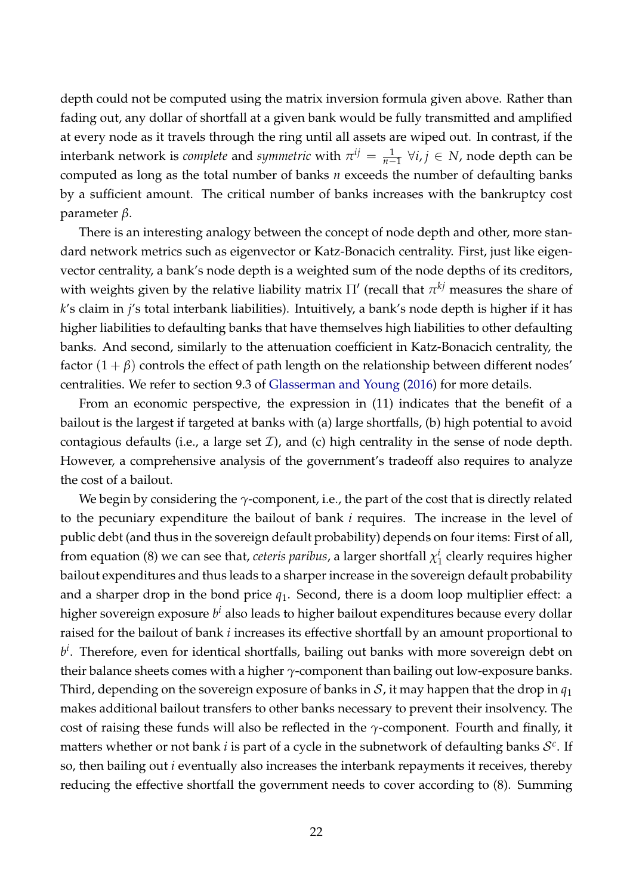depth could not be computed using the matrix inversion formula given above. Rather than fading out, any dollar of shortfall at a given bank would be fully transmitted and amplified at every node as it travels through the ring until all assets are wiped out. In contrast, if the interbank network is *complete* and *symmetric* with $\pi^{ij} = \frac{1}{n-1}$ $\forall i, j \in N$, node depth can be computed as long as the total number of banks $n$ exceeds the number of defaulting banks by a sufficient amount. The critical number of banks increases with the bankruptcy cost parameter $\beta$.

There is an interesting analogy between the concept of node depth and other, more standard network metrics such as eigenvector or Katz-Bonacich centrality. First, just like eigenvector centrality, a bank's node depth is a weighted sum of the node depths of its creditors, with weights given by the relative liability matrix $\Pi'$ (recall that $\pi^{kj}$ measures the share of $k$'s claim in $j$'s total interbank liabilities). Intuitively, a bank's node depth is higher if it has higher liabilities to defaulting banks that have themselves high liabilities to other defaulting banks. And second, similarly to the attenuation coefficient in Katz-Bonacich centrality, the factor $(1 + \beta)$ controls the effect of path length on the relationship between different nodes' centralities. We refer to section 9.3 of Glasserman and Young (2016) for more details.

From an economic perspective, the expression in (11) indicates that the benefit of a bailout is the largest if targeted at banks with (a) large shortfalls, (b) high potential to avoid contagious defaults (i.e., a large set $\mathcal{I}$), and (c) high centrality in the sense of node depth. However, a comprehensive analysis of the government's tradeoff also requires to analyze the cost of a bailout.

We begin by considering the $\gamma$-component, i.e., the part of the cost that is directly related to the pecuniary expenditure the bailout of bank $i$ requires. The increase in the level of public debt (and thus in the sovereign default probability) depends on four items: First of all, from equation (8) we can see that, *ceteris paribus*, a larger shortfall $\chi_1^i$ clearly requires higher bailout expenditures and thus leads to a sharper increase in the sovereign default probability and a sharper drop in the bond price $q_1$. Second, there is a doom loop multiplier effect: a higher sovereign exposure $b^i$ also leads to higher bailout expenditures because every dollar raised for the bailout of bank $i$ increases its effective shortfall by an amount proportional to $b^i$. Therefore, even for identical shortfalls, bailing out banks with more sovereign debt on their balance sheets comes with a higher $\gamma$-component than bailing out low-exposure banks. Third, depending on the sovereign exposure of banks in $\mathcal{S}$, it may happen that the drop in $q_1$ makes additional bailout transfers to other banks necessary to prevent their insolvency. The cost of raising these funds will also be reflected in the $\gamma$-component. Fourth and finally, it matters whether or not bank $i$ is part of a cycle in the subnetwork of defaulting banks $\mathcal{S}^c$. If so, then bailing out $i$ eventually also increases the interbank repayments it receives, thereby reducing the effective shortfall the government needs to cover according to (8). Summing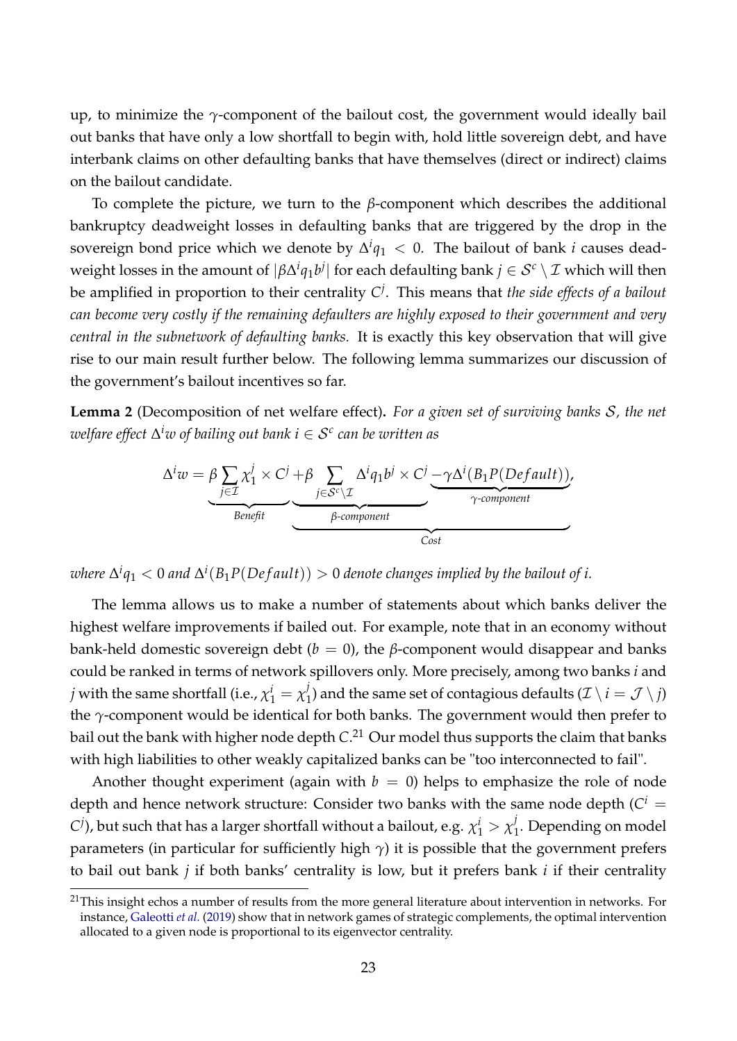up, to minimize the $\gamma$-component of the bailout cost, the government would ideally bail out banks that have only a low shortfall to begin with, hold little sovereign debt, and have interbank claims on other defaulting banks that have themselves (direct or indirect) claims on the bailout candidate.

To complete the picture, we turn to the $\beta$-component which describes the additional bankruptcy deadweight losses in defaulting banks that are triggered by the drop in the sovereign bond price which we denote by $\Delta^i q_1 < 0$. The bailout of bank $i$ causes deadweight losses in the amount of $|\beta \Delta^i q_1 b^j|$ for each defaulting bank $j \in \mathcal{S}^c \setminus \mathcal{I}$ which will then be amplified in proportion to their centrality $C^j$. This means that *the side effects of a bailout can become very costly if the remaining defaulters are highly exposed to their government and very central in the subnetwork of defaulting banks.* It is exactly this key observation that will give rise to our main result further below. The following lemma summarizes our discussion of the government's bailout incentives so far.

**Lemma 2** (Decomposition of net welfare effect)**.** *For a given set of surviving banks $\mathcal{S}$, the net welfare effect $\Delta^i w$ of bailing out bank $i \in \mathcal{S}^c$ can be written as*

$$\Delta^i w = \underbrace{\beta \sum_{j \in \mathcal{I}} \chi_1^j \times C^j}_{\textit{Benefit}} \underbrace{+ \underbrace{\beta \sum_{j \in \mathcal{S}^c \setminus \mathcal{I}} \Delta^i q_1 b^j \times C^j}_{\beta\textit{-component}} \underbrace{- \gamma \Delta^i (B_1 P(Default))}_{\gamma\textit{-component}}}_{\textit{Cost}},$$

*where $\Delta^i q_1 < 0$ and $\Delta^i (B_1 P(Default)) > 0$ denote changes implied by the bailout of $i$.*

The lemma allows us to make a number of statements about which banks deliver the highest welfare improvements if bailed out. For example, note that in an economy without bank-held domestic sovereign debt ($b = 0$), the $\beta$-component would disappear and banks could be ranked in terms of network spillovers only. More precisely, among two banks $i$ and $j$ with the same shortfall (i.e., $\chi_1^i = \chi_1^j$) and the same set of contagious defaults ($\mathcal{I} \setminus i = \mathcal{J} \setminus j$) the $\gamma$-component would be identical for both banks. The government would then prefer to bail out the bank with higher node depth $C$.[21] Our model thus supports the claim that banks with high liabilities to other weakly capitalized banks can be "too interconnected to fail".

Another thought experiment (again with $b = 0$) helps to emphasize the role of node depth and hence network structure: Consider two banks with the same node depth ($C^i = C^j$), but such that has a larger shortfall without a bailout, e.g. $\chi_1^i > \chi_1^j$. Depending on model parameters (in particular for sufficiently high $\gamma$) it is possible that the government prefers to bail out bank $j$ if both banks' centrality is low, but it prefers bank $i$ if their centrality

[21] This insight echos a number of results from the more general literature about intervention in networks. For instance, Galeotti *et al.* (2019) show that in network games of strategic complements, the optimal intervention allocated to a given node is proportional to its eigenvector centrality.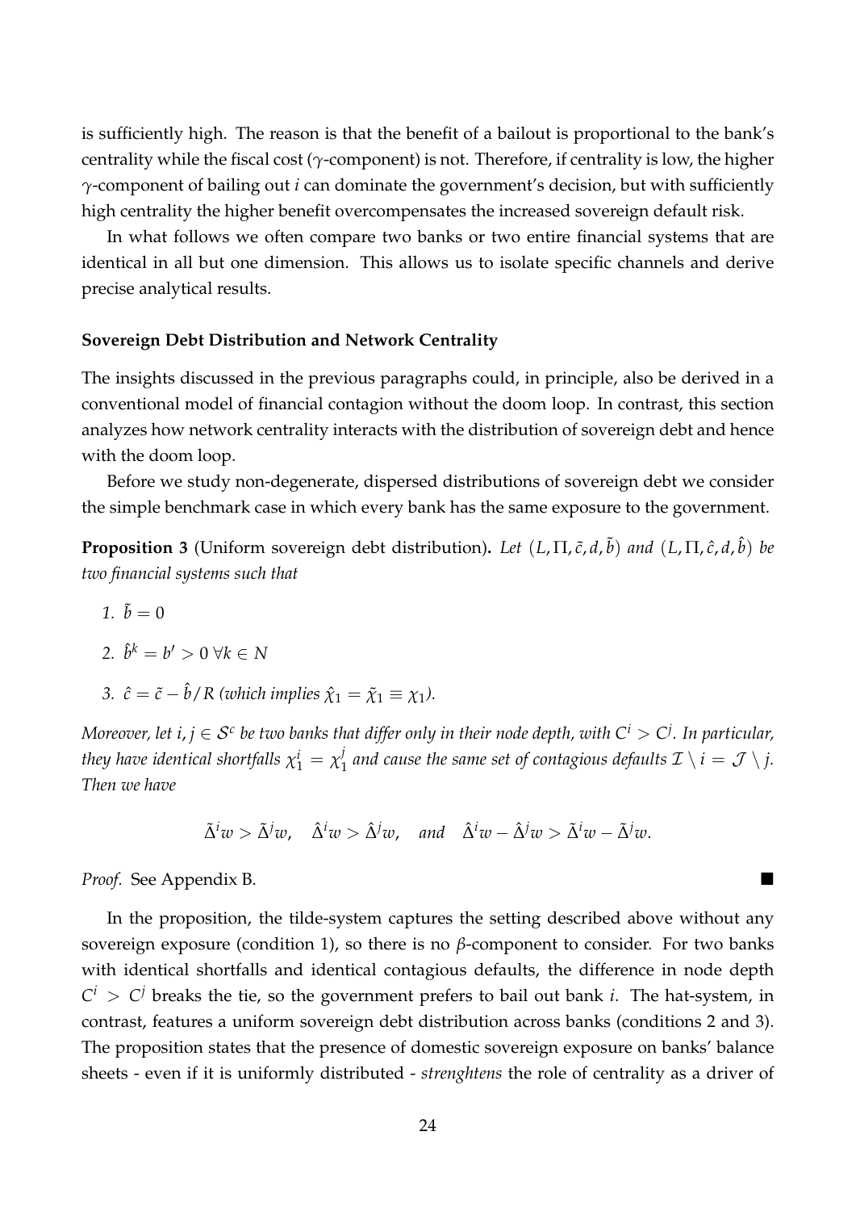is sufficiently high. The reason is that the benefit of a bailout is proportional to the bank's centrality while the fiscal cost ($\gamma$-component) is not. Therefore, if centrality is low, the higher $\gamma$-component of bailing out $i$ can dominate the government's decision, but with sufficiently high centrality the higher benefit overcompensates the increased sovereign default risk.

In what follows we often compare two banks or two entire financial systems that are identical in all but one dimension. This allows us to isolate specific channels and derive precise analytical results.

**Sovereign Debt Distribution and Network Centrality**

The insights discussed in the previous paragraphs could, in principle, also be derived in a conventional model of financial contagion without the doom loop. In contrast, this section analyzes how network centrality interacts with the distribution of sovereign debt and hence with the doom loop.

Before we study non-degenerate, dispersed distributions of sovereign debt we consider the simple benchmark case in which every bank has the same exposure to the government.

**Proposition 3** (Uniform sovereign debt distribution)**.** *Let $(L, \Pi, \tilde{c}, d, \tilde{b})$ and $(L, \Pi, \hat{c}, d, \hat{b})$ be two financial systems such that*

1. $\tilde{b} = 0$
2. $\hat{b}^k = b' > 0 \; \forall k \in N$
3. $\hat{c} = \tilde{c} - \hat{b}/R$ *(which implies $\hat{\chi}_1 = \tilde{\chi}_1 \equiv \chi_1$).*

*Moreover, let $i, j \in \mathcal{S}^c$ be two banks that differ only in their node depth, with $C^i > C^j$. In particular, they have identical shortfalls $\chi_1^i = \chi_1^j$ and cause the same set of contagious defaults $\mathcal{I} \setminus i = \mathcal{J} \setminus j$. Then we have*

$$\tilde{\Delta}^i w > \tilde{\Delta}^j w, \quad \hat{\Delta}^i w > \hat{\Delta}^j w, \quad \textit{and} \quad \hat{\Delta}^i w - \hat{\Delta}^j w > \tilde{\Delta}^i w - \tilde{\Delta}^j w.$$

*Proof.* See Appendix B. ∎

In the proposition, the tilde-system captures the setting described above without any sovereign exposure (condition 1), so there is no $\beta$-component to consider. For two banks with identical shortfalls and identical contagious defaults, the difference in node depth $C^i > C^j$ breaks the tie, so the government prefers to bail out bank $i$. The hat-system, in contrast, features a uniform sovereign debt distribution across banks (conditions 2 and 3). The proposition states that the presence of domestic sovereign exposure on banks' balance sheets - even if it is uniformly distributed - *strenghtens* the role of centrality as a driver of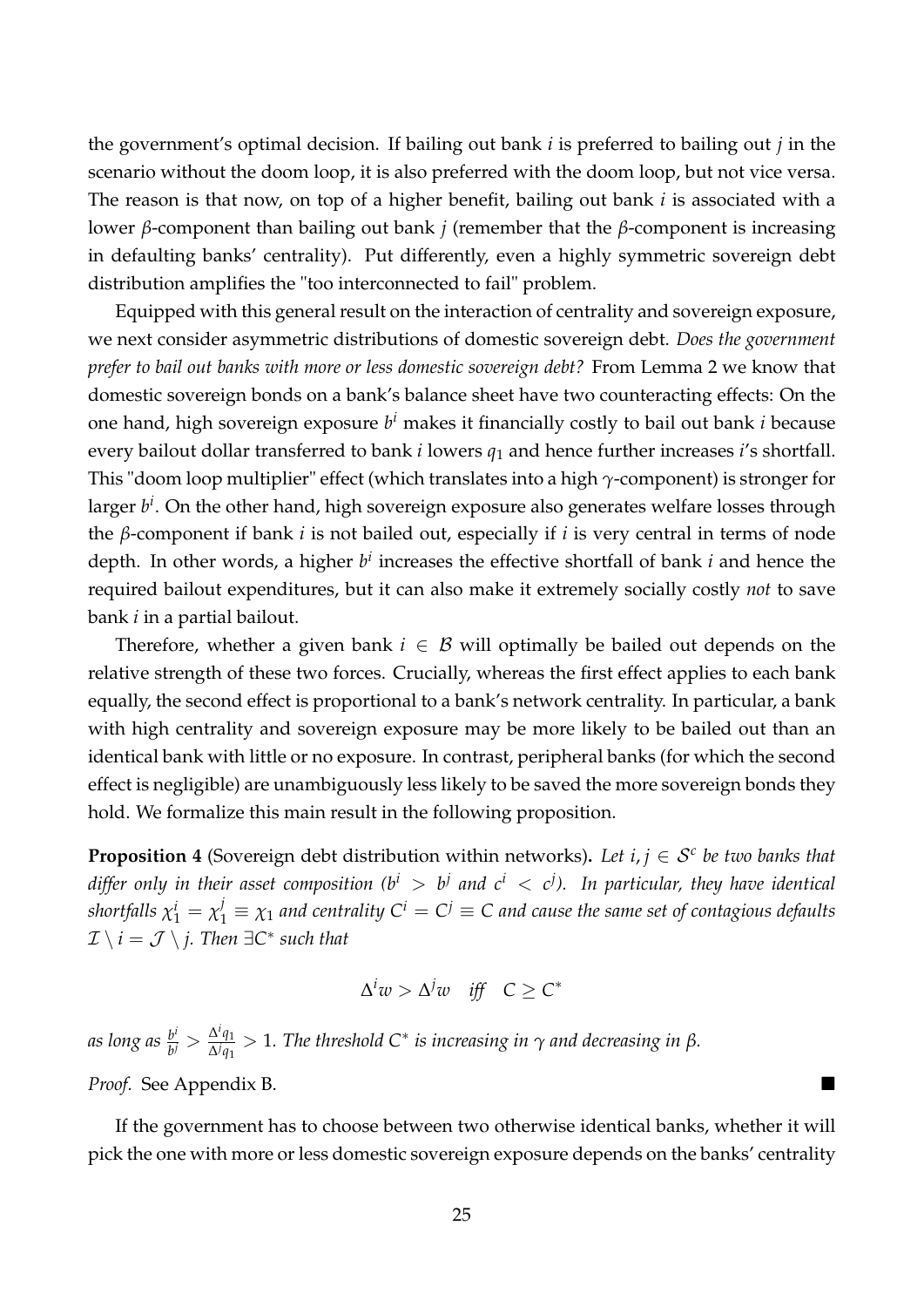the government's optimal decision. If bailing out bank $i$ is preferred to bailing out $j$ in the scenario without the doom loop, it is also preferred with the doom loop, but not vice versa. The reason is that now, on top of a higher benefit, bailing out bank $i$ is associated with a lower $\beta$-component than bailing out bank $j$ (remember that the $\beta$-component is increasing in defaulting banks' centrality). Put differently, even a highly symmetric sovereign debt distribution amplifies the "too interconnected to fail" problem.

Equipped with this general result on the interaction of centrality and sovereign exposure, we next consider asymmetric distributions of domestic sovereign debt. *Does the government prefer to bail out banks with more or less domestic sovereign debt?* From Lemma 2 we know that domestic sovereign bonds on a bank's balance sheet have two counteracting effects: On the one hand, high sovereign exposure $b^i$ makes it financially costly to bail out bank $i$ because every bailout dollar transferred to bank $i$ lowers $q_1$ and hence further increases $i$'s shortfall. This "doom loop multiplier" effect (which translates into a high $\gamma$-component) is stronger for larger $b^i$. On the other hand, high sovereign exposure also generates welfare losses through the $\beta$-component if bank $i$ is not bailed out, especially if $i$ is very central in terms of node depth. In other words, a higher $b^i$ increases the effective shortfall of bank $i$ and hence the required bailout expenditures, but it can also make it extremely socially costly *not* to save bank $i$ in a partial bailout.

Therefore, whether a given bank $i \in \mathcal{B}$ will optimally be bailed out depends on the relative strength of these two forces. Crucially, whereas the first effect applies to each bank equally, the second effect is proportional to a bank's network centrality. In particular, a bank with high centrality and sovereign exposure may be more likely to be bailed out than an identical bank with little or no exposure. In contrast, peripheral banks (for which the second effect is negligible) are unambiguously less likely to be saved the more sovereign bonds they hold. We formalize this main result in the following proposition.

**Proposition 4** (Sovereign debt distribution within networks)**.** *Let $i, j \in \mathcal{S}^c$ be two banks that differ only in their asset composition ($b^i > b^j$ and $c^i < c^j$). In particular, they have identical shortfalls $\chi_1^i = \chi_1^j \equiv \chi_1$ and centrality $C^i = C^j \equiv C$ and cause the same set of contagious defaults $\mathcal{I} \setminus i = \mathcal{J} \setminus j$. Then $\exists C^*$ such that*

$$\Delta^i w > \Delta^j w \quad \textit{iff} \quad C \geq C^*$$

*as long as $\frac{b^i}{b^j} > \frac{\Delta^i q_1}{\Delta^j q_1} > 1$. The threshold $C^*$ is increasing in $\gamma$ and decreasing in $\beta$.*

*Proof.* See Appendix B. ■

If the government has to choose between two otherwise identical banks, whether it will pick the one with more or less domestic sovereign exposure depends on the banks' centrality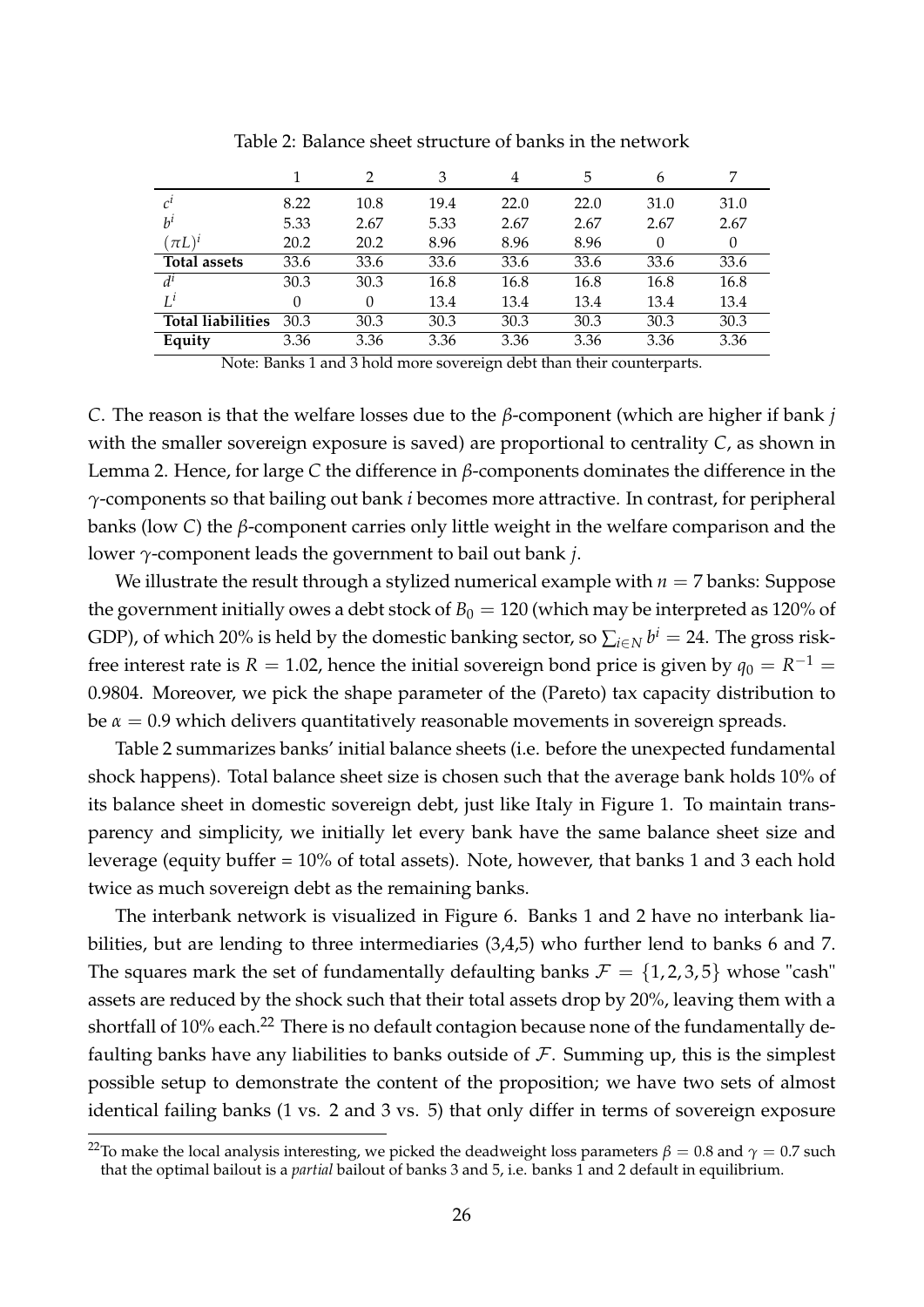Table 2: Balance sheet structure of banks in the network

| | 1 | 2 | 3 | 4 | 5 | 6 | 7 |
|---|---|---|---|---|---|---|---|
| $c^i$ | 8.22 | 10.8 | 19.4 | 22.0 | 22.0 | 31.0 | 31.0 |
| $b^i$ | 5.33 | 2.67 | 5.33 | 2.67 | 2.67 | 2.67 | 2.67 |
| $(\pi L)^i$ | 20.2 | 20.2 | 8.96 | 8.96 | 8.96 | 0 | 0 |
| **Total assets** | 33.6 | 33.6 | 33.6 | 33.6 | 33.6 | 33.6 | 33.6 |
| $d^i$ | 30.3 | 30.3 | 16.8 | 16.8 | 16.8 | 16.8 | 16.8 |
| $L^i$ | 0 | 0 | 13.4 | 13.4 | 13.4 | 13.4 | 13.4 |
| **Total liabilities** | 30.3 | 30.3 | 30.3 | 30.3 | 30.3 | 30.3 | 30.3 |
| **Equity** | 3.36 | 3.36 | 3.36 | 3.36 | 3.36 | 3.36 | 3.36 |

Note: Banks 1 and 3 hold more sovereign debt than their counterparts.

$C$. The reason is that the welfare losses due to the $\beta$-component (which are higher if bank $j$ with the smaller sovereign exposure is saved) are proportional to centrality $C$, as shown in Lemma 2. Hence, for large $C$ the difference in $\beta$-components dominates the difference in the $\gamma$-components so that bailing out bank $i$ becomes more attractive. In contrast, for peripheral banks (low $C$) the $\beta$-component carries only little weight in the welfare comparison and the lower $\gamma$-component leads the government to bail out bank $j$.

We illustrate the result through a stylized numerical example with $n = 7$ banks: Suppose the government initially owes a debt stock of $B_0 = 120$ (which may be interpreted as 120% of GDP), of which 20% is held by the domestic banking sector, so $\sum_{i \in N} b^i = 24$. The gross risk-free interest rate is $R = 1.02$, hence the initial sovereign bond price is given by $q_0 = R^{-1} = 0.9804$. Moreover, we pick the shape parameter of the (Pareto) tax capacity distribution to be $\alpha = 0.9$ which delivers quantitatively reasonable movements in sovereign spreads.

Table 2 summarizes banks' initial balance sheets (i.e. before the unexpected fundamental shock happens). Total balance sheet size is chosen such that the average bank holds 10% of its balance sheet in domestic sovereign debt, just like Italy in Figure 1. To maintain transparency and simplicity, we initially let every bank have the same balance sheet size and leverage (equity buffer = 10% of total assets). Note, however, that banks 1 and 3 each hold twice as much sovereign debt as the remaining banks.

The interbank network is visualized in Figure 6. Banks 1 and 2 have no interbank liabilities, but are lending to three intermediaries (3,4,5) who further lend to banks 6 and 7. The squares mark the set of fundamentally defaulting banks $\mathcal{F} = \{1, 2, 3, 5\}$ whose "cash" assets are reduced by the shock such that their total assets drop by 20%, leaving them with a shortfall of 10% each.[22] There is no default contagion because none of the fundamentally defaulting banks have any liabilities to banks outside of $\mathcal{F}$. Summing up, this is the simplest possible setup to demonstrate the content of the proposition; we have two sets of almost identical failing banks (1 vs. 2 and 3 vs. 5) that only differ in terms of sovereign exposure

[22] To make the local analysis interesting, we picked the deadweight loss parameters $\beta = 0.8$ and $\gamma = 0.7$ such that the optimal bailout is a *partial* bailout of banks 3 and 5, i.e. banks 1 and 2 default in equilibrium.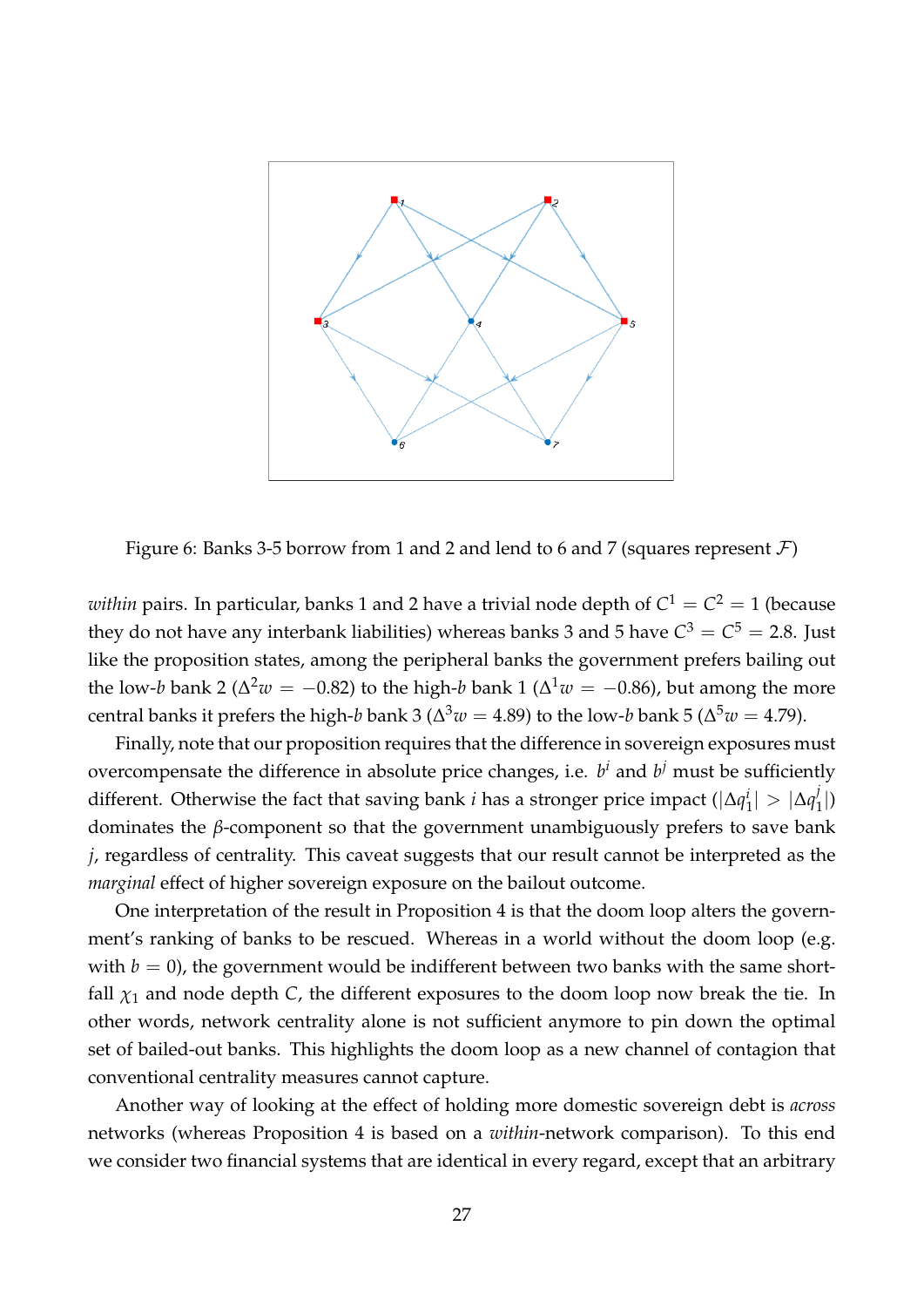Figure 6: Banks 3-5 borrow from 1 and 2 and lend to 6 and 7 (squares represent $\mathcal{F}$)

*within* pairs. In particular, banks 1 and 2 have a trivial node depth of $C^1 = C^2 = 1$ (because they do not have any interbank liabilities) whereas banks 3 and 5 have $C^3 = C^5 = 2.8$. Just like the proposition states, among the peripheral banks the government prefers bailing out the low-$b$ bank 2 ($\Delta^2 w = -0.82$) to the high-$b$ bank 1 ($\Delta^1 w = -0.86$), but among the more central banks it prefers the high-$b$ bank 3 ($\Delta^3 w = 4.89$) to the low-$b$ bank 5 ($\Delta^5 w = 4.79$).

Finally, note that our proposition requires that the difference in sovereign exposures must overcompensate the difference in absolute price changes, i.e. $b^i$ and $b^j$ must be sufficiently different. Otherwise the fact that saving bank $i$ has a stronger price impact ($|\Delta q_1^i| > |\Delta q_1^j|$) dominates the $\beta$-component so that the government unambiguously prefers to save bank $j$, regardless of centrality. This caveat suggests that our result cannot be interpreted as the *marginal* effect of higher sovereign exposure on the bailout outcome.

One interpretation of the result in Proposition 4 is that the doom loop alters the government's ranking of banks to be rescued. Whereas in a world without the doom loop (e.g. with $b = 0$), the government would be indifferent between two banks with the same shortfall $\chi_1$ and node depth $C$, the different exposures to the doom loop now break the tie. In other words, network centrality alone is not sufficient anymore to pin down the optimal set of bailed-out banks. This highlights the doom loop as a new channel of contagion that conventional centrality measures cannot capture.

Another way of looking at the effect of holding more domestic sovereign debt is *across* networks (whereas Proposition 4 is based on a *within*-network comparison). To this end we consider two financial systems that are identical in every regard, except that an arbitrary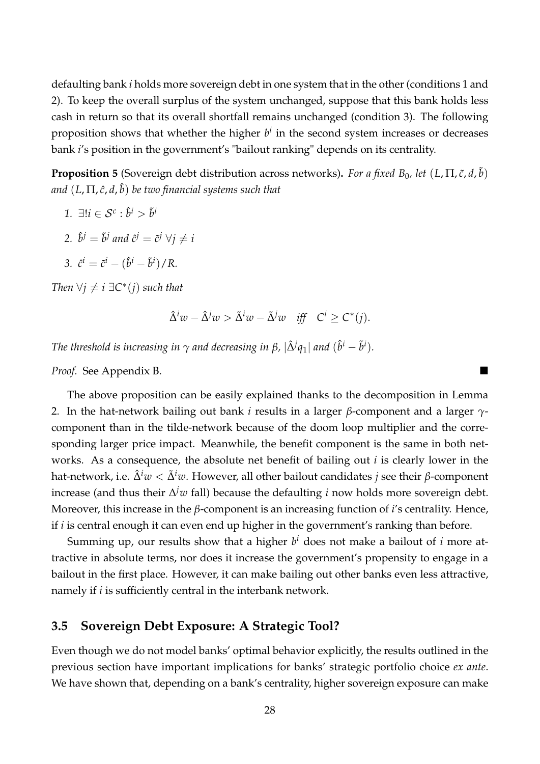defaulting bank *i* holds more sovereign debt in one system that in the other (conditions 1 and 2). To keep the overall surplus of the system unchanged, suppose that this bank holds less cash in return so that its overall shortfall remains unchanged (condition 3). The following proposition shows that whether the higher $b^i$ in the second system increases or decreases bank *i*'s position in the government's "bailout ranking" depends on its centrality.

**Proposition 5** (Sovereign debt distribution across networks)**.** *For a fixed $B_0$, let $(L, \Pi, \tilde{c}, d, \tilde{b})$ and $(L, \Pi, \hat{c}, d, \hat{b})$ be two financial systems such that*

1. $\exists ! i \in \mathcal{S}^c : \hat{b}^i > \tilde{b}^i$
2. $\hat{b}^j = \tilde{b}^j$ *and* $\hat{c}^j = \tilde{c}^j \; \forall j \neq i$
3. $\hat{c}^i = \tilde{c}^i - (\hat{b}^i - \tilde{b}^i)/R.$

*Then $\forall j \neq i \; \exists C^*(j)$ such that*

$$\hat{\Delta}^i w - \hat{\Delta}^j w > \tilde{\Delta}^i w - \tilde{\Delta}^j w \quad \textit{iff} \quad C^i \geq C^*(j).$$

*The threshold is increasing in $\gamma$ and decreasing in $\beta$, $|\hat{\Delta}^j q_1|$ and $(\hat{b}^i - \tilde{b}^i)$.*

*Proof.* See Appendix B. ■

The above proposition can be easily explained thanks to the decomposition in Lemma 2. In the hat-network bailing out bank *i* results in a larger $\beta$-component and a larger $\gamma$-component than in the tilde-network because of the doom loop multiplier and the corresponding larger price impact. Meanwhile, the benefit component is the same in both networks. As a consequence, the absolute net benefit of bailing out *i* is clearly lower in the hat-network, i.e. $\hat{\Delta}^i w < \tilde{\Delta}^i w$. However, all other bailout candidates *j* see their $\beta$-component increase (and thus their $\Delta^j w$ fall) because the defaulting *i* now holds more sovereign debt. Moreover, this increase in the $\beta$-component is an increasing function of *i*'s centrality. Hence, if *i* is central enough it can even end up higher in the government's ranking than before.

Summing up, our results show that a higher $b^i$ does not make a bailout of *i* more attractive in absolute terms, nor does it increase the government's propensity to engage in a bailout in the first place. However, it can make bailing out other banks even less attractive, namely if *i* is sufficiently central in the interbank network.

## 3.5 Sovereign Debt Exposure: A Strategic Tool?

Even though we do not model banks' optimal behavior explicitly, the results outlined in the previous section have important implications for banks' strategic portfolio choice *ex ante*. We have shown that, depending on a bank's centrality, higher sovereign exposure can make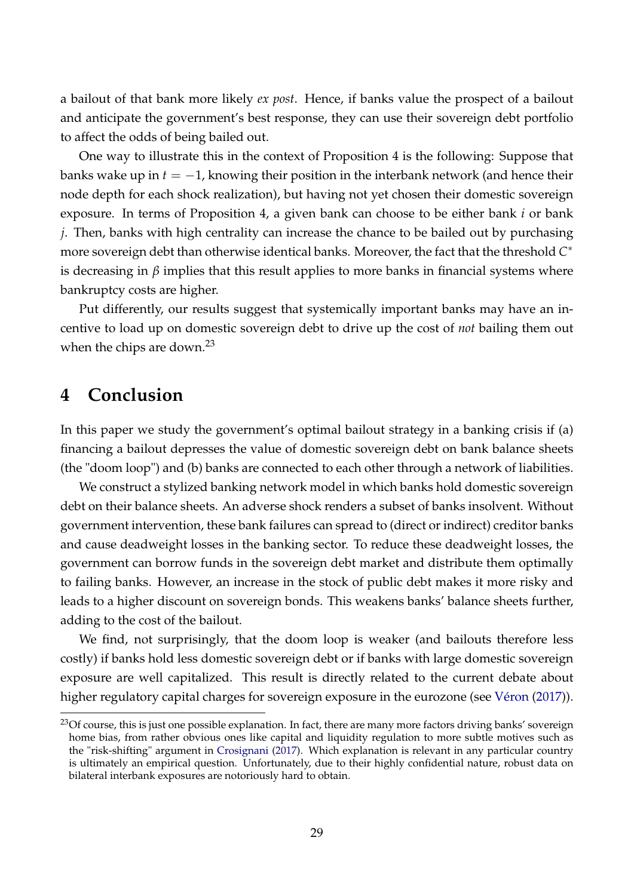a bailout of that bank more likely *ex post*. Hence, if banks value the prospect of a bailout and anticipate the government's best response, they can use their sovereign debt portfolio to affect the odds of being bailed out.

One way to illustrate this in the context of Proposition 4 is the following: Suppose that banks wake up in $t = -1$, knowing their position in the interbank network (and hence their node depth for each shock realization), but having not yet chosen their domestic sovereign exposure. In terms of Proposition 4, a given bank can choose to be either bank $i$ or bank $j$. Then, banks with high centrality can increase the chance to be bailed out by purchasing more sovereign debt than otherwise identical banks. Moreover, the fact that the threshold $C^*$ is decreasing in $\beta$ implies that this result applies to more banks in financial systems where bankruptcy costs are higher.

Put differently, our results suggest that systemically important banks may have an incentive to load up on domestic sovereign debt to drive up the cost of *not* bailing them out when the chips are down.[23]

# 4 Conclusion

In this paper we study the government's optimal bailout strategy in a banking crisis if (a) financing a bailout depresses the value of domestic sovereign debt on bank balance sheets (the "doom loop") and (b) banks are connected to each other through a network of liabilities.

We construct a stylized banking network model in which banks hold domestic sovereign debt on their balance sheets. An adverse shock renders a subset of banks insolvent. Without government intervention, these bank failures can spread to (direct or indirect) creditor banks and cause deadweight losses in the banking sector. To reduce these deadweight losses, the government can borrow funds in the sovereign debt market and distribute them optimally to failing banks. However, an increase in the stock of public debt makes it more risky and leads to a higher discount on sovereign bonds. This weakens banks' balance sheets further, adding to the cost of the bailout.

We find, not surprisingly, that the doom loop is weaker (and bailouts therefore less costly) if banks hold less domestic sovereign debt or if banks with large domestic sovereign exposure are well capitalized. This result is directly related to the current debate about higher regulatory capital charges for sovereign exposure in the eurozone (see Véron (2017)).

[23] Of course, this is just one possible explanation. In fact, there are many more factors driving banks' sovereign home bias, from rather obvious ones like capital and liquidity regulation to more subtle motives such as the "risk-shifting" argument in Crosignani (2017). Which explanation is relevant in any particular country is ultimately an empirical question. Unfortunately, due to their highly confidential nature, robust data on bilateral interbank exposures are notoriously hard to obtain.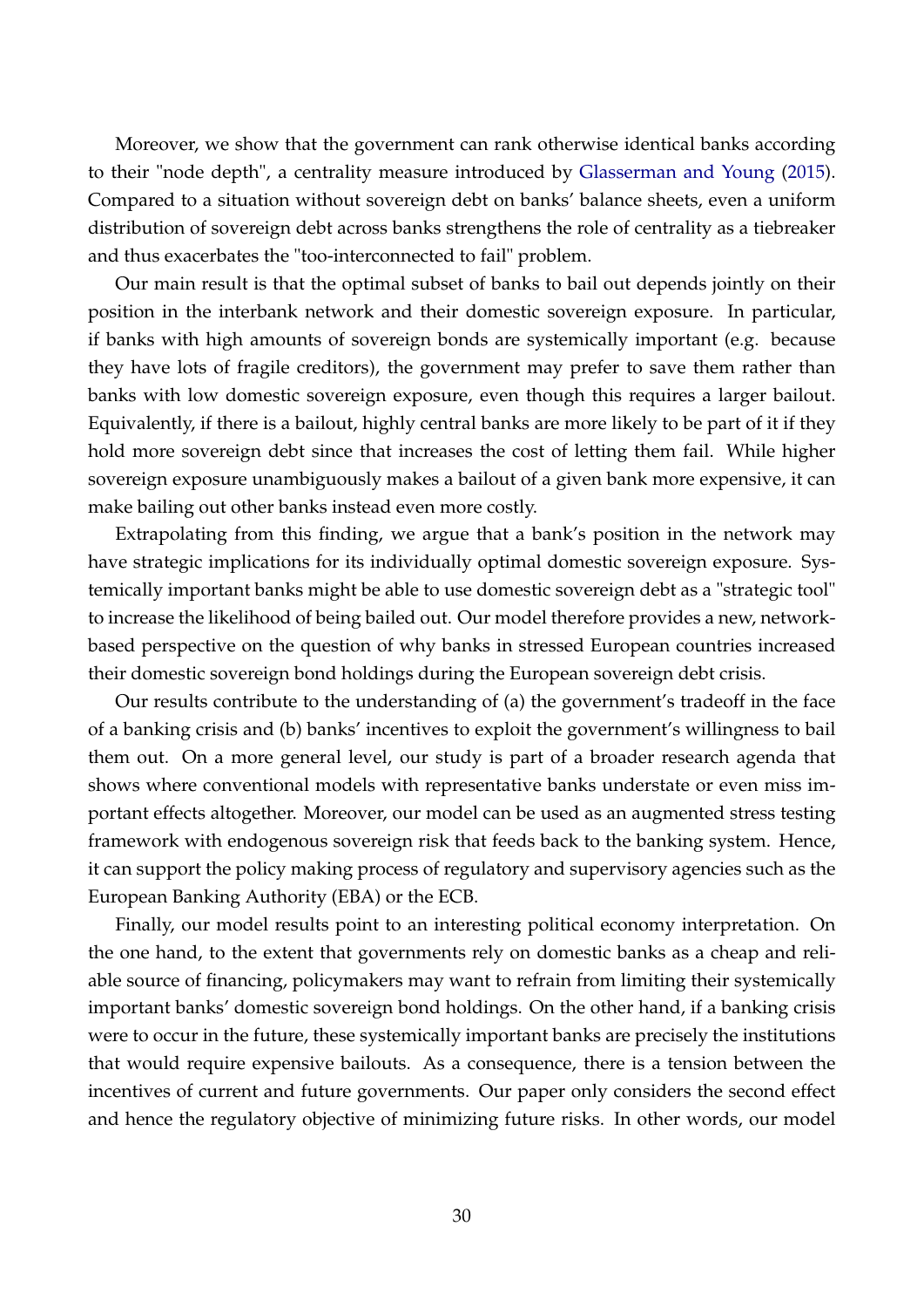Moreover, we show that the government can rank otherwise identical banks according to their "node depth", a centrality measure introduced by Glasserman and Young (2015). Compared to a situation without sovereign debt on banks' balance sheets, even a uniform distribution of sovereign debt across banks strengthens the role of centrality as a tiebreaker and thus exacerbates the "too-interconnected to fail" problem.

Our main result is that the optimal subset of banks to bail out depends jointly on their position in the interbank network and their domestic sovereign exposure. In particular, if banks with high amounts of sovereign bonds are systemically important (e.g. because they have lots of fragile creditors), the government may prefer to save them rather than banks with low domestic sovereign exposure, even though this requires a larger bailout. Equivalently, if there is a bailout, highly central banks are more likely to be part of it if they hold more sovereign debt since that increases the cost of letting them fail. While higher sovereign exposure unambiguously makes a bailout of a given bank more expensive, it can make bailing out other banks instead even more costly.

Extrapolating from this finding, we argue that a bank's position in the network may have strategic implications for its individually optimal domestic sovereign exposure. Systemically important banks might be able to use domestic sovereign debt as a "strategic tool" to increase the likelihood of being bailed out. Our model therefore provides a new, network-based perspective on the question of why banks in stressed European countries increased their domestic sovereign bond holdings during the European sovereign debt crisis.

Our results contribute to the understanding of (a) the government's tradeoff in the face of a banking crisis and (b) banks' incentives to exploit the government's willingness to bail them out. On a more general level, our study is part of a broader research agenda that shows where conventional models with representative banks understate or even miss important effects altogether. Moreover, our model can be used as an augmented stress testing framework with endogenous sovereign risk that feeds back to the banking system. Hence, it can support the policy making process of regulatory and supervisory agencies such as the European Banking Authority (EBA) or the ECB.

Finally, our model results point to an interesting political economy interpretation. On the one hand, to the extent that governments rely on domestic banks as a cheap and reliable source of financing, policymakers may want to refrain from limiting their systemically important banks' domestic sovereign bond holdings. On the other hand, if a banking crisis were to occur in the future, these systemically important banks are precisely the institutions that would require expensive bailouts. As a consequence, there is a tension between the incentives of current and future governments. Our paper only considers the second effect and hence the regulatory objective of minimizing future risks. In other words, our model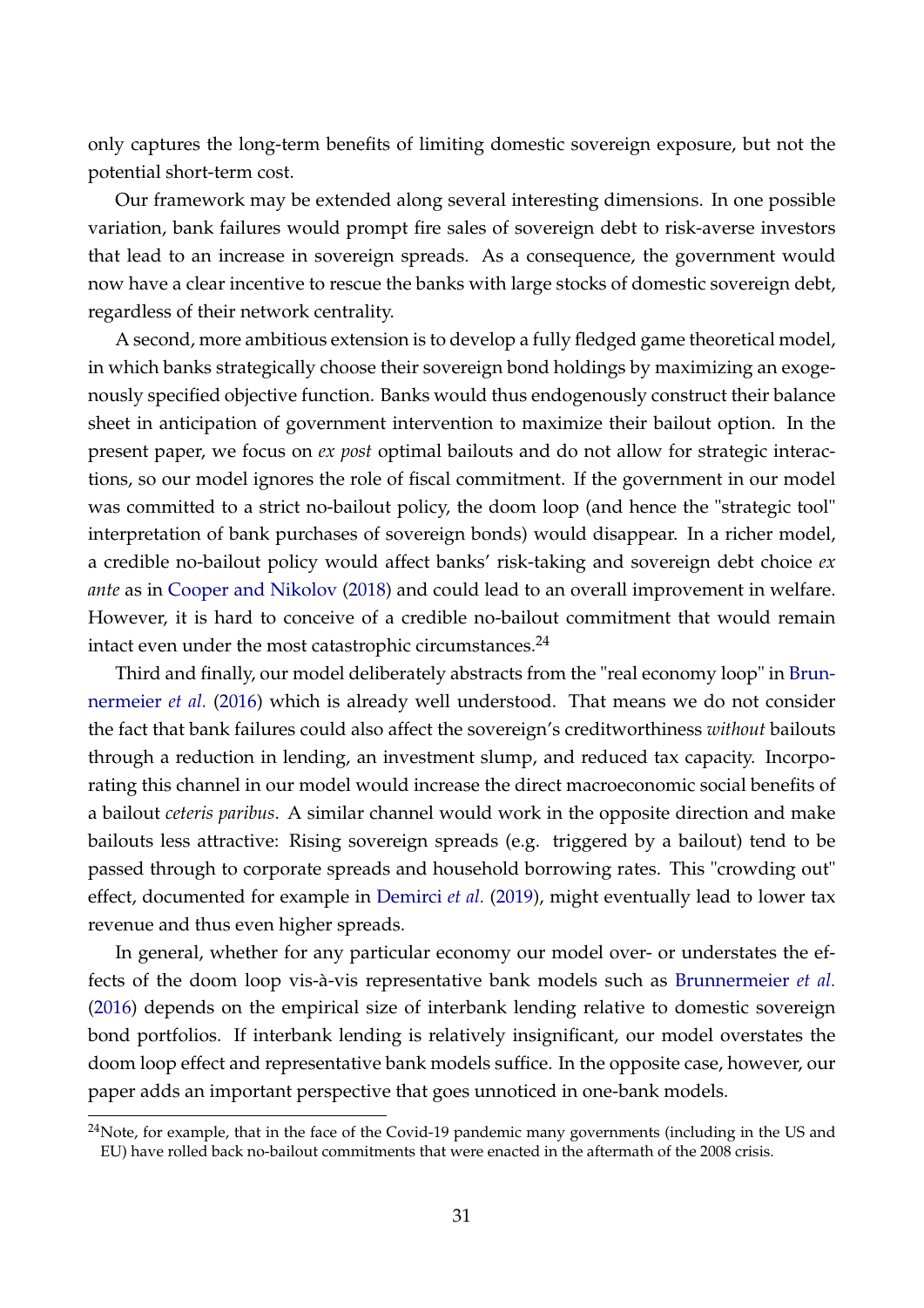only captures the long-term benefits of limiting domestic sovereign exposure, but not the potential short-term cost.

Our framework may be extended along several interesting dimensions. In one possible variation, bank failures would prompt fire sales of sovereign debt to risk-averse investors that lead to an increase in sovereign spreads. As a consequence, the government would now have a clear incentive to rescue the banks with large stocks of domestic sovereign debt, regardless of their network centrality.

A second, more ambitious extension is to develop a fully fledged game theoretical model, in which banks strategically choose their sovereign bond holdings by maximizing an exogenously specified objective function. Banks would thus endogenously construct their balance sheet in anticipation of government intervention to maximize their bailout option. In the present paper, we focus on *ex post* optimal bailouts and do not allow for strategic interactions, so our model ignores the role of fiscal commitment. If the government in our model was committed to a strict no-bailout policy, the doom loop (and hence the "strategic tool" interpretation of bank purchases of sovereign bonds) would disappear. In a richer model, a credible no-bailout policy would affect banks' risk-taking and sovereign debt choice *ex ante* as in Cooper and Nikolov (2018) and could lead to an overall improvement in welfare. However, it is hard to conceive of a credible no-bailout commitment that would remain intact even under the most catastrophic circumstances.[24]

Third and finally, our model deliberately abstracts from the "real economy loop" in Brunnermeier *et al.* (2016) which is already well understood. That means we do not consider the fact that bank failures could also affect the sovereign's creditworthiness *without* bailouts through a reduction in lending, an investment slump, and reduced tax capacity. Incorporating this channel in our model would increase the direct macroeconomic social benefits of a bailout *ceteris paribus*. A similar channel would work in the opposite direction and make bailouts less attractive: Rising sovereign spreads (e.g. triggered by a bailout) tend to be passed through to corporate spreads and household borrowing rates. This "crowding out" effect, documented for example in Demirci *et al.* (2019), might eventually lead to lower tax revenue and thus even higher spreads.

In general, whether for any particular economy our model over- or understates the effects of the doom loop vis-à-vis representative bank models such as Brunnermeier *et al.* (2016) depends on the empirical size of interbank lending relative to domestic sovereign bond portfolios. If interbank lending is relatively insignificant, our model overstates the doom loop effect and representative bank models suffice. In the opposite case, however, our paper adds an important perspective that goes unnoticed in one-bank models.

[24]Note, for example, that in the face of the Covid-19 pandemic many governments (including in the US and EU) have rolled back no-bailout commitments that were enacted in the aftermath of the 2008 crisis.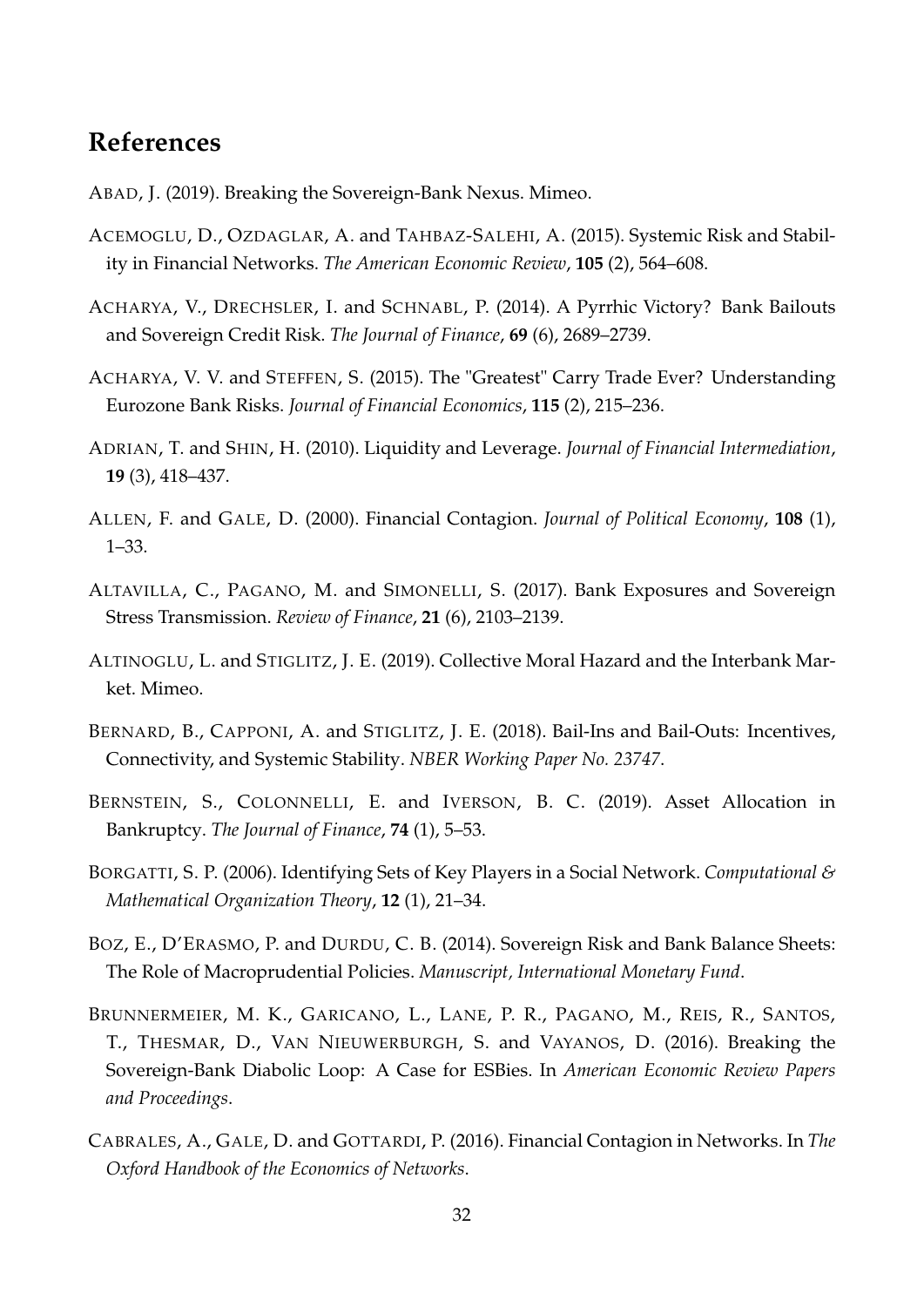## References

ABAD, J. (2019). Breaking the Sovereign-Bank Nexus. Mimeo.

ACEMOGLU, D., OZDAGLAR, A. and TAHBAZ-SALEHI, A. (2015). Systemic Risk and Stability in Financial Networks. *The American Economic Review*, **105** (2), 564–608.

ACHARYA, V., DRECHSLER, I. and SCHNABL, P. (2014). A Pyrrhic Victory? Bank Bailouts and Sovereign Credit Risk. *The Journal of Finance*, **69** (6), 2689–2739.

ACHARYA, V. V. and STEFFEN, S. (2015). The "Greatest" Carry Trade Ever? Understanding Eurozone Bank Risks. *Journal of Financial Economics*, **115** (2), 215–236.

ADRIAN, T. and SHIN, H. (2010). Liquidity and Leverage. *Journal of Financial Intermediation*, **19** (3), 418–437.

ALLEN, F. and GALE, D. (2000). Financial Contagion. *Journal of Political Economy*, **108** (1), 1–33.

ALTAVILLA, C., PAGANO, M. and SIMONELLI, S. (2017). Bank Exposures and Sovereign Stress Transmission. *Review of Finance*, **21** (6), 2103–2139.

ALTINOGLU, L. and STIGLITZ, J. E. (2019). Collective Moral Hazard and the Interbank Market. Mimeo.

BERNARD, B., CAPPONI, A. and STIGLITZ, J. E. (2018). Bail-Ins and Bail-Outs: Incentives, Connectivity, and Systemic Stability. *NBER Working Paper No. 23747*.

BERNSTEIN, S., COLONNELLI, E. and IVERSON, B. C. (2019). Asset Allocation in Bankruptcy. *The Journal of Finance*, **74** (1), 5–53.

BORGATTI, S. P. (2006). Identifying Sets of Key Players in a Social Network. *Computational & Mathematical Organization Theory*, **12** (1), 21–34.

BOZ, E., D'ERASMO, P. and DURDU, C. B. (2014). Sovereign Risk and Bank Balance Sheets: The Role of Macroprudential Policies. *Manuscript, International Monetary Fund*.

BRUNNERMEIER, M. K., GARICANO, L., LANE, P. R., PAGANO, M., REIS, R., SANTOS, T., THESMAR, D., VAN NIEUWERBURGH, S. and VAYANOS, D. (2016). Breaking the Sovereign-Bank Diabolic Loop: A Case for ESBies. In *American Economic Review Papers and Proceedings*.

CABRALES, A., GALE, D. and GOTTARDI, P. (2016). Financial Contagion in Networks. In *The Oxford Handbook of the Economics of Networks*.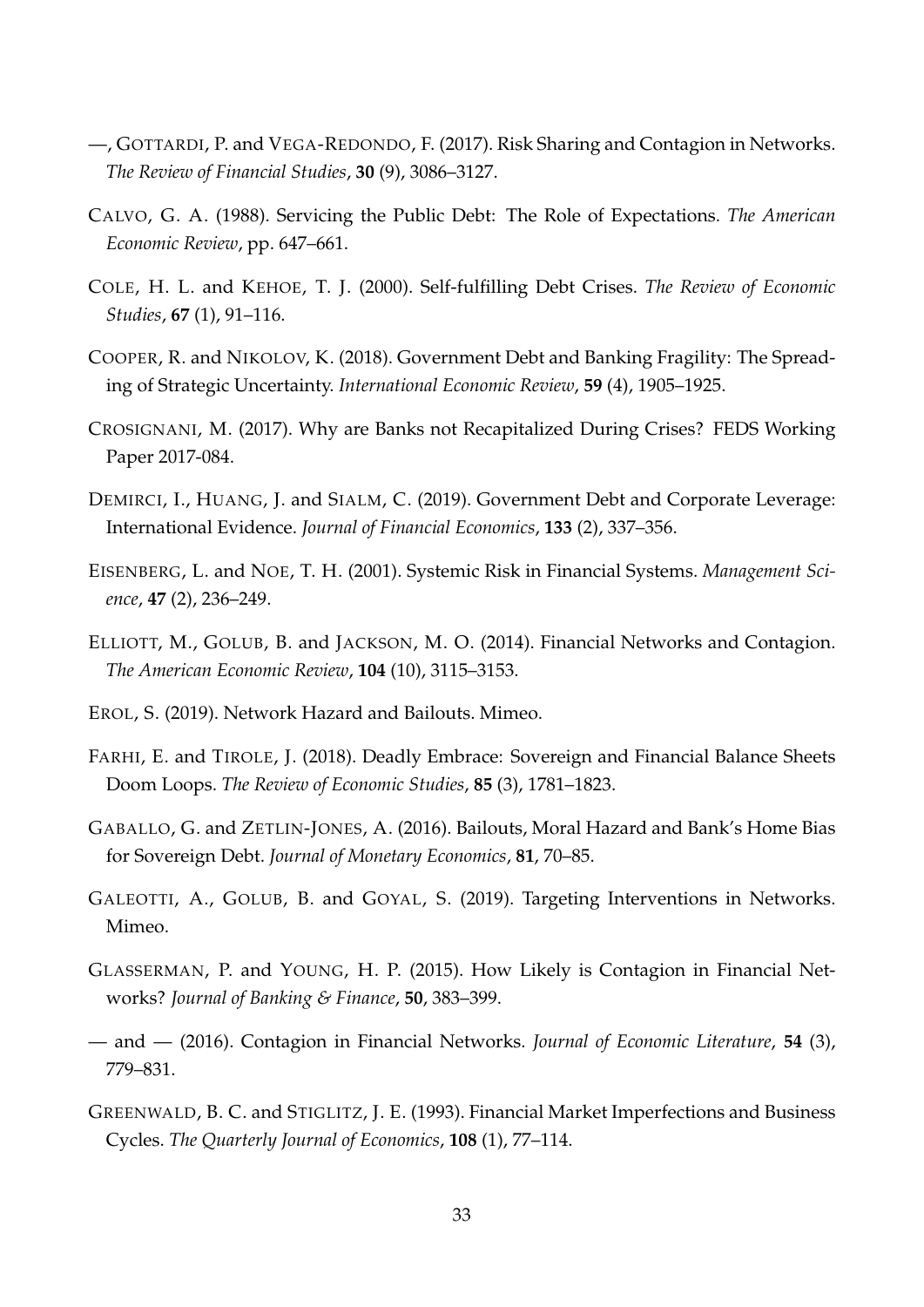—, Gottardi, P. and Vega-Redondo, F. (2017). Risk Sharing and Contagion in Networks. *The Review of Financial Studies*, **30** (9), 3086–3127.

Calvo, G. A. (1988). Servicing the Public Debt: The Role of Expectations. *The American Economic Review*, pp. 647–661.

Cole, H. L. and Kehoe, T. J. (2000). Self-fulfilling Debt Crises. *The Review of Economic Studies*, **67** (1), 91–116.

Cooper, R. and Nikolov, K. (2018). Government Debt and Banking Fragility: The Spreading of Strategic Uncertainty. *International Economic Review*, **59** (4), 1905–1925.

Crosignani, M. (2017). Why are Banks not Recapitalized During Crises? FEDS Working Paper 2017-084.

Demirci, I., Huang, J. and Sialm, C. (2019). Government Debt and Corporate Leverage: International Evidence. *Journal of Financial Economics*, **133** (2), 337–356.

Eisenberg, L. and Noe, T. H. (2001). Systemic Risk in Financial Systems. *Management Science*, **47** (2), 236–249.

Elliott, M., Golub, B. and Jackson, M. O. (2014). Financial Networks and Contagion. *The American Economic Review*, **104** (10), 3115–3153.

Erol, S. (2019). Network Hazard and Bailouts. Mimeo.

Farhi, E. and Tirole, J. (2018). Deadly Embrace: Sovereign and Financial Balance Sheets Doom Loops. *The Review of Economic Studies*, **85** (3), 1781–1823.

Gaballo, G. and Zetlin-Jones, A. (2016). Bailouts, Moral Hazard and Bank's Home Bias for Sovereign Debt. *Journal of Monetary Economics*, **81**, 70–85.

Galeotti, A., Golub, B. and Goyal, S. (2019). Targeting Interventions in Networks. Mimeo.

Glasserman, P. and Young, H. P. (2015). How Likely is Contagion in Financial Networks? *Journal of Banking & Finance*, **50**, 383–399.

— and — (2016). Contagion in Financial Networks. *Journal of Economic Literature*, **54** (3), 779–831.

Greenwald, B. C. and Stiglitz, J. E. (1993). Financial Market Imperfections and Business Cycles. *The Quarterly Journal of Economics*, **108** (1), 77–114.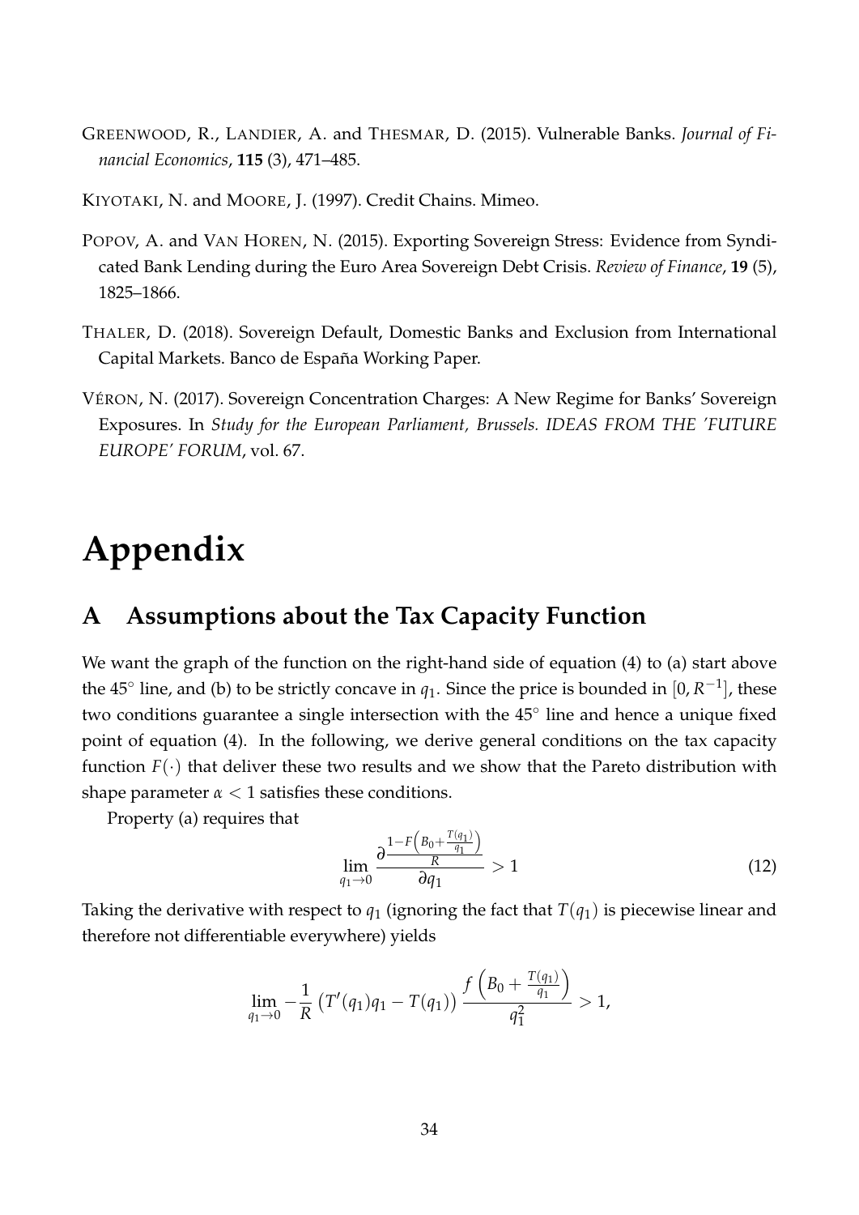GREENWOOD, R., LANDIER, A. and THESMAR, D. (2015). Vulnerable Banks. *Journal of Financial Economics*, **115** (3), 471–485.

KIYOTAKI, N. and MOORE, J. (1997). Credit Chains. Mimeo.

POPOV, A. and VAN HOREN, N. (2015). Exporting Sovereign Stress: Evidence from Syndicated Bank Lending during the Euro Area Sovereign Debt Crisis. *Review of Finance*, **19** (5), 1825–1866.

THALER, D. (2018). Sovereign Default, Domestic Banks and Exclusion from International Capital Markets. Banco de España Working Paper.

VÉRON, N. (2017). Sovereign Concentration Charges: A New Regime for Banks' Sovereign Exposures. In *Study for the European Parliament, Brussels. IDEAS FROM THE 'FUTURE EUROPE' FORUM*, vol. 67.

# Appendix

## A Assumptions about the Tax Capacity Function

We want the graph of the function on the right-hand side of equation (4) to (a) start above the 45° line, and (b) to be strictly concave in $q_1$. Since the price is bounded in $[0, R^{-1}]$, these two conditions guarantee a single intersection with the 45° line and hence a unique fixed point of equation (4). In the following, we derive general conditions on the tax capacity function $F(\cdot)$ that deliver these two results and we show that the Pareto distribution with shape parameter $\alpha < 1$ satisfies these conditions.

Property (a) requires that

$$\lim_{q_1 \to 0} \frac{\partial \frac{1-F\left(B_0 + \frac{T(q_1)}{q_1}\right)}{R}}{\partial q_1} > 1 \tag{12}$$

Taking the derivative with respect to $q_1$ (ignoring the fact that $T(q_1)$ is piecewise linear and therefore not differentiable everywhere) yields

$$\lim_{q_1 \to 0} -\frac{1}{R}\left(T'(q_1)q_1 - T(q_1)\right)\frac{f\left(B_0 + \frac{T(q_1)}{q_1}\right)}{q_1^2} > 1,$$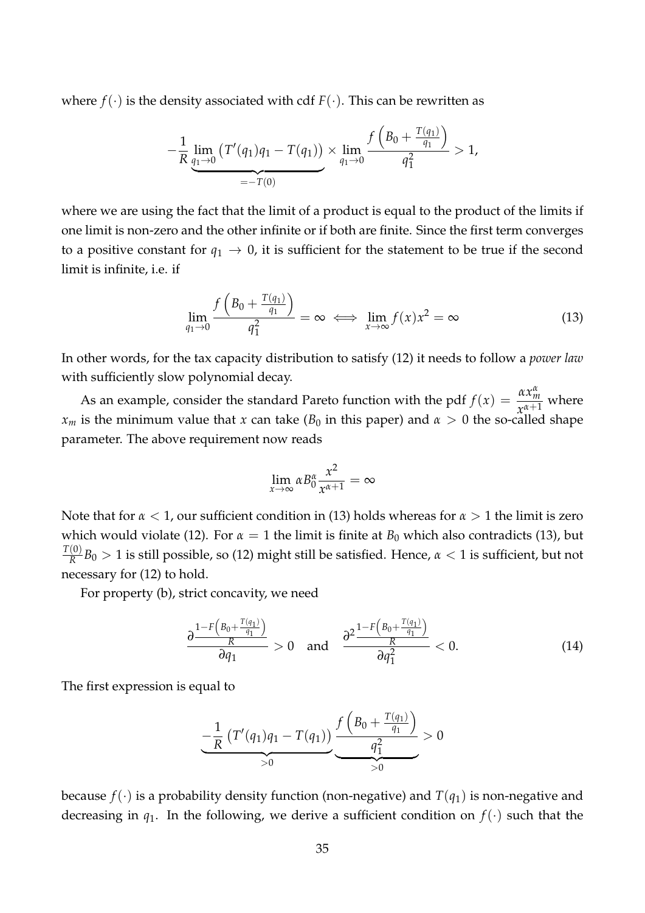where $f(\cdot)$ is the density associated with cdf $F(\cdot)$. This can be rewritten as

$$-\frac{1}{R}\underbrace{\lim_{q_1\to 0}\left(T'(q_1)q_1 - T(q_1)\right)}_{=-T(0)} \times \lim_{q_1\to 0}\frac{f\left(B_0 + \frac{T(q_1)}{q_1}\right)}{q_1^2} > 1,$$

where we are using the fact that the limit of a product is equal to the product of the limits if one limit is non-zero and the other infinite or if both are finite. Since the first term converges to a positive constant for $q_1 \to 0$, it is sufficient for the statement to be true if the second limit is infinite, i.e. if

$$\lim_{q_1\to 0}\frac{f\left(B_0 + \frac{T(q_1)}{q_1}\right)}{q_1^2} = \infty \iff \lim_{x\to\infty} f(x)x^2 = \infty \tag{13}$$

In other words, for the tax capacity distribution to satisfy (12) it needs to follow a *power law* with sufficiently slow polynomial decay.

As an example, consider the standard Pareto function with the pdf $f(x) = \frac{\alpha x_m^\alpha}{x^{\alpha+1}}$ where $x_m$ is the minimum value that $x$ can take ($B_0$ in this paper) and $\alpha > 0$ the so-called shape parameter. The above requirement now reads

$$\lim_{x\to\infty}\alpha B_0^\alpha \frac{x^2}{x^{\alpha+1}} = \infty$$

Note that for $\alpha < 1$, our sufficient condition in (13) holds whereas for $\alpha > 1$ the limit is zero which would violate (12). For $\alpha = 1$ the limit is finite at $B_0$ which also contradicts (13), but $\frac{T(0)}{R}B_0 > 1$ is still possible, so (12) might still be satisfied. Hence, $\alpha < 1$ is sufficient, but not necessary for (12) to hold.

For property (b), strict concavity, we need

$$\frac{\partial \frac{1-F\left(B_0+\frac{T(q_1)}{q_1}\right)}{R}}{\partial q_1} > 0 \quad \text{and} \quad \frac{\partial^2 \frac{1-F\left(B_0+\frac{T(q_1)}{q_1}\right)}{R}}{\partial q_1^2} < 0. \tag{14}$$

The first expression is equal to

$$\underbrace{-\frac{1}{R}\left(T'(q_1)q_1 - T(q_1)\right)}_{>0}\underbrace{\frac{f\left(B_0 + \frac{T(q_1)}{q_1}\right)}{q_1^2}}_{>0} > 0$$

because $f(\cdot)$ is a probability density function (non-negative) and $T(q_1)$ is non-negative and decreasing in $q_1$. In the following, we derive a sufficient condition on $f(\cdot)$ such that the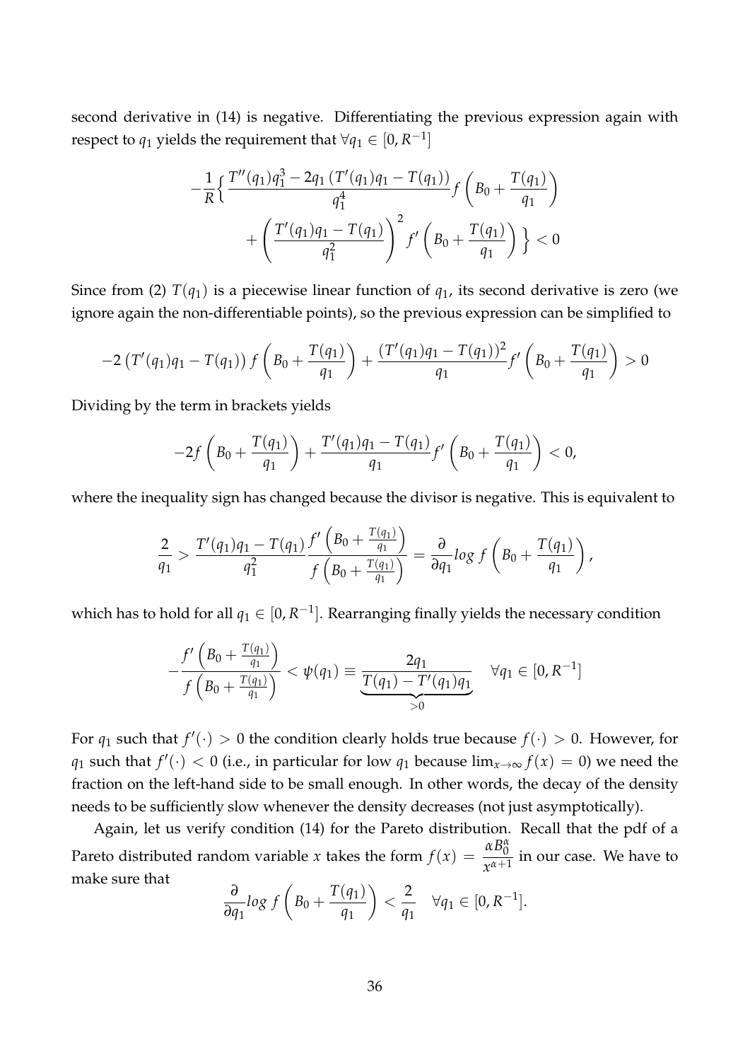second derivative in (14) is negative. Differentiating the previous expression again with respect to $q_1$ yields the requirement that $\forall q_1 \in [0, R^{-1}]$

$$-\frac{1}{R}\Big\{\frac{T''(q_1)q_1^3 - 2q_1\left(T'(q_1)q_1 - T(q_1)\right)}{q_1^4} f\left(B_0 + \frac{T(q_1)}{q_1}\right) + \left(\frac{T'(q_1)q_1 - T(q_1)}{q_1^2}\right)^2 f'\left(B_0 + \frac{T(q_1)}{q_1}\right)\Big\} < 0$$

Since from (2) $T(q_1)$ is a piecewise linear function of $q_1$, its second derivative is zero (we ignore again the non-differentiable points), so the previous expression can be simplified to

$$-2\left(T'(q_1)q_1 - T(q_1)\right) f\left(B_0 + \frac{T(q_1)}{q_1}\right) + \frac{\left(T'(q_1)q_1 - T(q_1)\right)^2}{q_1} f'\left(B_0 + \frac{T(q_1)}{q_1}\right) > 0$$

Dividing by the term in brackets yields

$$-2f\left(B_0 + \frac{T(q_1)}{q_1}\right) + \frac{T'(q_1)q_1 - T(q_1)}{q_1} f'\left(B_0 + \frac{T(q_1)}{q_1}\right) < 0,$$

where the inequality sign has changed because the divisor is negative. This is equivalent to

$$\frac{2}{q_1} > \frac{T'(q_1)q_1 - T(q_1)}{q_1^2} \frac{f'\left(B_0 + \frac{T(q_1)}{q_1}\right)}{f\left(B_0 + \frac{T(q_1)}{q_1}\right)} = \frac{\partial}{\partial q_1} log\ f\left(B_0 + \frac{T(q_1)}{q_1}\right),$$

which has to hold for all $q_1 \in [0, R^{-1}]$. Rearranging finally yields the necessary condition

$$-\frac{f'\left(B_0 + \frac{T(q_1)}{q_1}\right)}{f\left(B_0 + \frac{T(q_1)}{q_1}\right)} < \psi(q_1) \equiv \underbrace{\frac{2q_1}{T(q_1) - T'(q_1)q_1}}_{>0} \quad \forall q_1 \in [0, R^{-1}]$$

For $q_1$ such that $f'(\cdot) > 0$ the condition clearly holds true because $f(\cdot) > 0$. However, for $q_1$ such that $f'(\cdot) < 0$ (i.e., in particular for low $q_1$ because $\lim_{x \to \infty} f(x) = 0$) we need the fraction on the left-hand side to be small enough. In other words, the decay of the density needs to be sufficiently slow whenever the density decreases (not just asymptotically).

Again, let us verify condition (14) for the Pareto distribution. Recall that the pdf of a Pareto distributed random variable $x$ takes the form $f(x) = \frac{\alpha B_0^\alpha}{x^{\alpha+1}}$ in our case. We have to make sure that

$$\frac{\partial}{\partial q_1} log\ f\left(B_0 + \frac{T(q_1)}{q_1}\right) < \frac{2}{q_1} \quad \forall q_1 \in [0, R^{-1}].$$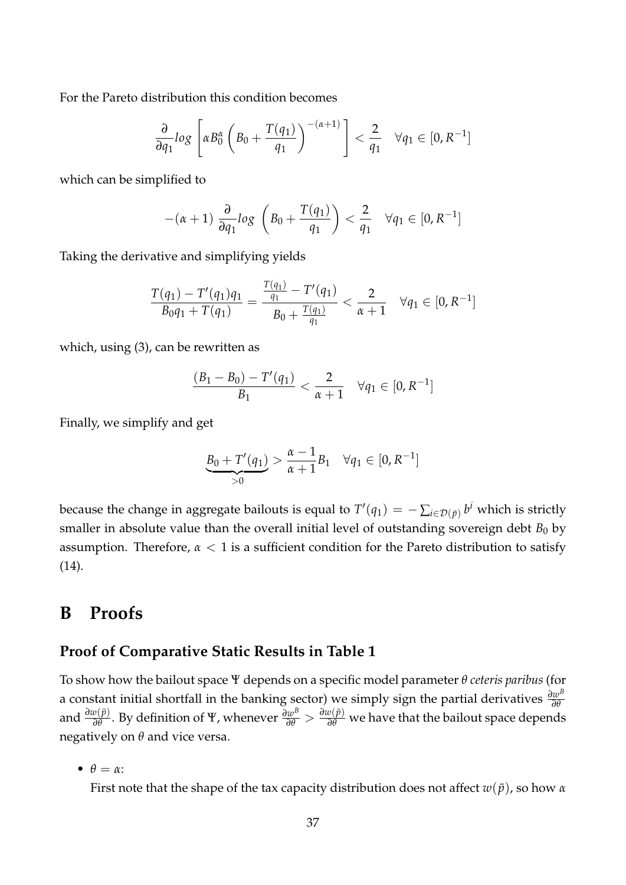For the Pareto distribution this condition becomes

$$\frac{\partial}{\partial q_1} log \left[ \alpha B_0^{\alpha} \left( B_0 + \frac{T(q_1)}{q_1} \right)^{-(\alpha+1)} \right] < \frac{2}{q_1} \quad \forall q_1 \in [0, R^{-1}]$$

which can be simplified to

$$-(\alpha+1) \frac{\partial}{\partial q_1} log \left( B_0 + \frac{T(q_1)}{q_1} \right) < \frac{2}{q_1} \quad \forall q_1 \in [0, R^{-1}]$$

Taking the derivative and simplifying yields

$$\frac{T(q_1) - T'(q_1) q_1}{B_0 q_1 + T(q_1)} = \frac{\frac{T(q_1)}{q_1} - T'(q_1)}{B_0 + \frac{T(q_1)}{q_1}} < \frac{2}{\alpha+1} \quad \forall q_1 \in [0, R^{-1}]$$

which, using (3), can be rewritten as

$$\frac{(B_1 - B_0) - T'(q_1)}{B_1} < \frac{2}{\alpha+1} \quad \forall q_1 \in [0, R^{-1}]$$

Finally, we simplify and get

$$\underbrace{B_0 + T'(q_1)}_{>0} > \frac{\alpha - 1}{\alpha + 1} B_1 \quad \forall q_1 \in [0, R^{-1}]$$

because the change in aggregate bailouts is equal to $T'(q_1) = -\sum_{i \in \mathcal{D}(\bar{p})} b^i$ which is strictly smaller in absolute value than the overall initial level of outstanding sovereign debt $B_0$ by assumption. Therefore, $\alpha < 1$ is a sufficient condition for the Pareto distribution to satisfy (14).

# B Proofs

## Proof of Comparative Static Results in Table 1

To show how the bailout space $\Psi$ depends on a specific model parameter $\theta$ *ceteris paribus* (for a constant initial shortfall in the banking sector) we simply sign the partial derivatives $\frac{\partial w^B}{\partial \theta}$ and $\frac{\partial w(\bar{p})}{\partial \theta}$. By definition of $\Psi$, whenever $\frac{\partial w^B}{\partial \theta} > \frac{\partial w(\bar{p})}{\partial \theta}$ we have that the bailout space depends negatively on $\theta$ and vice versa.

- $\theta = \alpha$:
  First note that the shape of the tax capacity distribution does not affect $w(\bar{p})$, so how $\alpha$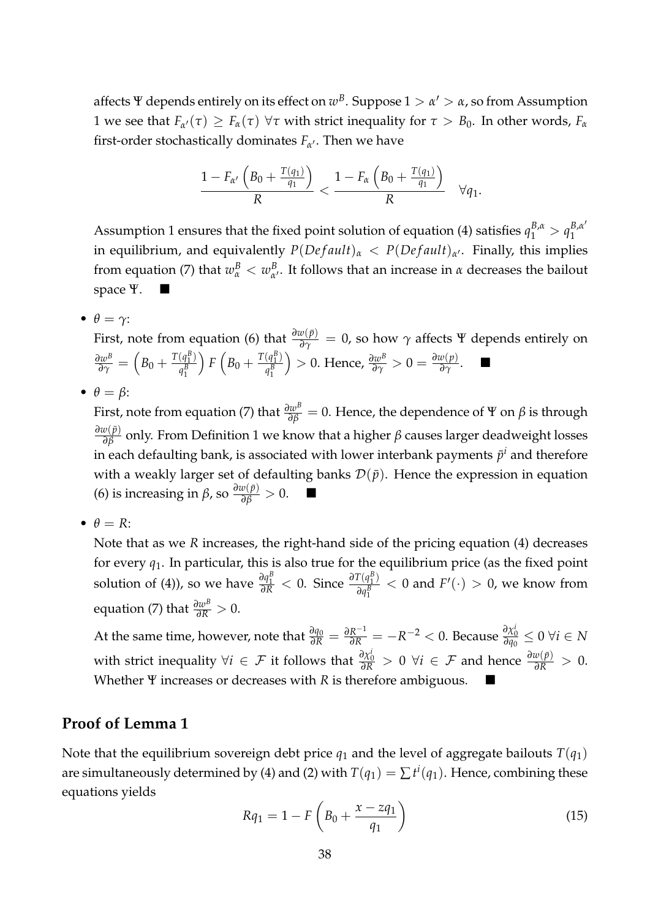affects $\Psi$ depends entirely on its effect on $w^B$. Suppose $1 > \alpha' > \alpha$, so from Assumption 1 we see that $F_{\alpha'}(\tau) \geq F_\alpha(\tau)\ \forall \tau$ with strict inequality for $\tau > B_0$. In other words, $F_\alpha$ first-order stochastically dominates $F_{\alpha'}$. Then we have

$$\frac{1 - F_{\alpha'}\left(B_0 + \frac{T(q_1)}{q_1}\right)}{R} < \frac{1 - F_\alpha\left(B_0 + \frac{T(q_1)}{q_1}\right)}{R} \quad \forall q_1.$$

Assumption 1 ensures that the fixed point solution of equation (4) satisfies $q_1^{B,\alpha} > q_1^{B,\alpha'}$ in equilibrium, and equivalently $P(Default)_\alpha < P(Default)_{\alpha'}$. Finally, this implies from equation (7) that $w_\alpha^B < w_{\alpha'}^B$. It follows that an increase in $\alpha$ decreases the bailout space $\Psi$. ■

- $\theta = \gamma$:
  First, note from equation (6) that $\frac{\partial w(\bar{p})}{\partial \gamma} = 0$, so how $\gamma$ affects $\Psi$ depends entirely on $\frac{\partial w^B}{\partial \gamma} = \left(B_0 + \frac{T(q_1^B)}{q_1^B}\right) F\left(B_0 + \frac{T(q_1^B)}{q_1^B}\right) > 0$. Hence, $\frac{\partial w^B}{\partial \gamma} > 0 = \frac{\partial w(p)}{\partial \gamma}$. ■

- $\theta = \beta$:
  First, note from equation (7) that $\frac{\partial w^B}{\partial \beta} = 0$. Hence, the dependence of $\Psi$ on $\beta$ is through $\frac{\partial w(\bar{p})}{\partial \beta}$ only. From Definition 1 we know that a higher $\beta$ causes larger deadweight losses in each defaulting bank, is associated with lower interbank payments $\bar{p}^i$ and therefore with a weakly larger set of defaulting banks $\mathcal{D}(\bar{p})$. Hence the expression in equation (6) is increasing in $\beta$, so $\frac{\partial w(\bar{p})}{\partial \beta} > 0$. ■

- $\theta = R$:
  Note that as we $R$ increases, the right-hand side of the pricing equation (4) decreases for every $q_1$. In particular, this is also true for the equilibrium price (as the fixed point solution of (4)), so we have $\frac{\partial q_1^B}{\partial R} < 0$. Since $\frac{\partial T(q_1^B)}{\partial q_1^B} < 0$ and $F'(\cdot) > 0$, we know from equation (7) that $\frac{\partial w^B}{\partial R} > 0$.

  At the same time, however, note that $\frac{\partial q_0}{\partial R} = \frac{\partial R^{-1}}{\partial R} = -R^{-2} < 0$. Because $\frac{\partial \chi_0^i}{\partial q_0} \leq 0\ \forall i \in N$ with strict inequality $\forall i \in \mathcal{F}$ it follows that $\frac{\partial \chi_0^i}{\partial R} > 0\ \forall i \in \mathcal{F}$ and hence $\frac{\partial w(\bar{p})}{\partial R} > 0$. Whether $\Psi$ increases or decreases with $R$ is therefore ambiguous. ■

## Proof of Lemma 1

Note that the equilibrium sovereign debt price $q_1$ and the level of aggregate bailouts $T(q_1)$ are simultaneously determined by (4) and (2) with $T(q_1) = \sum t^i(q_1)$. Hence, combining these equations yields

$$Rq_1 = 1 - F\left(B_0 + \frac{x - zq_1}{q_1}\right) \tag{15}$$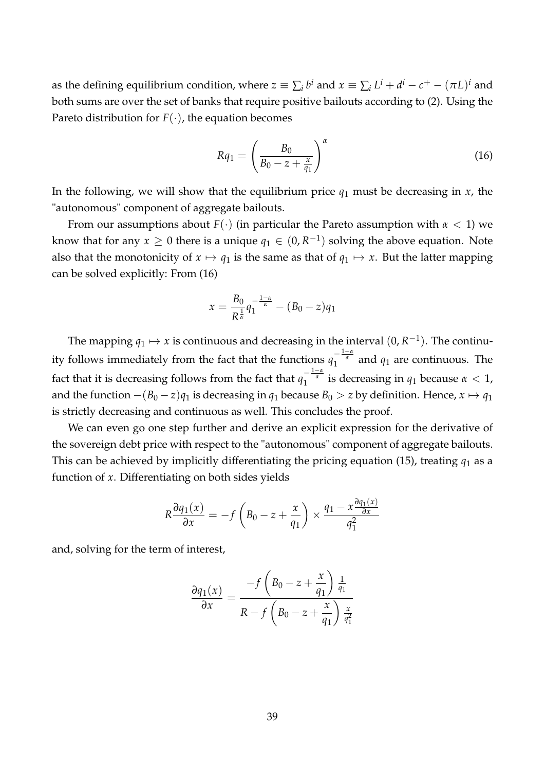as the defining equilibrium condition, where $z \equiv \sum_i b^i$ and $x \equiv \sum_i L^i + d^i - c^+ - (\pi L)^i$ and both sums are over the set of banks that require positive bailouts according to (2). Using the Pareto distribution for $F(\cdot)$, the equation becomes

$$Rq_1 = \left( \frac{B_0}{B_0 - z + \frac{x}{q_1}} \right)^{\alpha} \tag{16}$$

In the following, we will show that the equilibrium price $q_1$ must be decreasing in $x$, the "autonomous" component of aggregate bailouts.

From our assumptions about $F(\cdot)$ (in particular the Pareto assumption with $\alpha < 1$) we know that for any $x \geq 0$ there is a unique $q_1 \in (0, R^{-1})$ solving the above equation. Note also that the monotonicity of $x \mapsto q_1$ is the same as that of $q_1 \mapsto x$. But the latter mapping can be solved explicitly: From (16)

$$x = \frac{B_0}{R^{\frac{1}{\alpha}}} q_1^{-\frac{1-\alpha}{\alpha}} - (B_0 - z) q_1$$

The mapping $q_1 \mapsto x$ is continuous and decreasing in the interval $(0, R^{-1})$. The continuity follows immediately from the fact that the functions $q_1^{-\frac{1-\alpha}{\alpha}}$ and $q_1$ are continuous. The fact that it is decreasing follows from the fact that $q_1^{-\frac{1-\alpha}{\alpha}}$ is decreasing in $q_1$ because $\alpha < 1$, and the function $-(B_0 - z)q_1$ is decreasing in $q_1$ because $B_0 > z$ by definition. Hence, $x \mapsto q_1$ is strictly decreasing and continuous as well. This concludes the proof.

We can even go one step further and derive an explicit expression for the derivative of the sovereign debt price with respect to the "autonomous" component of aggregate bailouts. This can be achieved by implicitly differentiating the pricing equation (15), treating $q_1$ as a function of $x$. Differentiating on both sides yields

$$R \frac{\partial q_1(x)}{\partial x} = -f\left( B_0 - z + \frac{x}{q_1} \right) \times \frac{q_1 - x \frac{\partial q_1(x)}{\partial x}}{q_1^2}$$

and, solving for the term of interest,

$$\frac{\partial q_1(x)}{\partial x} = \frac{-f\left( B_0 - z + \dfrac{x}{q_1} \right) \frac{1}{q_1}}{R - f\left( B_0 - z + \dfrac{x}{q_1} \right) \frac{x}{q_1^2}}$$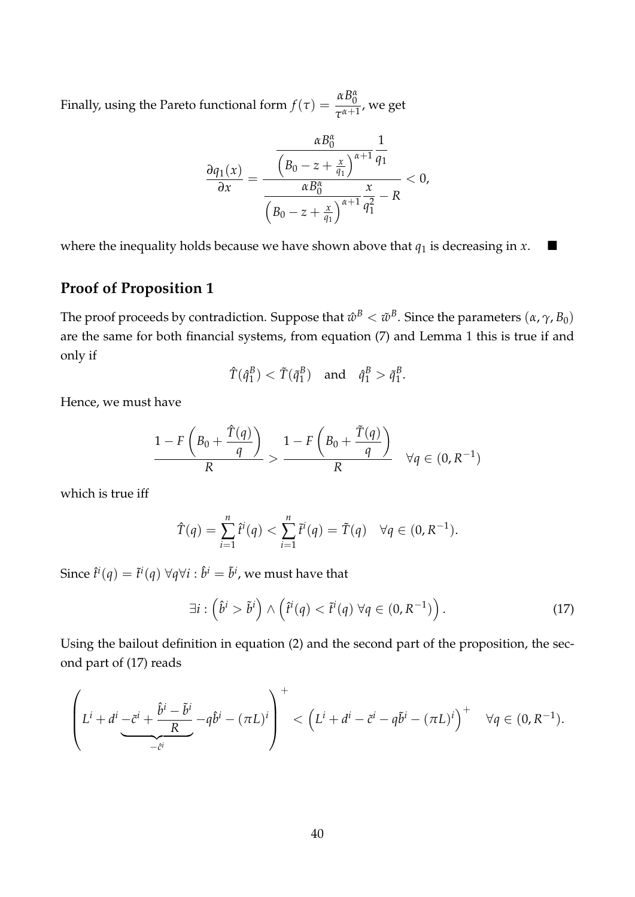Finally, using the Pareto functional form $f(\tau) = \dfrac{\alpha B_0^\alpha}{\tau^{\alpha+1}}$, we get

$$\frac{\partial q_1(x)}{\partial x} = \frac{\dfrac{\alpha B_0^\alpha}{\left(B_0 - z + \frac{x}{q_1}\right)^{\alpha+1}} \dfrac{1}{q_1}}{\dfrac{\alpha B_0^\alpha}{\left(B_0 - z + \frac{x}{q_1}\right)^{\alpha+1}} \dfrac{x}{q_1^2} - R} < 0,$$

where the inequality holds because we have shown above that $q_1$ is decreasing in $x$. ■

## Proof of Proposition 1

The proof proceeds by contradiction. Suppose that $\hat{w}^B < \tilde{w}^B$. Since the parameters $(\alpha, \gamma, B_0)$ are the same for both financial systems, from equation (7) and Lemma 1 this is true if and only if

$$\hat{T}(\hat{q}_1^B) < \tilde{T}(\tilde{q}_1^B) \quad \text{and} \quad \hat{q}_1^B > \tilde{q}_1^B.$$

Hence, we must have

$$\frac{1 - F\left(B_0 + \dfrac{\hat{T}(q)}{q}\right)}{R} > \frac{1 - F\left(B_0 + \dfrac{\tilde{T}(q)}{q}\right)}{R} \quad \forall q \in (0, R^{-1})$$

which is true iff

$$\hat{T}(q) = \sum_{i=1}^{n} \hat{t}^i(q) < \sum_{i=1}^{n} \tilde{t}^i(q) = \tilde{T}(q) \quad \forall q \in (0, R^{-1}).$$

Since $\hat{t}^i(q) = \tilde{t}^i(q)\ \forall q \forall i : \hat{b}^i = \tilde{b}^i$, we must have that

$$\exists i : \left(\hat{b}^i > \tilde{b}^i\right) \wedge \left(\hat{t}^i(q) < \tilde{t}^i(q)\ \forall q \in (0, R^{-1})\right). \tag{17}$$

Using the bailout definition in equation (2) and the second part of the proposition, the second part of (17) reads

$$\left(L^i + d^i \underbrace{- \tilde{c}^i + \frac{\hat{b}^i - \tilde{b}^i}{R}}_{-\hat{c}^i} - q\hat{b}^i - (\pi L)^i\right)^+ < \left(L^i + d^i - \tilde{c}^i - q\tilde{b}^i - (\pi L)^i\right)^+ \quad \forall q \in (0, R^{-1}).$$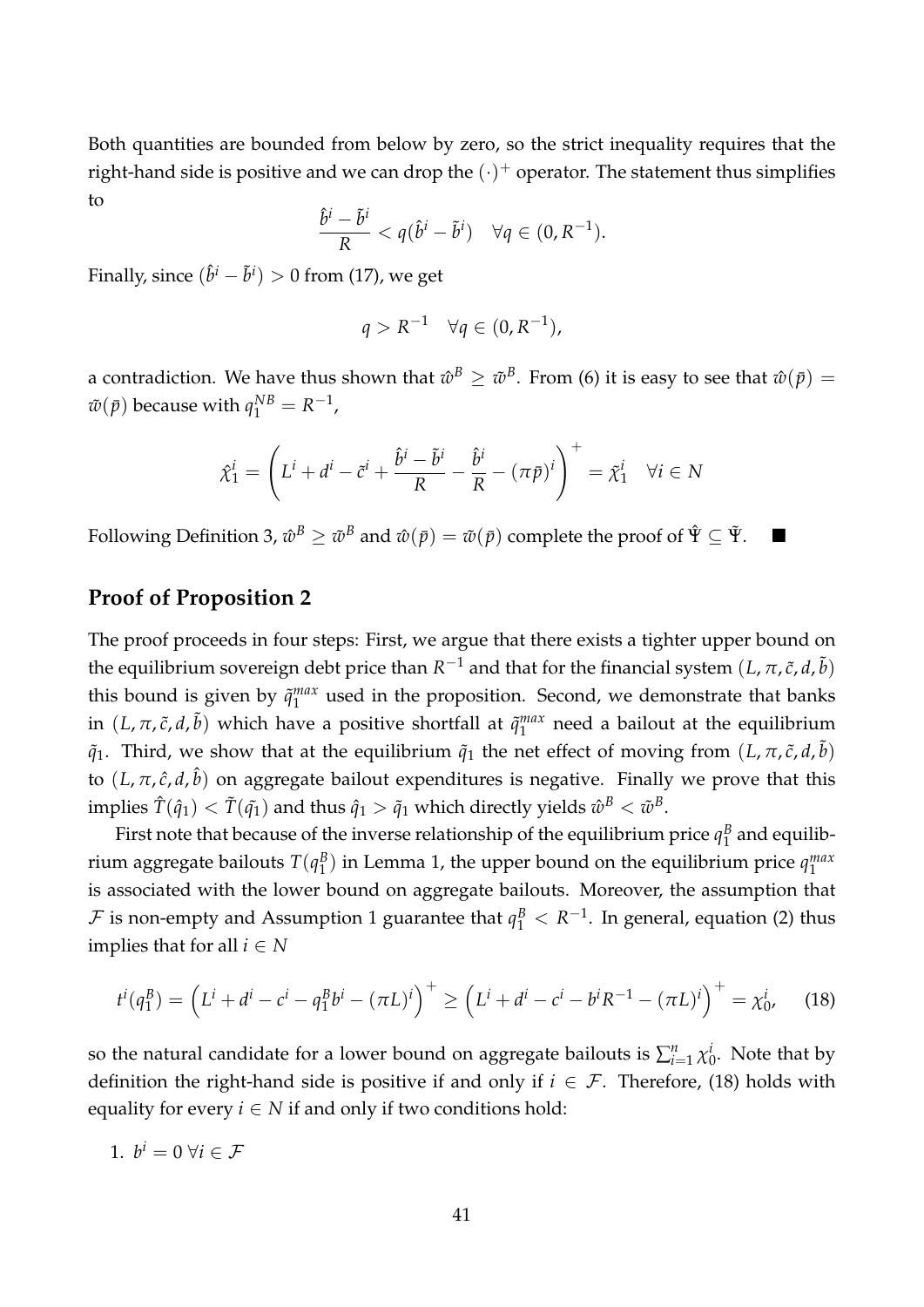Both quantities are bounded from below by zero, so the strict inequality requires that the right-hand side is positive and we can drop the $(\cdot)^+$ operator. The statement thus simplifies to

$$\frac{\hat{b}^i - \tilde{b}^i}{R} < q(\hat{b}^i - \tilde{b}^i) \quad \forall q \in (0, R^{-1}).$$

Finally, since $(\hat{b}^i - \tilde{b}^i) > 0$ from (17), we get

$$q > R^{-1} \quad \forall q \in (0, R^{-1}),$$

a contradiction. We have thus shown that $\hat{w}^B \geq \tilde{w}^B$. From (6) it is easy to see that $\hat{w}(\bar{p}) = \tilde{w}(\bar{p})$ because with $q_1^{NB} = R^{-1}$,

$$\hat{\chi}_1^i = \left( L^i + d^i - \tilde{c}^i + \frac{\hat{b}^i - \tilde{b}^i}{R} - \frac{\hat{b}^i}{R} - (\pi \bar{p})^i \right)^+ = \tilde{\chi}_1^i \quad \forall i \in N$$

Following Definition 3, $\hat{w}^B \geq \tilde{w}^B$ and $\hat{w}(\bar{p}) = \tilde{w}(\bar{p})$ complete the proof of $\hat{\Psi} \subseteq \tilde{\Psi}$. ■

## Proof of Proposition 2

The proof proceeds in four steps: First, we argue that there exists a tighter upper bound on the equilibrium sovereign debt price than $R^{-1}$ and that for the financial system $(L, \pi, \tilde{c}, d, \tilde{b})$ this bound is given by $\tilde{q}_1^{max}$ used in the proposition. Second, we demonstrate that banks in $(L, \pi, \tilde{c}, d, \tilde{b})$ which have a positive shortfall at $\tilde{q}_1^{max}$ need a bailout at the equilibrium $\tilde{q}_1$. Third, we show that at the equilibrium $\tilde{q}_1$ the net effect of moving from $(L, \pi, \tilde{c}, d, \tilde{b})$ to $(L, \pi, \hat{c}, d, \hat{b})$ on aggregate bailout expenditures is negative. Finally we prove that this implies $\hat{T}(\hat{q}_1) < \tilde{T}(\tilde{q}_1)$ and thus $\hat{q}_1 > \tilde{q}_1$ which directly yields $\hat{w}^B < \tilde{w}^B$.

First note that because of the inverse relationship of the equilibrium price $q_1^B$ and equilibrium aggregate bailouts $T(q_1^B)$ in Lemma 1, the upper bound on the equilibrium price $q_1^{max}$ is associated with the lower bound on aggregate bailouts. Moreover, the assumption that $\mathcal{F}$ is non-empty and Assumption 1 guarantee that $q_1^B < R^{-1}$. In general, equation (2) thus implies that for all $i \in N$

$$t^i(q_1^B) = \left( L^i + d^i - c^i - q_1^B b^i - (\pi L)^i \right)^+ \geq \left( L^i + d^i - c^i - b^i R^{-1} - (\pi L)^i \right)^+ = \chi_0^i, \tag{18}$$

so the natural candidate for a lower bound on aggregate bailouts is $\sum_{i=1}^n \chi_0^i$. Note that by definition the right-hand side is positive if and only if $i \in \mathcal{F}$. Therefore, (18) holds with equality for every $i \in N$ if and only if two conditions hold:

1. $b^i = 0 \; \forall i \in \mathcal{F}$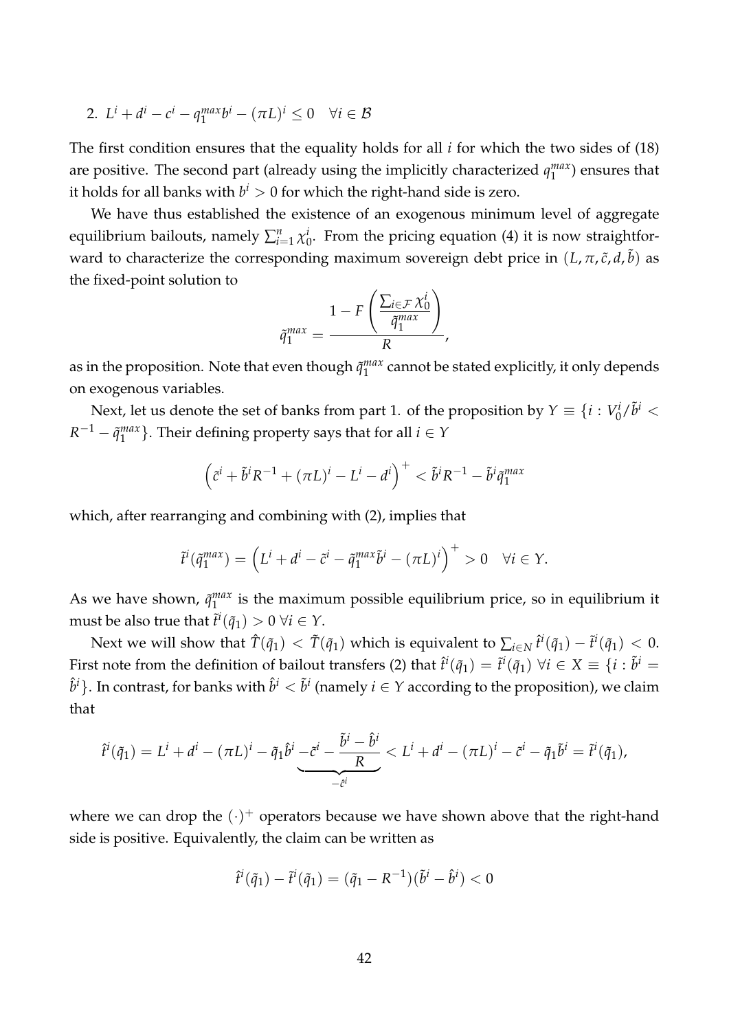2. $L^i + d^i - c^i - q_1^{max} b^i - (\pi L)^i \leq 0 \quad \forall i \in \mathcal{B}$

The first condition ensures that the equality holds for all $i$ for which the two sides of (18) are positive. The second part (already using the implicitly characterized $q_1^{max}$) ensures that it holds for all banks with $b^i > 0$ for which the right-hand side is zero.

We have thus established the existence of an exogenous minimum level of aggregate equilibrium bailouts, namely $\sum_{i=1}^{n} \chi_0^i$. From the pricing equation (4) it is now straightforward to characterize the corresponding maximum sovereign debt price in $(L, \pi, \tilde{c}, d, \tilde{b})$ as the fixed-point solution to

$$\tilde{q}_1^{max} = \frac{1 - F\left(\frac{\sum_{i \in \mathcal{F}} \chi_0^i}{\tilde{q}_1^{max}}\right)}{R},$$

as in the proposition. Note that even though $\tilde{q}_1^{max}$ cannot be stated explicitly, it only depends on exogenous variables.

Next, let us denote the set of banks from part 1. of the proposition by $Y \equiv \{i : V_0^i / \tilde{b}^i < R^{-1} - \tilde{q}_1^{max}\}$. Their defining property says that for all $i \in Y$

$$\left(\tilde{c}^i + \tilde{b}^i R^{-1} + (\pi L)^i - L^i - d^i\right)^+ < \tilde{b}^i R^{-1} - \tilde{b}^i \tilde{q}_1^{max}$$

which, after rearranging and combining with (2), implies that

$$\tilde{t}^i(\tilde{q}_1^{max}) = \left(L^i + d^i - \tilde{c}^i - \tilde{q}_1^{max} \tilde{b}^i - (\pi L)^i\right)^+ > 0 \quad \forall i \in Y.$$

As we have shown, $\tilde{q}_1^{max}$ is the maximum possible equilibrium price, so in equilibrium it must be also true that $\tilde{t}^i(\tilde{q}_1) > 0 \; \forall i \in Y$.

Next we will show that $\hat{T}(\tilde{q}_1) < \tilde{T}(\tilde{q}_1)$ which is equivalent to $\sum_{i \in N} \hat{t}^i(\tilde{q}_1) - \tilde{t}^i(\tilde{q}_1) < 0$. First note from the definition of bailout transfers (2) that $\hat{t}^i(\tilde{q}_1) = \tilde{t}^i(\tilde{q}_1) \; \forall i \in X \equiv \{i : \tilde{b}^i = \hat{b}^i\}$. In contrast, for banks with $\hat{b}^i < \tilde{b}^i$ (namely $i \in Y$ according to the proposition), we claim that

$$\hat{t}^i(\tilde{q}_1) = L^i + d^i - (\pi L)^i - \tilde{q}_1 \hat{b}^i \underbrace{- \tilde{c}^i - \frac{\tilde{b}^i - \hat{b}^i}{R}}_{-\hat{c}^i} < L^i + d^i - (\pi L)^i - \tilde{c}^i - \tilde{q}_1 \tilde{b}^i = \tilde{t}^i(\tilde{q}_1),$$

where we can drop the $(\cdot)^+$ operators because we have shown above that the right-hand side is positive. Equivalently, the claim can be written as

$$\hat{t}^i(\tilde{q}_1) - \tilde{t}^i(\tilde{q}_1) = (\tilde{q}_1 - R^{-1})(\tilde{b}^i - \hat{b}^i) < 0$$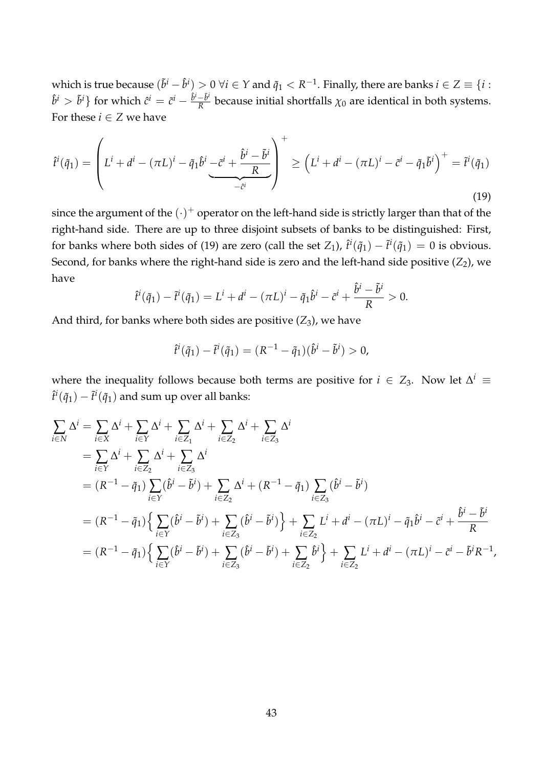which is true because $(\tilde{b}^i - \hat{b}^i) > 0 \; \forall i \in Y$ and $\tilde{q}_1 < R^{-1}$. Finally, there are banks $i \in Z \equiv \{i : \hat{b}^i > \tilde{b}^i\}$ for which $\hat{c}^i = \tilde{c}^i - \frac{\hat{b}^i - \tilde{b}^i}{R}$ because initial shortfalls $\chi_0$ are identical in both systems. For these $i \in Z$ we have

$$\hat{t}^i(\tilde{q}_1) = \left( L^i + d^i - (\pi L)^i - \tilde{q}_1 \hat{b}^i \underbrace{-\tilde{c}^i + \frac{\hat{b}^i - \tilde{b}^i}{R}}_{-\hat{c}^i} \right)^+ \geq \left( L^i + d^i - (\pi L)^i - \tilde{c}^i - \tilde{q}_1 \tilde{b}^i \right)^+ = \tilde{t}^i(\tilde{q}_1) \tag{19}$$

since the argument of the $(\cdot)^+$ operator on the left-hand side is strictly larger than that of the right-hand side. There are up to three disjoint subsets of banks to be distinguished: First, for banks where both sides of (19) are zero (call the set $Z_1$), $\hat{t}^i(\tilde{q}_1) - \tilde{t}^i(\tilde{q}_1) = 0$ is obvious. Second, for banks where the right-hand side is zero and the left-hand side positive ($Z_2$), we have

$$\hat{t}^i(\tilde{q}_1) - \tilde{t}^i(\tilde{q}_1) = L^i + d^i - (\pi L)^i - \tilde{q}_1 \hat{b}^i - \tilde{c}^i + \frac{\hat{b}^i - \tilde{b}^i}{R} > 0.$$

And third, for banks where both sides are positive ($Z_3$), we have

$$\hat{t}^i(\tilde{q}_1) - \tilde{t}^i(\tilde{q}_1) = (R^{-1} - \tilde{q}_1)(\hat{b}^i - \tilde{b}^i) > 0,$$

where the inequality follows because both terms are positive for $i \in Z_3$. Now let $\Delta^i \equiv \hat{t}^i(\tilde{q}_1) - \tilde{t}^i(\tilde{q}_1)$ and sum up over all banks:

$$\begin{aligned}
\sum_{i \in N} \Delta^i &= \sum_{i \in X} \Delta^i + \sum_{i \in Y} \Delta^i + \sum_{i \in Z_1} \Delta^i + \sum_{i \in Z_2} \Delta^i + \sum_{i \in Z_3} \Delta^i \\
&= \sum_{i \in Y} \Delta^i + \sum_{i \in Z_2} \Delta^i + \sum_{i \in Z_3} \Delta^i \\
&= (R^{-1} - \tilde{q}_1) \sum_{i \in Y} (\hat{b}^i - \tilde{b}^i) + \sum_{i \in Z_2} \Delta^i + (R^{-1} - \tilde{q}_1) \sum_{i \in Z_3} (\hat{b}^i - \tilde{b}^i) \\
&= (R^{-1} - \tilde{q}_1) \Big\{ \sum_{i \in Y} (\hat{b}^i - \tilde{b}^i) + \sum_{i \in Z_3} (\hat{b}^i - \tilde{b}^i) \Big\} + \sum_{i \in Z_2} L^i + d^i - (\pi L)^i - \tilde{q}_1 \hat{b}^i - \tilde{c}^i + \frac{\hat{b}^i - \tilde{b}^i}{R} \\
&= (R^{-1} - \tilde{q}_1) \Big\{ \sum_{i \in Y} (\hat{b}^i - \tilde{b}^i) + \sum_{i \in Z_3} (\hat{b}^i - \tilde{b}^i) + \sum_{i \in Z_2} \hat{b}^i \Big\} + \sum_{i \in Z_2} L^i + d^i - (\pi L)^i - \tilde{c}^i - \tilde{b}^i R^{-1},
\end{aligned}$$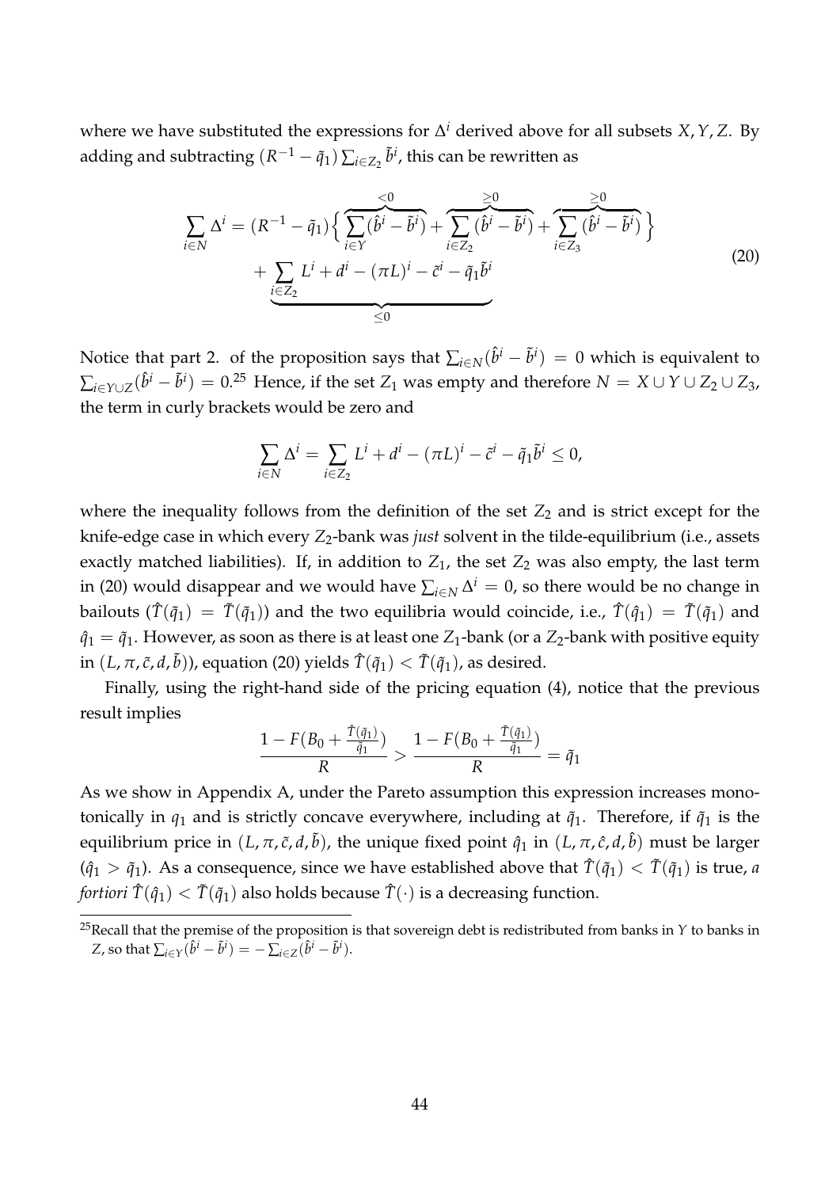where we have substituted the expressions for $\Delta^i$ derived above for all subsets $X, Y, Z$. By adding and subtracting $(R^{-1} - \tilde{q}_1) \sum_{i \in Z_2} \tilde{b}^i$, this can be rewritten as

$$
\begin{aligned}
\sum_{i \in N} \Delta^i = (R^{-1} - \tilde{q}_1) \Big\{ & \overbrace{\sum_{i \in Y} (\hat{b}^i - \tilde{b}^i)}^{<0} + \overbrace{\sum_{i \in Z_2} (\hat{b}^i - \tilde{b}^i)}^{\geq 0} + \overbrace{\sum_{i \in Z_3} (\hat{b}^i - \tilde{b}^i)}^{\geq 0} \Big\} \\
& + \underbrace{\sum_{i \in Z_2} L^i + d^i - (\pi L)^i - \tilde{c}^i - \tilde{q}_1 \tilde{b}^i}_{\leq 0}
\end{aligned}
\tag{20}
$$

Notice that part 2. of the proposition says that $\sum_{i \in N} (\hat{b}^i - \tilde{b}^i) = 0$ which is equivalent to $\sum_{i \in Y \cup Z} (\hat{b}^i - \tilde{b}^i) = 0$.[25] Hence, if the set $Z_1$ was empty and therefore $N = X \cup Y \cup Z_2 \cup Z_3$, the term in curly brackets would be zero and

$$
\sum_{i \in N} \Delta^i = \sum_{i \in Z_2} L^i + d^i - (\pi L)^i - \tilde{c}^i - \tilde{q}_1 \tilde{b}^i \leq 0,
$$

where the inequality follows from the definition of the set $Z_2$ and is strict except for the knife-edge case in which every $Z_2$-bank was *just* solvent in the tilde-equilibrium (i.e., assets exactly matched liabilities). If, in addition to $Z_1$, the set $Z_2$ was also empty, the last term in (20) would disappear and we would have $\sum_{i \in N} \Delta^i = 0$, so there would be no change in bailouts ($\hat{T}(\tilde{q}_1) = \tilde{T}(\tilde{q}_1)$) and the two equilibria would coincide, i.e., $\hat{T}(\hat{q}_1) = \tilde{T}(\tilde{q}_1)$ and $\hat{q}_1 = \tilde{q}_1$. However, as soon as there is at least one $Z_1$-bank (or a $Z_2$-bank with positive equity in $(L, \pi, \tilde{c}, d, \tilde{b})$), equation (20) yields $\hat{T}(\tilde{q}_1) < \tilde{T}(\tilde{q}_1)$, as desired.

Finally, using the right-hand side of the pricing equation (4), notice that the previous result implies

$$
\frac{1 - F(B_0 + \frac{\hat{T}(\tilde{q}_1)}{\tilde{q}_1})}{R} > \frac{1 - F(B_0 + \frac{\tilde{T}(\tilde{q}_1)}{\tilde{q}_1})}{R} = \tilde{q}_1
$$

As we show in Appendix A, under the Pareto assumption this expression increases monotonically in $q_1$ and is strictly concave everywhere, including at $\tilde{q}_1$. Therefore, if $\tilde{q}_1$ is the equilibrium price in $(L, \pi, \tilde{c}, d, \tilde{b})$, the unique fixed point $\hat{q}_1$ in $(L, \pi, \hat{c}, d, \hat{b})$ must be larger ($\hat{q}_1 > \tilde{q}_1$). As a consequence, since we have established above that $\hat{T}(\tilde{q}_1) < \tilde{T}(\tilde{q}_1)$ is true, *a fortiori* $\hat{T}(\hat{q}_1) < \tilde{T}(\tilde{q}_1)$ also holds because $\hat{T}(\cdot)$ is a decreasing function.

[25] Recall that the premise of the proposition is that sovereign debt is redistributed from banks in $Y$ to banks in $Z$, so that $\sum_{i \in Y} (\hat{b}^i - \tilde{b}^i) = -\sum_{i \in Z} (\hat{b}^i - \tilde{b}^i)$.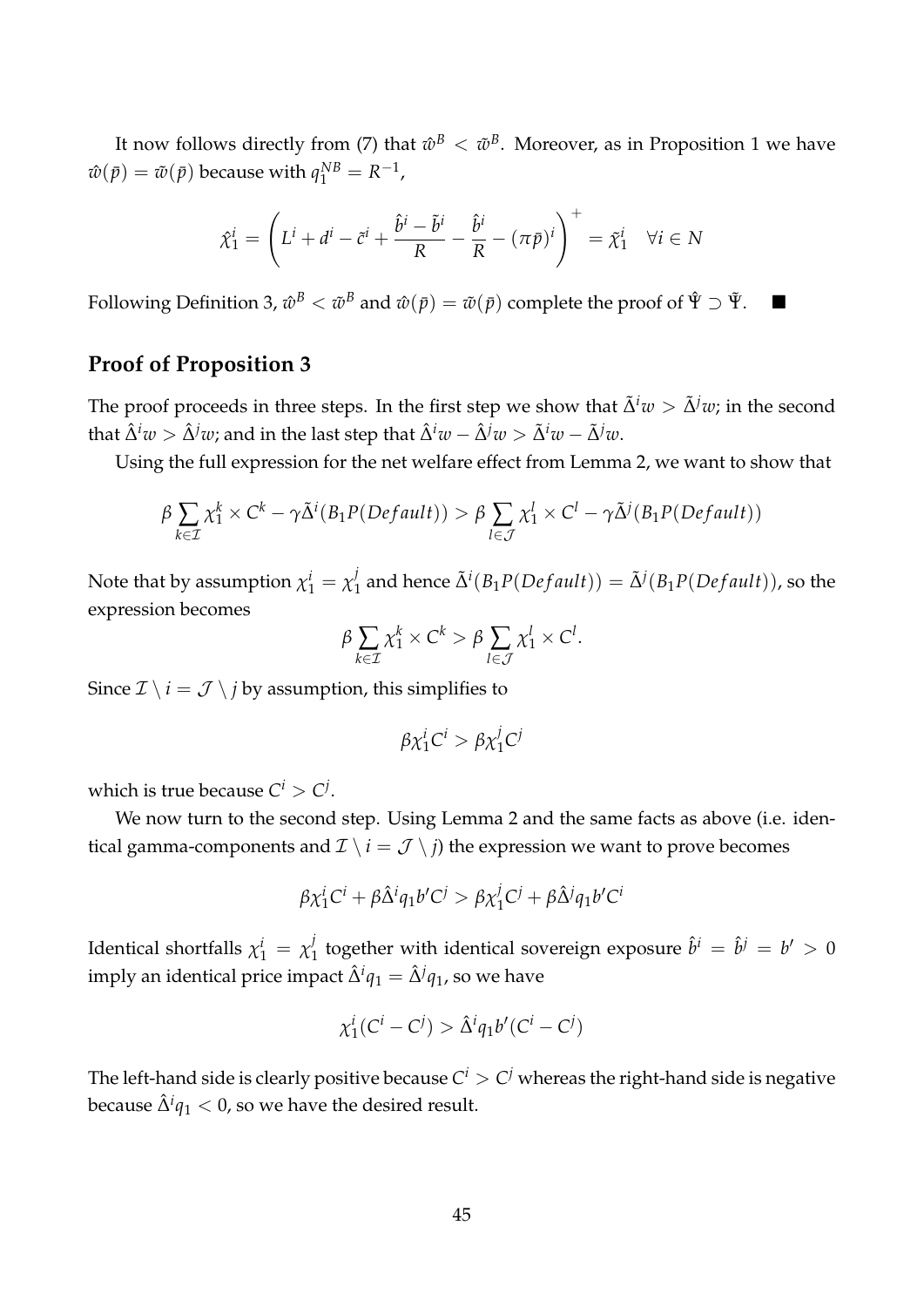It now follows directly from (7) that $\hat{w}^B < \tilde{w}^B$. Moreover, as in Proposition 1 we have $\hat{w}(\bar{p}) = \tilde{w}(\bar{p})$ because with $q_1^{NB} = R^{-1}$,

$$\hat{\chi}_1^i = \left( L^i + d^i - \tilde{c}^i + \frac{\hat{b}^i - \tilde{b}^i}{R} - \frac{\hat{b}^i}{R} - (\pi \bar{p})^i \right)^+ = \tilde{\chi}_1^i \quad \forall i \in N$$

Following Definition 3, $\hat{w}^B < \tilde{w}^B$ and $\hat{w}(\bar{p}) = \tilde{w}(\bar{p})$ complete the proof of $\hat{\Psi} \supset \tilde{\Psi}$. ■

## Proof of Proposition 3

The proof proceeds in three steps. In the first step we show that $\tilde{\Delta}^i w > \tilde{\Delta}^j w$; in the second that $\hat{\Delta}^i w > \hat{\Delta}^j w$; and in the last step that $\hat{\Delta}^i w - \hat{\Delta}^j w > \tilde{\Delta}^i w - \tilde{\Delta}^j w$.

Using the full expression for the net welfare effect from Lemma 2, we want to show that

$$\beta \sum_{k \in \mathcal{I}} \chi_1^k \times C^k - \gamma \tilde{\Delta}^i (B_1 P(Default)) > \beta \sum_{l \in \mathcal{J}} \chi_1^l \times C^l - \gamma \tilde{\Delta}^j (B_1 P(Default))$$

Note that by assumption $\chi_1^i = \chi_1^j$ and hence $\tilde{\Delta}^i (B_1 P(Default)) = \tilde{\Delta}^j (B_1 P(Default))$, so the expression becomes

$$\beta \sum_{k \in \mathcal{I}} \chi_1^k \times C^k > \beta \sum_{l \in \mathcal{J}} \chi_1^l \times C^l.$$

Since $\mathcal{I} \setminus i = \mathcal{J} \setminus j$ by assumption, this simplifies to

$$\beta \chi_1^i C^i > \beta \chi_1^j C^j$$

which is true because $C^i > C^j$.

We now turn to the second step. Using Lemma 2 and the same facts as above (i.e. identical gamma-components and $\mathcal{I} \setminus i = \mathcal{J} \setminus j$) the expression we want to prove becomes

$$\beta \chi_1^i C^i + \beta \hat{\Delta}^i q_1 b' C^j > \beta \chi_1^j C^j + \beta \hat{\Delta}^j q_1 b' C^i$$

Identical shortfalls $\chi_1^i = \chi_1^j$ together with identical sovereign exposure $\hat{b}^i = \hat{b}^j = b' > 0$ imply an identical price impact $\hat{\Delta}^i q_1 = \hat{\Delta}^j q_1$, so we have

$$\chi_1^i (C^i - C^j) > \hat{\Delta}^i q_1 b' (C^i - C^j)$$

The left-hand side is clearly positive because $C^i > C^j$ whereas the right-hand side is negative because $\hat{\Delta}^i q_1 < 0$, so we have the desired result.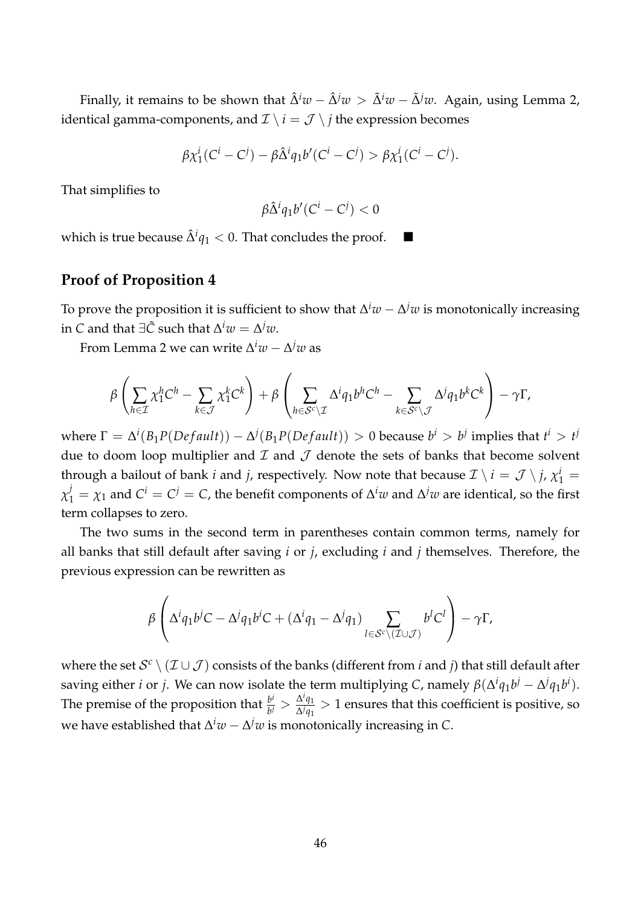Finally, it remains to be shown that $\hat{\Delta}^i w - \hat{\Delta}^j w > \tilde{\Delta}^i w - \tilde{\Delta}^j w$. Again, using Lemma 2, identical gamma-components, and $\mathcal{I} \setminus i = \mathcal{J} \setminus j$ the expression becomes

$$\beta \chi_1^i (C^i - C^j) - \beta \hat{\Delta}^i q_1 b' (C^i - C^j) > \beta \chi_1^i (C^i - C^j).$$

That simplifies to

$$\beta \hat{\Delta}^i q_1 b' (C^i - C^j) < 0$$

which is true because $\hat{\Delta}^i q_1 < 0$. That concludes the proof. ■

## Proof of Proposition 4

To prove the proposition it is sufficient to show that $\Delta^i w - \Delta^j w$ is monotonically increasing in $C$ and that $\exists \tilde{C}$ such that $\Delta^i w = \Delta^j w$.

From Lemma 2 we can write $\Delta^i w - \Delta^j w$ as

$$\beta \left( \sum_{h \in \mathcal{I}} \chi_1^h C^h - \sum_{k \in \mathcal{J}} \chi_1^k C^k \right) + \beta \left( \sum_{h \in \mathcal{S}^c \setminus \mathcal{I}} \Delta^i q_1 b^h C^h - \sum_{k \in \mathcal{S}^c \setminus \mathcal{J}} \Delta^j q_1 b^k C^k \right) - \gamma \Gamma,$$

where $\Gamma = \Delta^i (B_1 P(Default)) - \Delta^j (B_1 P(Default)) > 0$ because $b^i > b^j$ implies that $t^i > t^j$ due to doom loop multiplier and $\mathcal{I}$ and $\mathcal{J}$ denote the sets of banks that become solvent through a bailout of bank $i$ and $j$, respectively. Now note that because $\mathcal{I} \setminus i = \mathcal{J} \setminus j$, $\chi_1^i = \chi_1^j = \chi_1$ and $C^i = C^j = C$, the benefit components of $\Delta^i w$ and $\Delta^j w$ are identical, so the first term collapses to zero.

The two sums in the second term in parentheses contain common terms, namely for all banks that still default after saving $i$ or $j$, excluding $i$ and $j$ themselves. Therefore, the previous expression can be rewritten as

$$\beta \left( \Delta^i q_1 b^j C - \Delta^j q_1 b^i C + (\Delta^i q_1 - \Delta^j q_1) \sum_{l \in \mathcal{S}^c \setminus (\mathcal{I} \cup \mathcal{J})} b^l C^l \right) - \gamma \Gamma,$$

where the set $\mathcal{S}^c \setminus (\mathcal{I} \cup \mathcal{J})$ consists of the banks (different from $i$ and $j$) that still default after saving either $i$ or $j$. We can now isolate the term multiplying $C$, namely $\beta(\Delta^i q_1 b^j - \Delta^j q_1 b^i)$. The premise of the proposition that $\frac{b^i}{b^j} > \frac{\Delta^i q_1}{\Delta^j q_1} > 1$ ensures that this coefficient is positive, so we have established that $\Delta^i w - \Delta^j w$ is monotonically increasing in $C$.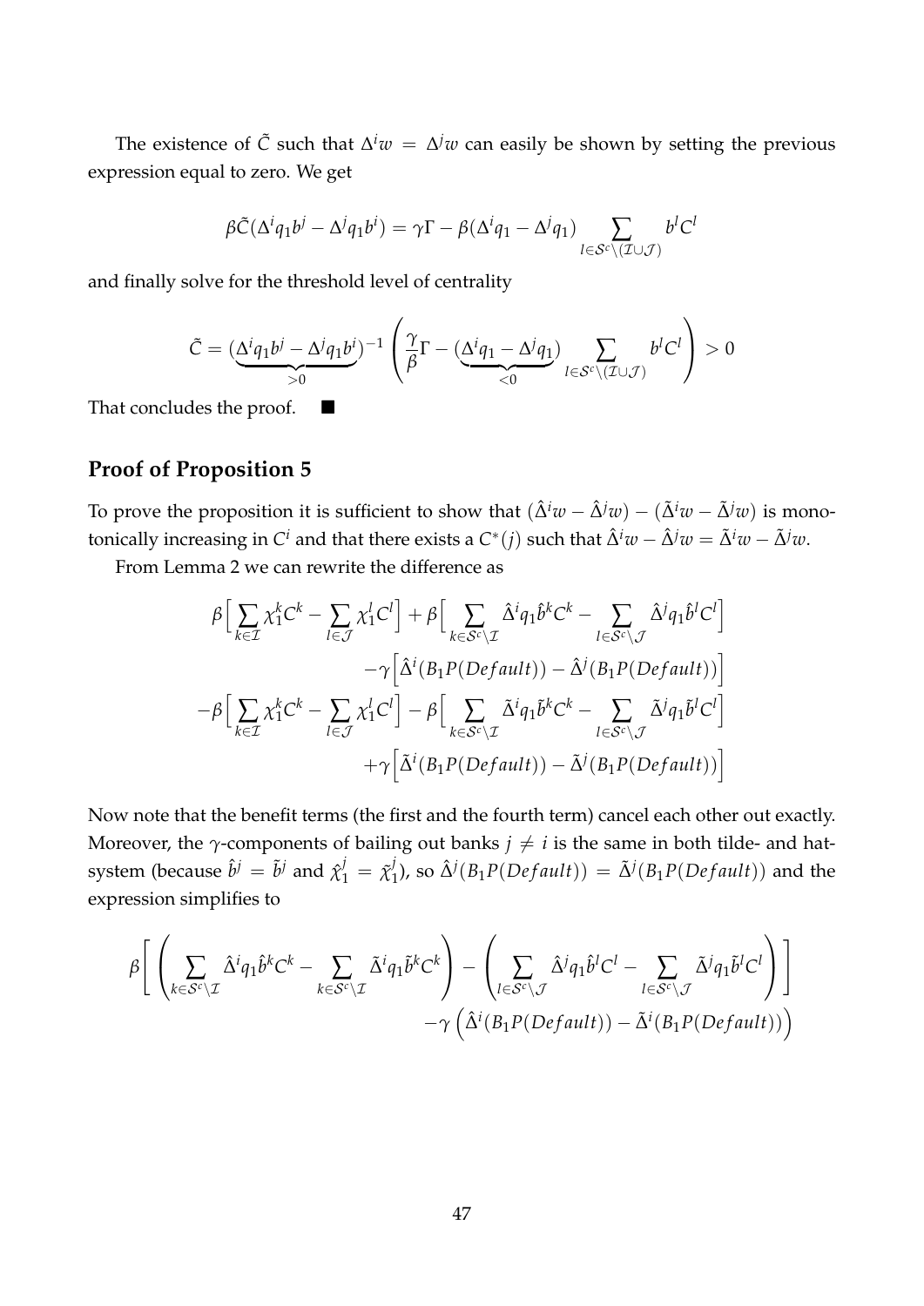The existence of $\tilde{C}$ such that $\Delta^i w = \Delta^j w$ can easily be shown by setting the previous expression equal to zero. We get

$$\beta \tilde{C}(\Delta^i q_1 b^j - \Delta^j q_1 b^i) = \gamma \Gamma - \beta(\Delta^i q_1 - \Delta^j q_1) \sum_{l \in \mathcal{S}^c \setminus (\mathcal{I} \cup \mathcal{J})} b^l C^l$$

and finally solve for the threshold level of centrality

$$\tilde{C} = (\underbrace{\Delta^i q_1 b^j - \Delta^j q_1 b^i}_{>0})^{-1} \left( \frac{\gamma}{\beta} \Gamma - (\underbrace{\Delta^i q_1 - \Delta^j q_1}_{<0}) \sum_{l \in \mathcal{S}^c \setminus (\mathcal{I} \cup \mathcal{J})} b^l C^l \right) > 0$$

That concludes the proof. ■

## Proof of Proposition 5

To prove the proposition it is sufficient to show that $(\hat{\Delta}^i w - \hat{\Delta}^j w) - (\tilde{\Delta}^i w - \tilde{\Delta}^j w)$ is monotonically increasing in $C^i$ and that there exists a $C^*(j)$ such that $\hat{\Delta}^i w - \hat{\Delta}^j w = \tilde{\Delta}^i w - \tilde{\Delta}^j w$.

From Lemma 2 we can rewrite the difference as

$$\begin{aligned}
\beta \Big[ \sum_{k \in \mathcal{I}} \chi_1^k C^k - \sum_{l \in \mathcal{J}} \chi_1^l C^l \Big] + \beta \Big[ \sum_{k \in \mathcal{S}^c \setminus \mathcal{I}} \hat{\Delta}^i q_1 \hat{b}^k C^k - \sum_{l \in \mathcal{S}^c \setminus \mathcal{J}} \hat{\Delta}^j q_1 \hat{b}^l C^l \Big] \\
-\gamma \Big[ \hat{\Delta}^i (B_1 P(Default)) - \hat{\Delta}^j (B_1 P(Default)) \Big] \\
-\beta \Big[ \sum_{k \in \mathcal{I}} \chi_1^k C^k - \sum_{l \in \mathcal{J}} \chi_1^l C^l \Big] - \beta \Big[ \sum_{k \in \mathcal{S}^c \setminus \mathcal{I}} \tilde{\Delta}^i q_1 \tilde{b}^k C^k - \sum_{l \in \mathcal{S}^c \setminus \mathcal{J}} \tilde{\Delta}^j q_1 \tilde{b}^l C^l \Big] \\
+\gamma \Big[ \tilde{\Delta}^i (B_1 P(Default)) - \tilde{\Delta}^j (B_1 P(Default)) \Big]
\end{aligned}$$

Now note that the benefit terms (the first and the fourth term) cancel each other out exactly. Moreover, the $\gamma$-components of bailing out banks $j \neq i$ is the same in both tilde- and hat-system (because $\hat{b}^j = \tilde{b}^j$ and $\hat{\chi}_1^j = \tilde{\chi}_1^j$), so $\hat{\Delta}^j (B_1 P(Default)) = \tilde{\Delta}^j (B_1 P(Default))$ and the expression simplifies to

$$\begin{aligned}
\beta \Bigg[ \left( \sum_{k \in \mathcal{S}^c \setminus \mathcal{I}} \hat{\Delta}^i q_1 \hat{b}^k C^k - \sum_{k \in \mathcal{S}^c \setminus \mathcal{I}} \tilde{\Delta}^i q_1 \tilde{b}^k C^k \right) - \left( \sum_{l \in \mathcal{S}^c \setminus \mathcal{J}} \hat{\Delta}^j q_1 \hat{b}^l C^l - \sum_{l \in \mathcal{S}^c \setminus \mathcal{J}} \tilde{\Delta}^j q_1 \tilde{b}^l C^l \right) \Bigg] \\
-\gamma \left( \hat{\Delta}^i (B_1 P(Default)) - \tilde{\Delta}^i (B_1 P(Default)) \right)
\end{aligned}$$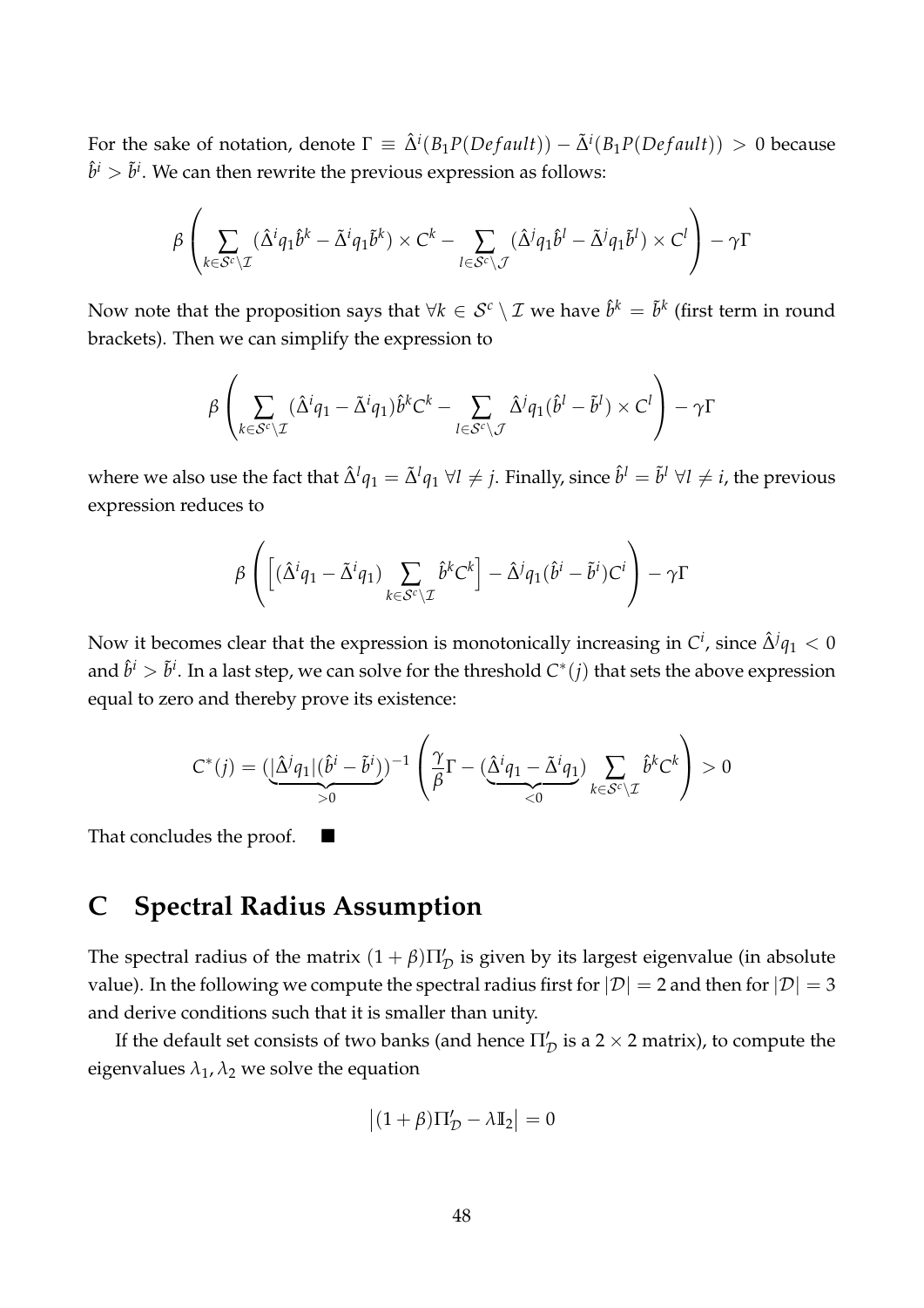For the sake of notation, denote $\Gamma \equiv \hat{\Delta}^i(B_1 P(Default)) - \tilde{\Delta}^i(B_1 P(Default)) > 0$ because $\hat{b}^i > \tilde{b}^i$. We can then rewrite the previous expression as follows:

$$\beta \left( \sum_{k \in \mathcal{S}^c \setminus \mathcal{I}} (\hat{\Delta}^i q_1 \hat{b}^k - \tilde{\Delta}^i q_1 \tilde{b}^k) \times C^k - \sum_{l \in \mathcal{S}^c \setminus \mathcal{J}} (\hat{\Delta}^j q_1 \hat{b}^l - \tilde{\Delta}^j q_1 \tilde{b}^l) \times C^l \right) - \gamma \Gamma$$

Now note that the proposition says that $\forall k \in \mathcal{S}^c \setminus \mathcal{I}$ we have $\hat{b}^k = \tilde{b}^k$ (first term in round brackets). Then we can simplify the expression to

$$\beta \left( \sum_{k \in \mathcal{S}^c \setminus \mathcal{I}} (\hat{\Delta}^i q_1 - \tilde{\Delta}^i q_1) \hat{b}^k C^k - \sum_{l \in \mathcal{S}^c \setminus \mathcal{J}} \hat{\Delta}^j q_1 (\hat{b}^l - \tilde{b}^l) \times C^l \right) - \gamma \Gamma$$

where we also use the fact that $\hat{\Delta}^l q_1 = \tilde{\Delta}^l q_1 \; \forall l \neq j$. Finally, since $\hat{b}^l = \tilde{b}^l \; \forall l \neq i$, the previous expression reduces to

$$\beta \left( \left[ (\hat{\Delta}^i q_1 - \tilde{\Delta}^i q_1) \sum_{k \in \mathcal{S}^c \setminus \mathcal{I}} \hat{b}^k C^k \right] - \hat{\Delta}^j q_1 (\hat{b}^i - \tilde{b}^i) C^i \right) - \gamma \Gamma$$

Now it becomes clear that the expression is monotonically increasing in $C^i$, since $\hat{\Delta}^j q_1 < 0$ and $\hat{b}^i > \tilde{b}^i$. In a last step, we can solve for the threshold $C^*(j)$ that sets the above expression equal to zero and thereby prove its existence:

$$C^*(j) = (\underbrace{|\hat{\Delta}^j q_1|(\hat{b}^i - \tilde{b}^i)}_{>0})^{-1} \left( \frac{\gamma}{\beta} \Gamma - (\underbrace{\hat{\Delta}^i q_1 - \tilde{\Delta}^i q_1}_{<0}) \sum_{k \in \mathcal{S}^c \setminus \mathcal{I}} \hat{b}^k C^k \right) > 0$$

That concludes the proof. ■

# C Spectral Radius Assumption

The spectral radius of the matrix $(1 + \beta)\Pi'_{\mathcal{D}}$ is given by its largest eigenvalue (in absolute value). In the following we compute the spectral radius first for $|\mathcal{D}| = 2$ and then for $|\mathcal{D}| = 3$ and derive conditions such that it is smaller than unity.

If the default set consists of two banks (and hence $\Pi'_{\mathcal{D}}$ is a $2 \times 2$ matrix), to compute the eigenvalues $\lambda_1, \lambda_2$ we solve the equation

$$\left| (1 + \beta)\Pi'_{\mathcal{D}} - \lambda \mathbb{I}_2 \right| = 0$$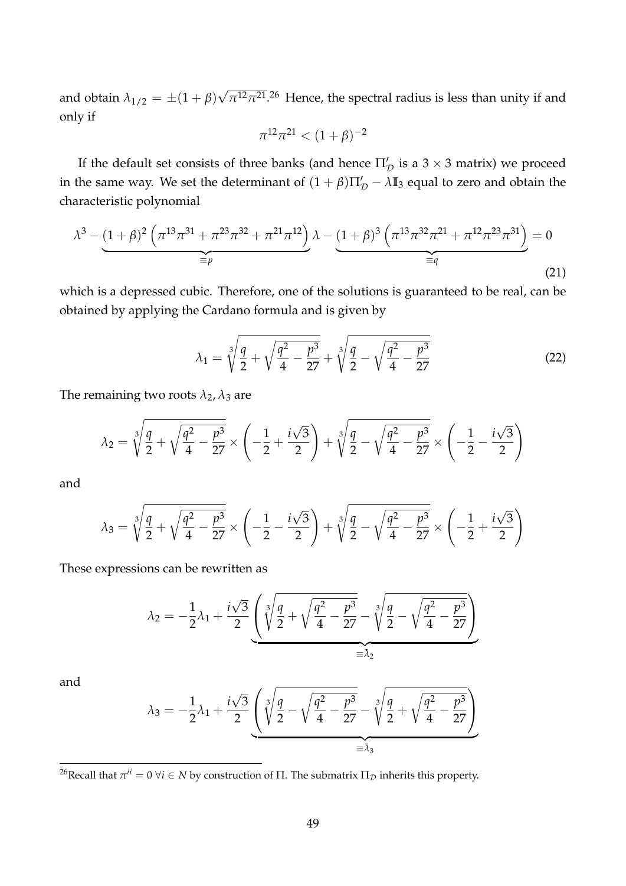and obtain $\lambda_{1/2} = \pm(1+\beta)\sqrt{\pi^{12}\pi^{21}}$.[26] Hence, the spectral radius is less than unity if and only if

$$\pi^{12}\pi^{21} < (1+\beta)^{-2}$$

If the default set consists of three banks (and hence $\Pi'_{\mathcal{D}}$ is a $3 \times 3$ matrix) we proceed in the same way. We set the determinant of $(1+\beta)\Pi'_{\mathcal{D}} - \lambda \mathbb{I}_3$ equal to zero and obtain the characteristic polynomial

$$\lambda^3 - \underbrace{(1+\beta)^2 \left(\pi^{13}\pi^{31} + \pi^{23}\pi^{32} + \pi^{21}\pi^{12}\right)}_{\equiv p} \lambda - \underbrace{(1+\beta)^3 \left(\pi^{13}\pi^{32}\pi^{21} + \pi^{12}\pi^{23}\pi^{31}\right)}_{\equiv q} = 0 \tag{21}$$

which is a depressed cubic. Therefore, one of the solutions is guaranteed to be real, can be obtained by applying the Cardano formula and is given by

$$\lambda_1 = \sqrt[3]{\frac{q}{2} + \sqrt{\frac{q^2}{4} - \frac{p^3}{27}}} + \sqrt[3]{\frac{q}{2} - \sqrt{\frac{q^2}{4} - \frac{p^3}{27}}} \tag{22}$$

The remaining two roots $\lambda_2, \lambda_3$ are

$$\lambda_2 = \sqrt[3]{\frac{q}{2} + \sqrt{\frac{q^2}{4} - \frac{p^3}{27}}} \times \left(-\frac{1}{2} + \frac{i\sqrt{3}}{2}\right) + \sqrt[3]{\frac{q}{2} - \sqrt{\frac{q^2}{4} - \frac{p^3}{27}}} \times \left(-\frac{1}{2} - \frac{i\sqrt{3}}{2}\right)$$

and

$$\lambda_3 = \sqrt[3]{\frac{q}{2} + \sqrt{\frac{q^2}{4} - \frac{p^3}{27}}} \times \left(-\frac{1}{2} - \frac{i\sqrt{3}}{2}\right) + \sqrt[3]{\frac{q}{2} - \sqrt{\frac{q^2}{4} - \frac{p^3}{27}}} \times \left(-\frac{1}{2} + \frac{i\sqrt{3}}{2}\right)$$

These expressions can be rewritten as

$$\lambda_2 = -\frac{1}{2}\lambda_1 + \frac{i\sqrt{3}}{2} \underbrace{\left(\sqrt[3]{\frac{q}{2} + \sqrt{\frac{q^2}{4} - \frac{p^3}{27}}} - \sqrt[3]{\frac{q}{2} - \sqrt{\frac{q^2}{4} - \frac{p^3}{27}}}\right)}_{\equiv \tilde{\lambda}_2}$$

and

$$\lambda_3 = -\frac{1}{2}\lambda_1 + \frac{i\sqrt{3}}{2} \underbrace{\left(\sqrt[3]{\frac{q}{2} - \sqrt{\frac{q^2}{4} - \frac{p^3}{27}}} - \sqrt[3]{\frac{q}{2} + \sqrt{\frac{q^2}{4} - \frac{p^3}{27}}}\right)}_{\equiv \tilde{\lambda}_3}$$

[26] Recall that $\pi^{ii} = 0 \; \forall i \in N$ by construction of $\Pi$. The submatrix $\Pi_{\mathcal{D}}$ inherits this property.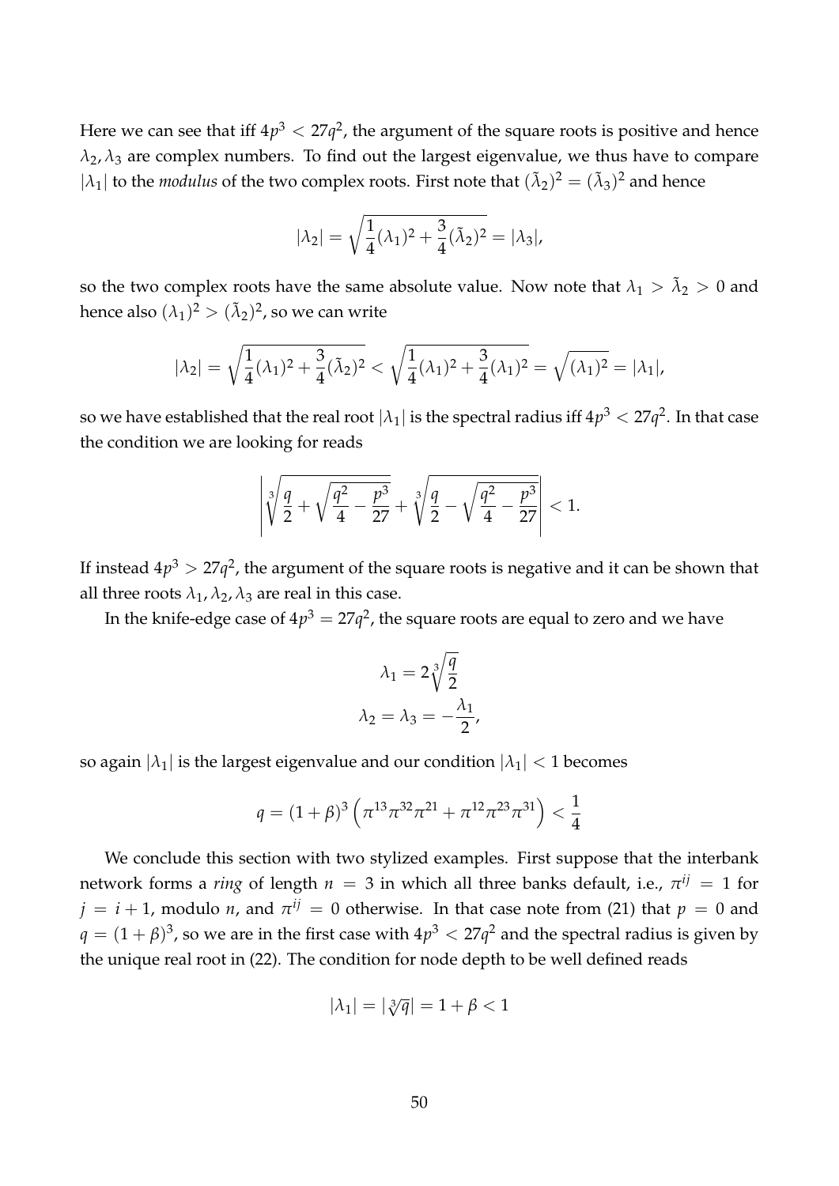Here we can see that iff $4p^3 < 27q^2$, the argument of the square roots is positive and hence $\lambda_2, \lambda_3$ are complex numbers. To find out the largest eigenvalue, we thus have to compare $|\lambda_1|$ to the *modulus* of the two complex roots. First note that $(\tilde{\lambda}_2)^2 = (\tilde{\lambda}_3)^2$ and hence

$$|\lambda_2| = \sqrt{\frac{1}{4}(\lambda_1)^2 + \frac{3}{4}(\tilde{\lambda}_2)^2} = |\lambda_3|,$$

so the two complex roots have the same absolute value. Now note that $\lambda_1 > \tilde{\lambda}_2 > 0$ and hence also $(\lambda_1)^2 > (\tilde{\lambda}_2)^2$, so we can write

$$|\lambda_2| = \sqrt{\frac{1}{4}(\lambda_1)^2 + \frac{3}{4}(\tilde{\lambda}_2)^2} < \sqrt{\frac{1}{4}(\lambda_1)^2 + \frac{3}{4}(\lambda_1)^2} = \sqrt{(\lambda_1)^2} = |\lambda_1|,$$

so we have established that the real root $|\lambda_1|$ is the spectral radius iff $4p^3 < 27q^2$. In that case the condition we are looking for reads

$$\left| \sqrt[3]{\frac{q}{2} + \sqrt{\frac{q^2}{4} - \frac{p^3}{27}}} + \sqrt[3]{\frac{q}{2} - \sqrt{\frac{q^2}{4} - \frac{p^3}{27}}} \right| < 1.$$

If instead $4p^3 > 27q^2$, the argument of the square roots is negative and it can be shown that all three roots $\lambda_1, \lambda_2, \lambda_3$ are real in this case.

In the knife-edge case of $4p^3 = 27q^2$, the square roots are equal to zero and we have

$$\lambda_1 = 2\sqrt[3]{\frac{q}{2}}$$
$$\lambda_2 = \lambda_3 = -\frac{\lambda_1}{2},$$

so again $|\lambda_1|$ is the largest eigenvalue and our condition $|\lambda_1| < 1$ becomes

$$q = (1+\beta)^3 \left( \pi^{13}\pi^{32}\pi^{21} + \pi^{12}\pi^{23}\pi^{31} \right) < \frac{1}{4}$$

We conclude this section with two stylized examples. First suppose that the interbank network forms a *ring* of length $n = 3$ in which all three banks default, i.e., $\pi^{ij} = 1$ for $j = i + 1$, modulo $n$, and $\pi^{ij} = 0$ otherwise. In that case note from (21) that $p = 0$ and $q = (1 + \beta)^3$, so we are in the first case with $4p^3 < 27q^2$ and the spectral radius is given by the unique real root in (22). The condition for node depth to be well defined reads

$$|\lambda_1| = |\sqrt[3]{q}| = 1 + \beta < 1$$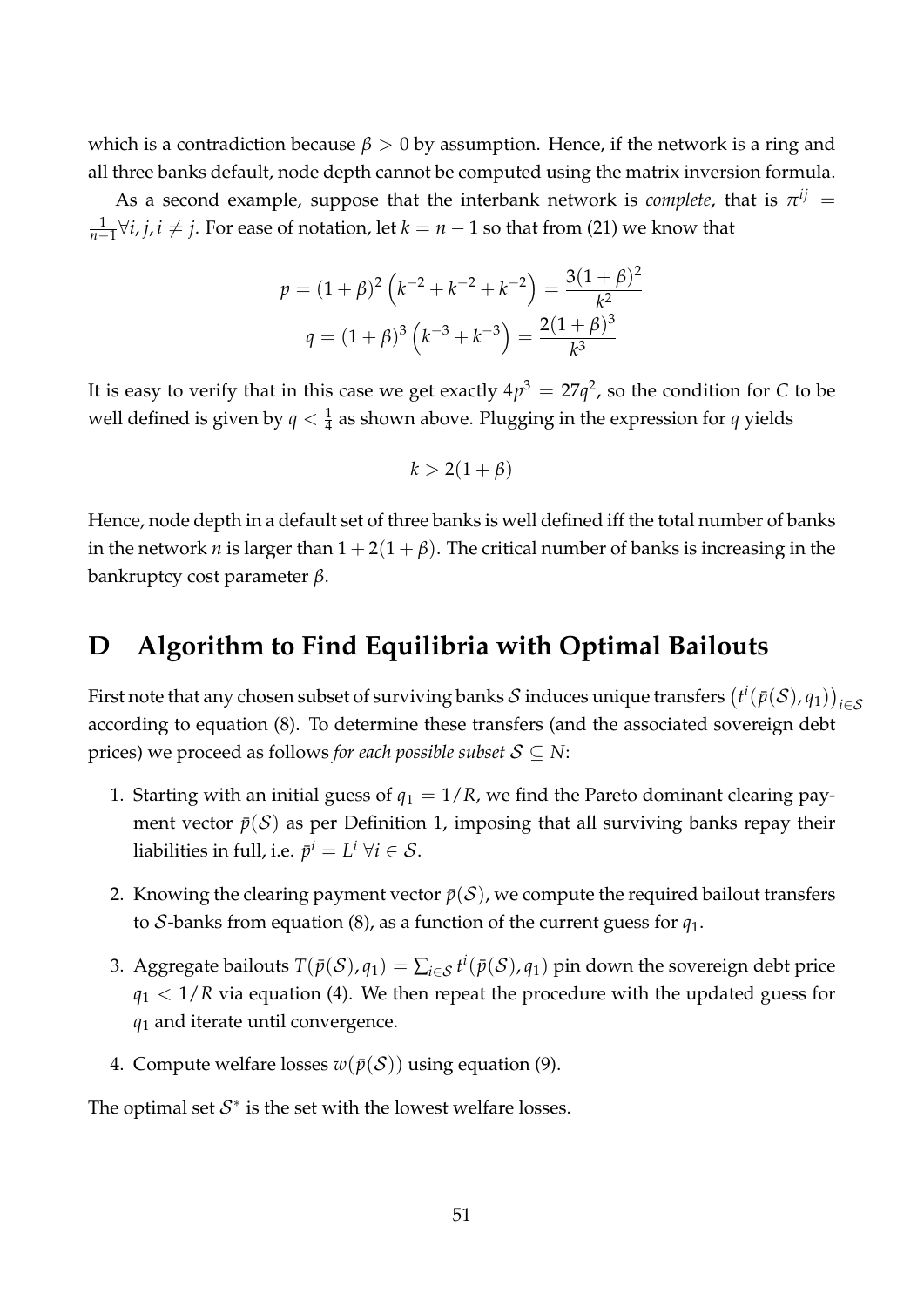which is a contradiction because $\beta > 0$ by assumption. Hence, if the network is a ring and all three banks default, node depth cannot be computed using the matrix inversion formula.

As a second example, suppose that the interbank network is *complete*, that is $\pi^{ij} = \frac{1}{n-1} \forall i, j, i \neq j$. For ease of notation, let $k = n - 1$ so that from (21) we know that

$$p = (1+\beta)^2 \left(k^{-2} + k^{-2} + k^{-2}\right) = \frac{3(1+\beta)^2}{k^2}$$
$$q = (1+\beta)^3 \left(k^{-3} + k^{-3}\right) = \frac{2(1+\beta)^3}{k^3}$$

It is easy to verify that in this case we get exactly $4p^3 = 27q^2$, so the condition for $C$ to be well defined is given by $q < \frac{1}{4}$ as shown above. Plugging in the expression for $q$ yields

$$k > 2(1+\beta)$$

Hence, node depth in a default set of three banks is well defined iff the total number of banks in the network $n$ is larger than $1 + 2(1+\beta)$. The critical number of banks is increasing in the bankruptcy cost parameter $\beta$.

# D Algorithm to Find Equilibria with Optimal Bailouts

First note that any chosen subset of surviving banks $\mathcal{S}$ induces unique transfers $\left(t^i(\bar{p}(\mathcal{S}), q_1)\right)_{i \in \mathcal{S}}$ according to equation (8). To determine these transfers (and the associated sovereign debt prices) we proceed as follows *for each possible subset* $\mathcal{S} \subseteq N$:

1. Starting with an initial guess of $q_1 = 1/R$, we find the Pareto dominant clearing payment vector $\bar{p}(\mathcal{S})$ as per Definition 1, imposing that all surviving banks repay their liabilities in full, i.e. $\bar{p}^i = L^i \; \forall i \in \mathcal{S}$.
2. Knowing the clearing payment vector $\bar{p}(\mathcal{S})$, we compute the required bailout transfers to $\mathcal{S}$-banks from equation (8), as a function of the current guess for $q_1$.
3. Aggregate bailouts $T(\bar{p}(\mathcal{S}), q_1) = \sum_{i \in \mathcal{S}} t^i(\bar{p}(\mathcal{S}), q_1)$ pin down the sovereign debt price $q_1 < 1/R$ via equation (4). We then repeat the procedure with the updated guess for $q_1$ and iterate until convergence.
4. Compute welfare losses $w(\bar{p}(\mathcal{S}))$ using equation (9).

The optimal set $\mathcal{S}^*$ is the set with the lowest welfare losses.